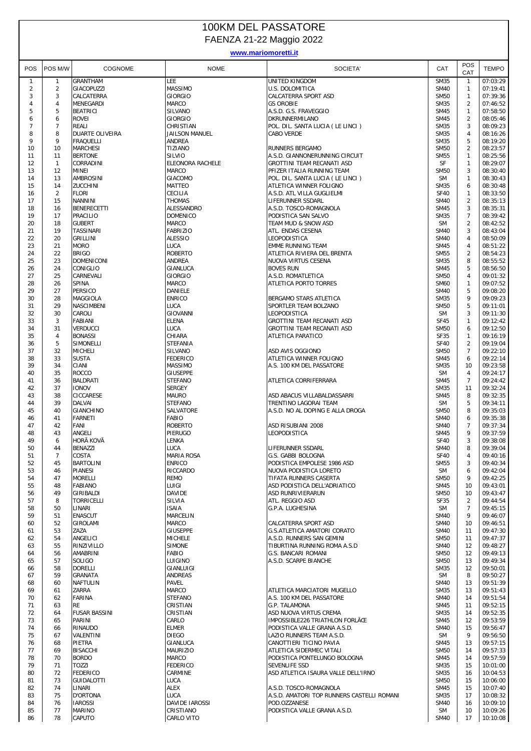# 100KM DEL PASSATORE

## FAENZA 21-22 Maggio 2022

**www.mariomoretti.it**

| POS | POS M/W | COGNOME | NOME | SOCIETA' | CAT | POS CAT | TEMPO |
|---|---|---|---|---|---|---|---|
| 1 | 1 | GRANTHAM | LEE | UNITED KINGDOM | SM35 | 1 | 07:03:29 |
| 2 | 2 | GIACOPUZZI | MASSIMO | U.S. DOLOMITICA | SM40 | 1 | 07:19:41 |
| 3 | 3 | CALCATERRA | GIORGIO | CALCATERRA SPORT ASD | SM50 | 1 | 07:39:36 |
| 4 | 4 | MENEGARDI | MARCO | GS OROBIE | SM35 | 2 | 07:46:52 |
| 5 | 5 | BEATRICI | SILVANO | A.S.D. G.S. FRAVEGGIO | SM45 | 1 | 07:58:50 |
| 6 | 6 | ROVEI | GIORGIO | DKRUNNERMILANO | SM45 | 2 | 08:05:46 |
| 7 | 7 | REALI | CHRISTIAN | POL. DIL. SANTA LUCIA ( LE LINCI ) | SM35 | 3 | 08:09:23 |
| 8 | 8 | DUARTE OLIVEIRA | JAILSON MANUEL | CABO VERDE | SM35 | 4 | 08:16:26 |
| 9 | 9 | FRAQUELLI | ANDREA | | SM35 | 5 | 08:19:20 |
| 10 | 10 | MARCHESI | TIZIANO | RUNNERS BERGAMO | SM50 | 2 | 08:23:57 |
| 11 | 11 | BERTONE | SILVIO | A.S.D. GIANNONERUNNING CIRCUIT | SM55 | 1 | 08:25:56 |
| 12 | 1 | CORRADINI | ELEONORA RACHELE | GROTTINI TEAM RECANATI ASD | SF | 1 | 08:29:07 |
| 13 | 12 | MINEI | MARCO | PFIZER ITALIA RUNNING TEAM | SM50 | 3 | 08:30:40 |
| 14 | 13 | AMBROSINI | GIACOMO | POL. DIL. SANTA LUCIA ( LE LINCI ) | SM | 1 | 08:30:43 |
| 15 | 14 | ZUCCHINI | MATTEO | ATLETICA WINNER FOLIGNO | SM35 | 6 | 08:30:48 |
| 16 | 2 | FLORI | CECILIA | A.S.D. ATL VILLA GUGLIELMI | SF40 | 1 | 08:33:50 |
| 17 | 15 | NANNINI | THOMAS | LIFERUNNER SSDARL | SM40 | 2 | 08:35:13 |
| 18 | 16 | BENERECETTI | ALESSANDRO | A.S.D. TOSCO-ROMAGNOLA | SM45 | 3 | 08:35:31 |
| 19 | 17 | PRACILIO | DOMENICO | PODISTICA SAN SALVO | SM35 | 7 | 08:39:42 |
| 20 | 18 | GUBERT | MARCO | TEAM MUD & SNOW ASD | SM | 2 | 08:42:52 |
| 21 | 19 | TASSINARI | FABRIZIO | ATL. ENDAS CESENA | SM40 | 3 | 08:43:04 |
| 22 | 20 | GRILLINI | ALESSIO | LEOPODISTICA | SM40 | 4 | 08:50:09 |
| 23 | 21 | MORO | LUCA | EMME RUNNING TEAM | SM45 | 4 | 08:51:22 |
| 24 | 22 | BRIGO | ROBERTO | ATLETICA RIVIERA DEL BRENTA | SM55 | 2 | 08:54:23 |
| 25 | 23 | DOMENICONI | ANDREA | NUOVA VIRTUS CESENA | SM35 | 8 | 08:55:52 |
| 26 | 24 | CONIGLIO | GIANLUCA | BOVES RUN | SM45 | 5 | 08:56:50 |
| 27 | 25 | CARNEVALI | GIORGIO | A.S.D. ROMATLETICA | SM50 | 4 | 09:01:32 |
| 28 | 26 | SPINA | MARCO | ATLETICA PORTO TORRES | SM60 | 1 | 09:07:52 |
| 29 | 27 | PERSICO | DANIELE | | SM40 | 5 | 09:08:20 |
| 30 | 28 | MAGGIOLA | ENRICO | BERGAMO STARS ATLETICA | SM35 | 9 | 09:09:23 |
| 31 | 29 | NASCIMBENI | LUCA | SPORTLER TEAM BOLZANO | SM50 | 5 | 09:11:01 |
| 32 | 30 | CAROLI | GIOVANNI | LEOPODISTICA | SM | 3 | 09:11:30 |
| 33 | 3 | FABIANI | ELENA | GROTTINI TEAM RECANATI ASD | SF45 | 1 | 09:12:42 |
| 34 | 31 | VERDUCCI | LUCA | GROTTINI TEAM RECANATI ASD | SM50 | 6 | 09:12:50 |
| 35 | 4 | BONASSI | CHIARA | ATLETICA PARATICO | SF35 | 1 | 09:16:19 |
| 36 | 5 | SIMONELLI | STEFANIA | | SF40 | 2 | 09:19:04 |
| 37 | 32 | MICHELI | SILVANO | ASD AVIS OGGIONO | SM50 | 7 | 09:22:10 |
| 38 | 33 | SUSTA | FEDERICO | ATLETICA WINNER FOLIGNO | SM45 | 6 | 09:22:14 |
| 39 | 34 | CIANI | MASSIMO | A.S. 100 KM DEL PASSATORE | SM35 | 10 | 09:23:58 |
| 40 | 35 | ROCCO | GIUSEPPE | | SM | 4 | 09:24:17 |
| 41 | 36 | BALDRATI | STEFANO | ATLETICA CORRIFERRARA | SM45 | 7 | 09:24:42 |
| 42 | 37 | IONOV | SERGEY | | SM35 | 11 | 09:32:24 |
| 43 | 38 | CICCARESE | MAURO | ASD ABACUS VILLABALDASSARRI | SM45 | 8 | 09:32:35 |
| 44 | 39 | DALVAI | STEFANO | TRENTINO LAGORAI TEAM | SM | 5 | 09:34:11 |
| 45 | 40 | GIANCHINO | SALVATORE | A.S.D. NO AL DOPING E ALLA DROGA | SM50 | 8 | 09:35:03 |
| 46 | 41 | FARNETI | FABIO | | SM40 | 6 | 09:35:38 |
| 47 | 42 | FANI | ROBERTO | ASD RISUBIANI 2008 | SM40 | 7 | 09:37:34 |
| 48 | 43 | ANGELI | PIERUGO | LEOPODISTICA | SM45 | 9 | 09:37:59 |
| 49 | 6 | HORÃ KOVÃ | LENKA | | SF40 | 3 | 09:38:08 |
| 50 | 44 | BENAZZI | LUCA | LIFERUNNER SSDARL | SM40 | 8 | 09:39:04 |
| 51 | 7 | COSTA | MARIA ROSA | G.S. GABBI BOLOGNA | SF40 | 4 | 09:40:16 |
| 52 | 45 | BARTOLINI | ENRICO | PODISTICA EMPOLESE 1986 ASD | SM55 | 3 | 09:40:34 |
| 53 | 46 | PIANESI | RICCARDO | NUOVA PODISTICA LORETO | SM | 6 | 09:42:04 |
| 54 | 47 | MORELLI | REMO | TIFATA RUNNERS CASERTA | SM50 | 9 | 09:42:25 |
| 55 | 48 | FABIANO | LUIGI | ASD PODISTICA DELL'ADRIATICO | SM45 | 10 | 09:43:01 |
| 56 | 49 | GIRIBALDI | DAVIDE | ASD RUNRIVIERARUN | SM50 | 10 | 09:43:47 |
| 57 | 8 | TORRICELLI | SILVIA | ATL. REGGIO ASD | SF35 | 2 | 09:44:54 |
| 58 | 50 | LINARI | ISAIA | G.P.A. LUGHESINA | SM | 7 | 09:45:15 |
| 59 | 51 | ENASCUT | MARCELIN | | SM40 | 9 | 09:46:07 |
| 60 | 52 | GIROLAMI | MARCO | CALCATERRA SPORT ASD | SM40 | 10 | 09:46:51 |
| 61 | 53 | ZAZA | GIUSEPPE | G.S.ATLETICA AMATORI CORATO | SM40 | 11 | 09:47:30 |
| 62 | 54 | ANGELICI | MICHELE | A.S.D. RUNNERS SAN GEMINI | SM50 | 11 | 09:47:37 |
| 63 | 55 | RINZIVILLO | SIMONE | TIBURTINA RUNNING ROMA A.S.D | SM40 | 12 | 09:48:27 |
| 64 | 56 | AMABRINI | FABIO | G.S. BANCARI ROMANI | SM50 | 12 | 09:49:13 |
| 65 | 57 | SOLIGO | LUIGINO | A.S.D. SCARPE BIANCHE | SM50 | 13 | 09:49:34 |
| 66 | 58 | DORELLI | GIANLUIGI | | SM35 | 12 | 09:50:01 |
| 67 | 59 | GRANATA | ANDREAS | | SM | 8 | 09:50:27 |
| 68 | 60 | NAFTULIN | PAVEL | | SM40 | 13 | 09:51:39 |
| 69 | 61 | ZARRA | MARCO | ATLETICA MARCIATORI MUGELLO | SM35 | 13 | 09:51:43 |
| 70 | 62 | FARINA | STEFANO | A.S. 100 KM DEL PASSATORE | SM40 | 14 | 09:51:54 |
| 71 | 63 | RE | CRISTIAN | G.P. TALAMONA | SM45 | 11 | 09:52:15 |
| 72 | 64 | FUSAR BASSINI | CRISTIAN | ASD NUOVA VIRTUS CREMA | SM35 | 14 | 09:52:35 |
| 73 | 65 | PARINI | CARLO | IMPOSSIBLE226 TRIATHLON FORLÃ€ | SM45 | 12 | 09:53:59 |
| 74 | 66 | RINAUDO | ELMER | PODISTICA VALLE GRANA A.S.D. | SM40 | 15 | 09:56:47 |
| 75 | 67 | VALENTINI | DIEGO | LAZIO RUNNERS TEAM A.S.D. | SM | 9 | 09:56:50 |
| 76 | 68 | PIETRA | GIANLUCA | CANOTTIERI TICINO PAVIA | SM45 | 13 | 09:57:15 |
| 77 | 69 | BISACCHI | MAURIZIO | ATLETICA SIDERMEC VITALI | SM50 | 14 | 09:57:33 |
| 78 | 70 | BORDO | MARCO | PODISTICA PONTELUNGO BOLOGNA | SM45 | 14 | 09:57:59 |
| 79 | 71 | TOZZI | FEDERICO | SEVENLIFE SSD | SM35 | 15 | 10:01:00 |
| 80 | 72 | FEDERICO | CARMINE | ASD ATLETICA ISAURA VALLE DELL'IRNO | SM35 | 16 | 10:04:53 |
| 81 | 73 | GUIDALOTTI | LUCA | | SM50 | 15 | 10:06:00 |
| 82 | 74 | LINARI | ALEX | A.S.D. TOSCO-ROMAGNOLA | SM45 | 15 | 10:07:40 |
| 83 | 75 | D'ORTONA | LUCA | A.S.D. AMATORI TOP RUNNERS CASTELLI ROMANI | SM35 | 17 | 10:08:32 |
| 84 | 76 | IAROSSI | DAVIDE IAROSSI | POD.OZZANESE | SM40 | 16 | 10:09:10 |
| 85 | 77 | MARINO | CRISTIANO | PODISTICA VALLE GRANA A.S.D. | SM | 10 | 10:09:26 |
| 86 | 78 | CAPUTO | CARLO VITO | | SM40 | 17 | 10:10:08 |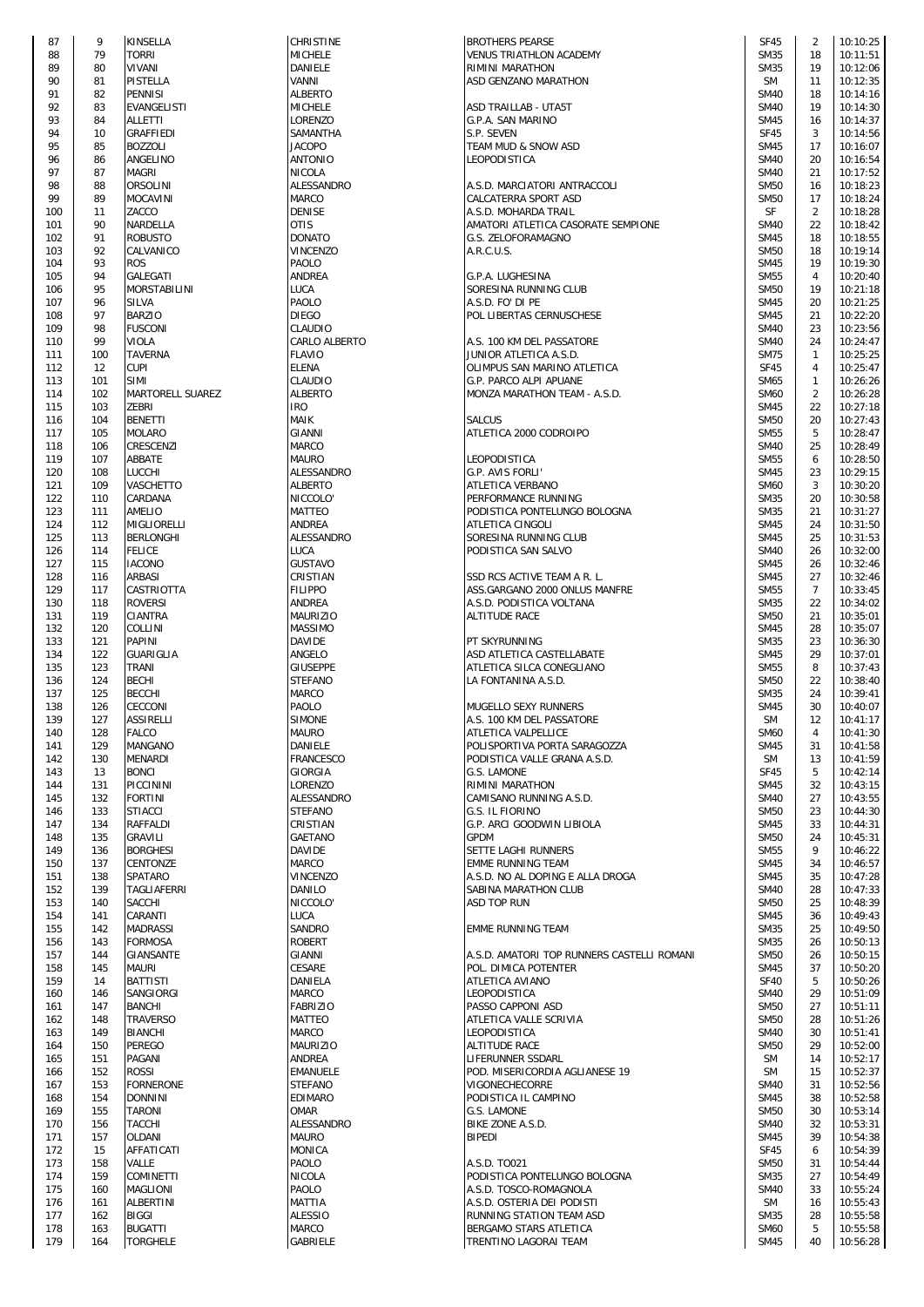| 87 | 9 | KINSELLA | CHRISTINE | BROTHERS PEARSE | SF45 | 2 | 10:10:25 |
|---|---|---|---|---|---|---|---|
| 88 | 79 | TORRI | MICHELE | VENUS TRIATHLON ACADEMY | SM35 | 18 | 10:11:51 |
| 89 | 80 | VIVANI | DANIELE | RIMINI MARATHON | SM35 | 19 | 10:12:06 |
| 90 | 81 | PISTELLA | VANNI | ASD GENZANO MARATHON | SM | 11 | 10:12:35 |
| 91 | 82 | PENNISI | ALBERTO | | SM40 | 18 | 10:14:16 |
| 92 | 83 | EVANGELISTI | MICHELE | ASD TRAILLAB - UTA5T | SM40 | 19 | 10:14:30 |
| 93 | 84 | ALLETTI | LORENZO | G.P.A. SAN MARINO | SM45 | 16 | 10:14:37 |
| 94 | 10 | GRAFFIEDI | SAMANTHA | S.P. SEVEN | SF45 | 3 | 10:14:56 |
| 95 | 85 | BOZZOLI | JACOPO | TEAM MUD & SNOW ASD | SM45 | 17 | 10:16:07 |
| 96 | 86 | ANGELINO | ANTONIO | LEOPODISTICA | SM40 | 20 | 10:16:54 |
| 97 | 87 | MAGRI | NICOLA | | SM40 | 21 | 10:17:52 |
| 98 | 88 | ORSOLINI | ALESSANDRO | A.S.D. MARCIATORI ANTRACCOLI | SM50 | 16 | 10:18:23 |
| 99 | 89 | MOCAVINI | MARCO | CALCATERRA SPORT ASD | SM50 | 17 | 10:18:24 |
| 100 | 11 | ZACCO | DENISE | A.S.D. MOHARDA TRAIL | SF | 2 | 10:18:28 |
| 101 | 90 | NARDELLA | OTIS | AMATORI ATLETICA CASORATE SEMPIONE | SM40 | 22 | 10:18:42 |
| 102 | 91 | ROBUSTO | DONATO | G.S. ZELOFORAMAGNO | SM45 | 18 | 10:18:55 |
| 103 | 92 | CALVANICO | VINCENZO | A.R.C.U.S. | SM50 | 18 | 10:19:14 |
| 104 | 93 | ROS | PAOLO | | SM45 | 19 | 10:19:30 |
| 105 | 94 | GALEGATI | ANDREA | G.P.A. LUGHESINA | SM55 | 4 | 10:20:40 |
| 106 | 95 | MORSTABILINI | LUCA | SORESINA RUNNING CLUB | SM50 | 19 | 10:21:18 |
| 107 | 96 | SILVA | PAOLO | A.S.D. FO' DI PE | SM45 | 20 | 10:21:25 |
| 108 | 97 | BARZIO | DIEGO | POL LIBERTAS CERNUSCHESE | SM45 | 21 | 10:22:20 |
| 109 | 98 | FUSCONI | CLAUDIO | | SM40 | 23 | 10:23:56 |
| 110 | 99 | VIOLA | CARLO ALBERTO | A.S. 100 KM DEL PASSATORE | SM40 | 24 | 10:24:47 |
| 111 | 100 | TAVERNA | FLAVIO | JUNIOR ATLETICA A.S.D. | SM75 | 1 | 10:25:25 |
| 112 | 12 | CUPI | ELENA | OLIMPUS SAN MARINO ATLETICA | SF45 | 4 | 10:25:47 |
| 113 | 101 | SIMI | CLAUDIO | G.P. PARCO ALPI APUANE | SM65 | 1 | 10:26:26 |
| 114 | 102 | MARTORELL SUAREZ | ALBERTO | MONZA MARATHON TEAM - A.S.D. | SM60 | 2 | 10:26:28 |
| 115 | 103 | ZEBRI | IRO | | SM45 | 22 | 10:27:18 |
| 116 | 104 | BENETTI | MAIK | SALCUS | SM50 | 20 | 10:27:43 |
| 117 | 105 | MOLARO | GIANNI | ATLETICA 2000 CODROIPO | SM55 | 5 | 10:28:47 |
| 118 | 106 | CRESCENZI | MARCO | | SM40 | 25 | 10:28:49 |
| 119 | 107 | ABBATE | MAURO | LEOPODISTICA | SM55 | 6 | 10:28:50 |
| 120 | 108 | LUCCHI | ALESSANDRO | G.P. AVIS FORLI' | SM45 | 23 | 10:29:15 |
| 121 | 109 | VASCHETTO | ALBERTO | ATLETICA VERBANO | SM60 | 3 | 10:30:20 |
| 122 | 110 | CARDANA | NICCOLO' | PERFORMANCE RUNNING | SM35 | 20 | 10:30:58 |
| 123 | 111 | AMELIO | MATTEO | PODISTICA PONTELUNGO BOLOGNA | SM35 | 21 | 10:31:27 |
| 124 | 112 | MIGLIORELLI | ANDREA | ATLETICA CINGOLI | SM45 | 24 | 10:31:50 |
| 125 | 113 | BERLONGHI | ALESSANDRO | SORESINA RUNNING CLUB | SM45 | 25 | 10:31:53 |
| 126 | 114 | FELICE | LUCA | PODISTICA SAN SALVO | SM40 | 26 | 10:32:00 |
| 127 | 115 | IACONO | GUSTAVO | | SM45 | 26 | 10:32:46 |
| 128 | 116 | ARBASI | CRISTIAN | SSD RCS ACTIVE TEAM A R. L. | SM45 | 27 | 10:32:46 |
| 129 | 117 | CASTRIOTTA | FILIPPO | ASS.GARGANO 2000 ONLUS MANFRE | SM55 | 7 | 10:33:45 |
| 130 | 118 | ROVERSI | ANDREA | A.S.D. PODISTICA VOLTANA | SM35 | 22 | 10:34:02 |
| 131 | 119 | CIANTRA | MAURIZIO | ALTITUDE RACE | SM50 | 21 | 10:35:01 |
| 132 | 120 | COLLINI | MASSIMO | | SM45 | 28 | 10:35:07 |
| 133 | 121 | PAPINI | DAVIDE | PT SKYRUNNING | SM35 | 23 | 10:36:30 |
| 134 | 122 | GUARIGLIA | ANGELO | ASD ATLETICA CASTELLABATE | SM45 | 29 | 10:37:01 |
| 135 | 123 | TRANI | GIUSEPPE | ATLETICA SILCA CONEGLIANO | SM55 | 8 | 10:37:43 |
| 136 | 124 | BECHI | STEFANO | LA FONTANINA A.S.D. | SM50 | 22 | 10:38:40 |
| 137 | 125 | BECCHI | MARCO | | SM35 | 24 | 10:39:41 |
| 138 | 126 | CECCONI | PAOLO | MUGELLO SEXY RUNNERS | SM45 | 30 | 10:40:07 |
| 139 | 127 | ASSIRELLI | SIMONE | A.S. 100 KM DEL PASSATORE | SM | 12 | 10:41:17 |
| 140 | 128 | FALCO | MAURO | ATLETICA VALPELLICE | SM60 | 4 | 10:41:30 |
| 141 | 129 | MANGANO | DANIELE | POLISPORTIVA PORTA SARAGOZZA | SM45 | 31 | 10:41:58 |
| 142 | 130 | MENARDI | FRANCESCO | PODISTICA VALLE GRANA A.S.D. | SM | 13 | 10:41:59 |
| 143 | 13 | BONCI | GIORGIA | G.S. LAMONE | SF45 | 5 | 10:42:14 |
| 144 | 131 | PICCININI | LORENZO | RIMINI MARATHON | SM45 | 32 | 10:43:15 |
| 145 | 132 | FORTINI | ALESSANDRO | CAMISANO RUNNING A.S.D. | SM40 | 27 | 10:43:55 |
| 146 | 133 | STIACCI | STEFANO | G.S. IL FIORINO | SM50 | 23 | 10:44:30 |
| 147 | 134 | RAFFALDI | CRISTIAN | G.P. ARCI GOODWIN LIBIOLA | SM45 | 33 | 10:44:31 |
| 148 | 135 | GRAVILI | GAETANO | GPDM | SM50 | 24 | 10:45:31 |
| 149 | 136 | BORGHESI | DAVIDE | SETTE LAGHI RUNNERS | SM55 | 9 | 10:46:22 |
| 150 | 137 | CENTONZE | MARCO | EMME RUNNING TEAM | SM45 | 34 | 10:46:57 |
| 151 | 138 | SPATARO | VINCENZO | A.S.D. NO AL DOPING E ALLA DROGA | SM45 | 35 | 10:47:28 |
| 152 | 139 | TAGLIAFERRI | DANILO | SABINA MARATHON CLUB | SM40 | 28 | 10:47:33 |
| 153 | 140 | SACCHI | NICCOLO' | ASD TOP RUN | SM50 | 25 | 10:48:39 |
| 154 | 141 | CARANTI | LUCA | | SM45 | 36 | 10:49:43 |
| 155 | 142 | MADRASSI | SANDRO | EMME RUNNING TEAM | SM35 | 25 | 10:49:50 |
| 156 | 143 | FORMOSA | ROBERT | | SM35 | 26 | 10:50:13 |
| 157 | 144 | GIANSANTE | GIANNI | A.S.D. AMATORI TOP RUNNERS CASTELLI ROMANI | SM50 | 26 | 10:50:15 |
| 158 | 145 | MAURI | CESARE | POL. DIMICA POTENTER | SM45 | 37 | 10:50:20 |
| 159 | 14 | BATTISTI | DANIELA | ATLETICA AVIANO | SF40 | 5 | 10:50:26 |
| 160 | 146 | SANGIORGI | MARCO | LEOPODISTICA | SM40 | 29 | 10:51:09 |
| 161 | 147 | BANCHI | FABRIZIO | PASSO CAPPONI ASD | SM50 | 27 | 10:51:11 |
| 162 | 148 | TRAVERSO | MATTEO | ATLETICA VALLE SCRIVIA | SM50 | 28 | 10:51:26 |
| 163 | 149 | BIANCHI | MARCO | LEOPODISTICA | SM40 | 30 | 10:51:41 |
| 164 | 150 | PEREGO | MAURIZIO | ALTITUDE RACE | SM50 | 29 | 10:52:00 |
| 165 | 151 | PAGANI | ANDREA | LIFERUNNER SSDARL | SM | 14 | 10:52:17 |
| 166 | 152 | ROSSI | EMANUELE | POD. MISERICORDIA AGLIANESE 19 | SM | 15 | 10:52:37 |
| 167 | 153 | FORNERONE | STEFANO | VIGONECHECORRE | SM40 | 31 | 10:52:56 |
| 168 | 154 | DONNINI | EDIMARO | PODISTICA IL CAMPINO | SM45 | 38 | 10:52:58 |
| 169 | 155 | TARONI | OMAR | G.S. LAMONE | SM50 | 30 | 10:53:14 |
| 170 | 156 | TACCHI | ALESSANDRO | BIKE ZONE A.S.D. | SM40 | 32 | 10:53:31 |
| 171 | 157 | OLDANI | MAURO | BIPEDI | SM45 | 39 | 10:54:38 |
| 172 | 15 | AFFATICATI | MONICA | | SF45 | 6 | 10:54:39 |
| 173 | 158 | VALLE | PAOLO | A.S.D. TO021 | SM50 | 31 | 10:54:44 |
| 174 | 159 | COMINETTI | NICOLA | PODISTICA PONTELUNGO BOLOGNA | SM35 | 27 | 10:54:49 |
| 175 | 160 | MAGLIONI | PAOLO | A.S.D. TOSCO-ROMAGNOLA | SM40 | 33 | 10:55:24 |
| 176 | 161 | ALBERTINI | MATTIA | A.S.D. OSTERIA DEI PODISTI | SM | 16 | 10:55:43 |
| 177 | 162 | BIGGI | ALESSIO | RUNNING STATION TEAM ASD | SM35 | 28 | 10:55:58 |
| 178 | 163 | BUGATTI | MARCO | BERGAMO STARS ATLETICA | SM60 | 5 | 10:55:58 |
| 179 | 164 | TORGHELE | GABRIELE | TRENTINO LAGORAI TEAM | SM45 | 40 | 10:56:28 |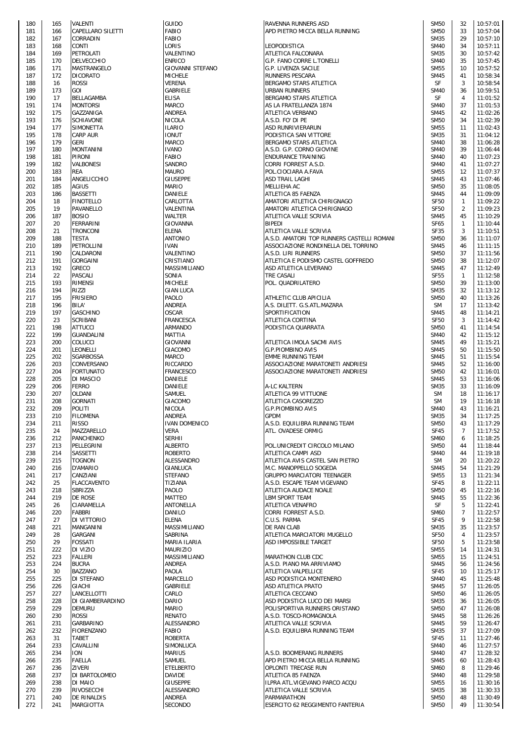| | | | | | | | |
|---|---|---|---|---|---|---|---|
| 180 | 165 | VALENTI | GUIDO | RAVENNA RUNNERS ASD | SM50 | 32 | 10:57:01 |
| 181 | 166 | CAPELLARO SILETTI | FABIO | APD PIETRO MICCA BELLA RUNNING | SM50 | 33 | 10:57:04 |
| 182 | 167 | CORRADIN | FABIO | | SM35 | 29 | 10:57:10 |
| 183 | 168 | CONTI | LORIS | LEOPODISTICA | SM40 | 34 | 10:57:11 |
| 184 | 169 | PETROLATI | VALENTINO | ATLETICA FALCONARA | SM35 | 30 | 10:57:42 |
| 185 | 170 | DELVECCHIO | ENRICO | G.P. FANO CORRE L.TONELLI | SM40 | 35 | 10:57:45 |
| 186 | 171 | MASTRANGELO | GIOVANNI STEFANO | G.P. LIVENZA SACILE | SM55 | 10 | 10:57:52 |
| 187 | 172 | DICORATO | MICHELE | RUNNERS PESCARA | SM45 | 41 | 10:58:34 |
| 188 | 16 | ROSSI | VERENA | BERGAMO STARS ATLETICA | SF | 3 | 10:58:54 |
| 189 | 173 | GOI | GABRIELE | URBAN RUNNERS | SM40 | 36 | 10:59:51 |
| 190 | 17 | BELLAGAMBA | ELISA | BERGAMO STARS ATLETICA | SF | 4 | 11:01:52 |
| 191 | 174 | MONTORSI | MARCO | AS LA FRATELLANZA 1874 | SM40 | 37 | 11:01:53 |
| 192 | 175 | GAZZANIGA | ANDREA | ATLETICA VERBANO | SM45 | 42 | 11:02:26 |
| 193 | 176 | SCHIAVONE | NICOLA | A.S.D. FO' DI PE | SM50 | 34 | 11:02:39 |
| 194 | 177 | SIMONETTA | ILARIO | ASD RUNRIVIERARUN | SM55 | 11 | 11:02:43 |
| 195 | 178 | CARP AUR | IONUT | PODISTICA SAN VITTORE | SM35 | 31 | 11:04:12 |
| 196 | 179 | GERI | MARCO | BERGAMO STARS ATLETICA | SM40 | 38 | 11:06:28 |
| 197 | 180 | MONTANINI | IVANO | A.S.D. G.P. CORNO GIOVINE | SM40 | 39 | 11:06:44 |
| 198 | 181 | PIRONI | FABIO | ENDURANCE TRAINING | SM40 | 40 | 11:07:23 |
| 199 | 182 | VALBONESI | SANDRO | CORRI FORREST A.S.D. | SM40 | 41 | 11:07:27 |
| 200 | 183 | REA | MAURO | POL.CIOCIARA A.FAVA | SM55 | 12 | 11:07:37 |
| 201 | 184 | ANGELICCHIO | GIUSEPPE | ASD TRAIL LAGHI | SM45 | 43 | 11:07:46 |
| 202 | 185 | AGIUS | MARIO | MELLIEHA AC | SM50 | 35 | 11:08:05 |
| 203 | 186 | BASSETTI | DANIELE | ATLETICA 85 FAENZA | SM45 | 44 | 11:09:09 |
| 204 | 18 | FINOTELLO | CARLOTTA | AMATORI ATLETICA CHIRIGNAGO | SF50 | 1 | 11:09:22 |
| 205 | 19 | PAVANELLO | VALENTINA | AMATORI ATLETICA CHIRIGNAGO | SF50 | 2 | 11:09:23 |
| 206 | 187 | BOSIO | WALTER | ATLETICA VALLE SCRIVIA | SM45 | 45 | 11:10:29 |
| 207 | 20 | FERRARINI | GIOVANNA | BIPEDI | SF65 | 1 | 11:10:44 |
| 208 | 21 | TRONCONI | ELENA | ATLETICA VALLE SCRIVIA | SF35 | 3 | 11:10:51 |
| 209 | 188 | TESTA | ANTONIO | A.S.D. AMATORI TOP RUNNERS CASTELLI ROMANI | SM50 | 36 | 11:11:07 |
| 210 | 189 | PETROLLINI | IVAN | ASSOCIAZIONE RONDINELLA DEL TORRINO | SM45 | 46 | 11:11:15 |
| 211 | 190 | CALDARONI | VALENTINO | A.S.D. LIRI RUNNERS | SM50 | 37 | 11:11:56 |
| 212 | 191 | GORGAINI | CRISTIANO | ATLETICA E PODISMO CASTEL GOFFREDO | SM50 | 38 | 11:12:07 |
| 213 | 192 | GRECO | MASSIMILIANO | ASD ATLETICA LEVERANO | SM45 | 47 | 11:12:49 |
| 214 | 22 | PASCALI | SONIA | TRE CASALI | SF55 | 1 | 11:12:58 |
| 215 | 193 | RIMENSI | MICHELE | POL. QUADRILATERO | SM50 | 39 | 11:13:00 |
| 216 | 194 | RIZZI | GIAN LUCA | | SM35 | 32 | 11:13:12 |
| 217 | 195 | FRISIERO | PAOLO | ATHLETIC CLUB APICILIA | SM50 | 40 | 11:13:26 |
| 218 | 196 | BILA' | ANDREA | A.S. DILETT. G.S.ATL.MAZARA | SM | 17 | 11:13:42 |
| 219 | 197 | GASCHINO | OSCAR | SPORTIFICATION | SM45 | 48 | 11:14:21 |
| 220 | 23 | SCRIBANI | FRANCESCA | ATLETICA CORTINA | SF50 | 3 | 11:14:42 |
| 221 | 198 | ATTUCCI | ARMANDO | PODISTICA QUARRATA | SM50 | 41 | 11:14:54 |
| 222 | 199 | GUANDALINI | MATTIA | | SM40 | 42 | 11:15:12 |
| 223 | 200 | COLUCCI | GIOVANNI | ATLETICA IMOLA SACMI AVIS | SM45 | 49 | 11:15:21 |
| 224 | 201 | LEONELLI | GIACOMO | G.P.PIOMBINO AVIS | SM45 | 50 | 11:15:50 |
| 225 | 202 | SGARBOSSA | MARCO | EMME RUNNING TEAM | SM45 | 51 | 11:15:54 |
| 226 | 203 | CONVERSANO | RICCARDO | ASSOCIAZIONE MARATONETI ANDRIESI | SM45 | 52 | 11:16:00 |
| 227 | 204 | FORTUNATO | FRANCESCO | ASSOCIAZIONE MARATONETI ANDRIESI | SM50 | 42 | 11:16:01 |
| 228 | 205 | DI MASCIO | DANIELE | | SM45 | 53 | 11:16:06 |
| 229 | 206 | FERRO | DANIELE | A-LC KALTERN | SM35 | 33 | 11:16:09 |
| 230 | 207 | OLDANI | SAMUEL | ATLETICA 99 VITTUONE | SM | 18 | 11:16:17 |
| 231 | 208 | GORNATI | GIACOMO | ATLETICA CASOREZZO | SM | 19 | 11:16:18 |
| 232 | 209 | POLITI | NICOLA | G.P.PIOMBINO AVIS | SM40 | 43 | 11:16:21 |
| 233 | 210 | FILOMENA | ANDREA | GPDM | SM35 | 34 | 11:17:25 |
| 234 | 211 | RISSO | IVAN DOMENICO | A.S.D. EQUILIBRA RUNNING TEAM | SM50 | 43 | 11:17:29 |
| 235 | 24 | MAZZARELLO | VERA | ATL. OVADESE ORMIG | SF45 | 7 | 11:17:52 |
| 236 | 212 | PANCHENKO | SERHII | | SM60 | 6 | 11:18:25 |
| 237 | 213 | PELLEGRINI | ALBERTO | POL.UNICREDIT CIRCOLO MILANO | SM50 | 44 | 11:18:44 |
| 238 | 214 | SASSETTI | ROBERTO | ATLETICA CAMPI ASD | SM40 | 44 | 11:19:18 |
| 239 | 215 | TOGNON | ALESSANDRO | ATLETICA AVIS CASTEL SAN PIETRO | SM | 20 | 11:20:22 |
| 240 | 216 | D'AMARIO | GIANLUCA | M.C. MANOPPELLO SOGEDA | SM45 | 54 | 11:21:29 |
| 241 | 217 | CANZIANI | STEFANO | GRUPPO MARCIATORI TEENAGER | SM55 | 13 | 11:21:34 |
| 242 | 25 | FLACCAVENTO | TIZIANA | A.S.D. ESCAPE TEAM VIGEVANO | SF45 | 8 | 11:22:11 |
| 243 | 218 | SBRIZZA | PAOLO | ATLETICA AUDACE NOALE | SM50 | 45 | 11:22:16 |
| 244 | 219 | DE ROSE | MATTEO | LBM SPORT TEAM | SM45 | 55 | 11:22:36 |
| 245 | 26 | CIARAMELLA | ANTONELLA | ATLETICA VENAFRO | SF | 5 | 11:22:41 |
| 246 | 220 | FABBRI | DANILO | CORRI FORREST A.S.D. | SM60 | 7 | 11:22:57 |
| 247 | 27 | DI VITTORIO | ELENA | C.U.S. PARMA | SF45 | 9 | 11:22:58 |
| 248 | 221 | MANGANINI | MASSIMILIANO | DE RAN CLAB | SM35 | 35 | 11:23:57 |
| 249 | 28 | GARGANI | SABRINA | ATLETICA MARCIATORI MUGELLO | SF50 | 4 | 11:23:57 |
| 250 | 29 | FOSSATI | MARIA ILARIA | ASD IMPOSSIBLE TARGET | SF50 | 5 | 11:23:58 |
| 251 | 222 | DI VIZIO | MAURIZIO | | SM55 | 14 | 11:24:31 |
| 252 | 223 | FALLERI | MASSIMILIANO | MARATHON CLUB CDC | SM55 | 15 | 11:24:51 |
| 253 | 224 | BUCRA | ANDREA | A.S.D. PIANO MA ARRIVIAMO | SM45 | 56 | 11:24:56 |
| 254 | 30 | BAZZANO | PAOLA | ATLETICA VALPELLICE | SF45 | 10 | 11:25:17 |
| 255 | 225 | DI STEFANO | MARCELLO | ASD PODISTICA MONTENERO | SM40 | 45 | 11:25:48 |
| 256 | 226 | GIACHI | GABRIELE | ASD ATLETICA PRATO | SM45 | 57 | 11:26:05 |
| 257 | 227 | LANCELLOTTI | CARLO | ATLETICA CECCANO | SM50 | 46 | 11:26:05 |
| 258 | 228 | DI GIAMBERARDINO | DARIO | ASD PODISTICA LUCO DEI MARSI | SM35 | 36 | 11:26:05 |
| 259 | 229 | DEMURU | MARIO | POLISPORTIVA RUNNERS ORISTANO | SM50 | 47 | 11:26:08 |
| 260 | 230 | ROSSI | RENATO | A.S.D. TOSCO-ROMAGNOLA | SM45 | 58 | 11:26:26 |
| 261 | 231 | GARBARINO | ALESSANDRO | ATLETICA VALLE SCRIVIA | SM45 | 59 | 11:26:47 |
| 262 | 232 | FIORENZANO | FABIO | A.S.D. EQUILIBRA RUNNING TEAM | SM35 | 37 | 11:27:09 |
| 263 | 31 | TABET | ROBERTA | | SF45 | 11 | 11:27:46 |
| 264 | 233 | CAVALLINI | SIMONLUCA | | SM40 | 46 | 11:27:57 |
| 265 | 234 | ION | MARIUS | A.S.D. BOOMERANG RUNNERS | SM40 | 47 | 11:28:32 |
| 266 | 235 | FAELLA | SAMUEL | APD PIETRO MICCA BELLA RUNNING | SM45 | 60 | 11:28:43 |
| 267 | 236 | ZIVERI | ETELBERTO | OPLONTI TRECASE RUN | SM60 | 8 | 11:29:46 |
| 268 | 237 | DI BARTOLOMEO | DAVIDE | ATLETICA 85 FAENZA | SM40 | 48 | 11:29:58 |
| 269 | 238 | DI MAIO | GIUSEPPE | ILPRA ATL.VIGEVANO PARCO ACQU | SM55 | 16 | 11:30:16 |
| 270 | 239 | RIVOSECCHI | ALESSANDRO | ATLETICA VALLE SCRIVIA | SM35 | 38 | 11:30:33 |
| 271 | 240 | DE RINALDIS | ANDREA | PARMARATHON | SM50 | 48 | 11:30:49 |
| 272 | 241 | MARGIOTTA | SECONDO | ESERCITO 62 REGGIMENTO FANTERIA | SM50 | 49 | 11:30:54 |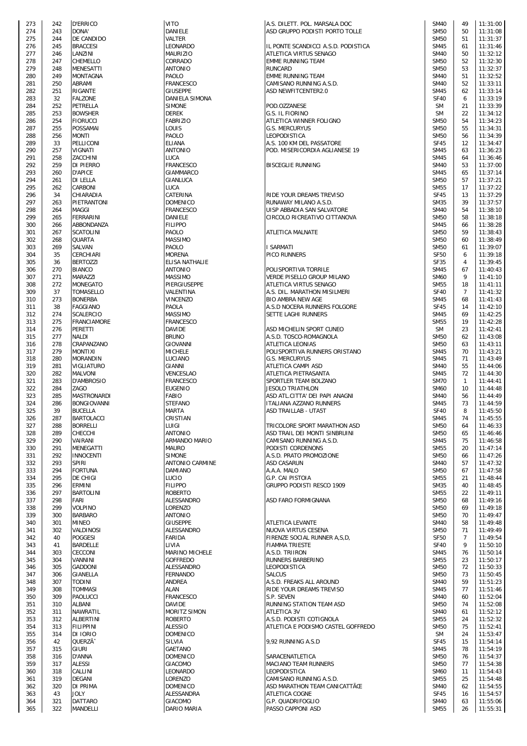| | | | | | | | |
|---|---|---|---|---|---|---|---|
| 273 | 242 | D'ERRICO | VITO | A.S. DILETT. POL. MARSALA DOC | SM40 | 49 | 11:31:00 |
| 274 | 243 | DONA' | DANIELE | ASD GRUPPO PODISTI PORTO TOLLE | SM50 | 50 | 11:31:08 |
| 275 | 244 | DE CANDIDO | VALTER | | SM50 | 51 | 11:31:37 |
| 276 | 245 | BRACCESI | LEONARDO | IL PONTE SCANDICCI A.S.D. PODISTICA | SM45 | 61 | 11:31:46 |
| 277 | 246 | LANZINI | MAURIZIO | ATLETICA VIRTUS SENAGO | SM40 | 50 | 11:32:12 |
| 278 | 247 | CHEMELLO | CORRADO | EMME RUNNING TEAM | SM50 | 52 | 11:32:30 |
| 279 | 248 | MENESATTI | ANTONIO | RUNCARD | SM50 | 53 | 11:32:37 |
| 280 | 249 | MONTAGNA | PAOLO | EMME RUNNING TEAM | SM40 | 51 | 11:32:52 |
| 281 | 250 | ABRAMI | FRANCESCO | CAMISANO RUNNING A.S.D. | SM40 | 52 | 11:33:11 |
| 282 | 251 | RIGANTE | GIUSEPPE | ASD NEWFITCENTER2.0 | SM45 | 62 | 11:33:14 |
| 283 | 32 | FALZONE | DANIELA SIMONA | | SF40 | 6 | 11:33:19 |
| 284 | 252 | PETRELLA | SIMONE | POD.OZZANESE | SM | 21 | 11:33:39 |
| 285 | 253 | BOWSHER | DEREK | G.S. IL FIORINO | SM | 22 | 11:34:12 |
| 286 | 254 | FIORUCCI | FABRIZIO | ATLETICA WINNER FOLIGNO | SM50 | 54 | 11:34:23 |
| 287 | 255 | POSSAMAI | LOUIS | G.S. MERCURYUS | SM50 | 55 | 11:34:31 |
| 288 | 256 | MONTI | PAOLO | LEOPODISTICA | SM50 | 56 | 11:34:39 |
| 289 | 33 | PELLICONI | ELIANA | A.S. 100 KM DEL PASSATORE | SF45 | 12 | 11:34:47 |
| 290 | 257 | VIGNATI | ANTONIO | POD. MISERICORDIA AGLIANESE 19 | SM45 | 63 | 11:36:23 |
| 291 | 258 | ZACCHINI | LUCA | | SM45 | 64 | 11:36:46 |
| 292 | 259 | DI PIERRO | FRANCESCO | BISCEGLIE RUNNING | SM40 | 53 | 11:37:00 |
| 293 | 260 | D'APICE | GIAMMARCO | | SM45 | 65 | 11:37:14 |
| 294 | 261 | DI LELLA | GIANLUCA | | SM50 | 57 | 11:37:21 |
| 295 | 262 | CARBONI | LUCA | | SM55 | 17 | 11:37:22 |
| 296 | 34 | CHIARADIA | CATERINA | RIDE YOUR DREAMS TREVISO | SF45 | 13 | 11:37:29 |
| 297 | 263 | PIETRANTONI | DOMENICO | RUNAWAY MILANO A.S.D. | SM35 | 39 | 11:37:57 |
| 298 | 264 | MAGGI | FRANCESCO | UISP ABBADIA SAN SALVATORE | SM40 | 54 | 11:38:10 |
| 299 | 265 | FERRARINI | DANIELE | CIRCOLO RICREATIVO CITTANOVA | SM50 | 58 | 11:38:18 |
| 300 | 266 | ABBONDANZA | FILIPPO | | SM45 | 66 | 11:38:28 |
| 301 | 267 | SCATOLINI | PAOLO | ATLETICA MALNATE | SM50 | 59 | 11:38:43 |
| 302 | 268 | QUARTA | MASSIMO | | SM50 | 60 | 11:38:49 |
| 303 | 269 | SALVAN | PAOLO | I SARMATI | SM50 | 61 | 11:39:07 |
| 304 | 35 | CERCHIARI | MORENA | PICO RUNNERS | SF50 | 6 | 11:39:18 |
| 305 | 36 | BERTOZZI | ELISA NATHALIE | | SF35 | 4 | 11:39:45 |
| 306 | 270 | BIANCO | ANTONIO | POLISPORTIVA TORRILE | SM45 | 67 | 11:40:43 |
| 307 | 271 | MARAZZI | MASSIMO | VERDE PISELLO GROUP MILANO | SM60 | 9 | 11:41:10 |
| 308 | 272 | MONEGATO | PIERGIUSEPPE | ATLETICA VIRTUS SENAGO | SM55 | 18 | 11:41:11 |
| 309 | 37 | TOMASELLO | VALENTINA | A.S. DIL. MARATHON MISILMERI | SF40 | 7 | 11:41:32 |
| 310 | 273 | BONERBA | VINCENZO | BIO AMBRA NEW AGE | SM45 | 68 | 11:41:43 |
| 311 | 38 | FAGGIANO | PAOLA | A.S.D NOCERA RUNNERS FOLGORE | SF45 | 14 | 11:42:10 |
| 312 | 274 | SCALERCIO | MASSIMO | SETTE LAGHI RUNNERS | SM45 | 69 | 11:42:25 |
| 313 | 275 | FRANCIAMORE | FRANCESCO | | SM55 | 19 | 11:42:28 |
| 314 | 276 | PERETTI | DAVIDE | ASD MICHELIN SPORT CUNEO | SM | 23 | 11:42:41 |
| 315 | 277 | NALDI | BRUNO | A.S.D. TOSCO-ROMAGNOLA | SM50 | 62 | 11:43:08 |
| 316 | 278 | CRAPANZANO | GIOVANNI | ATLETICA LEONIAS | SM50 | 63 | 11:43:11 |
| 317 | 279 | MONTIXI | MICHELE | POLISPORTIVA RUNNERS ORISTANO | SM45 | 70 | 11:43:21 |
| 318 | 280 | MORANDIN | LUCIANO | G.S. MERCURYUS | SM45 | 71 | 11:43:49 |
| 319 | 281 | VIGLIATURO | GIANNI | ATLETICA CAMPI ASD | SM40 | 55 | 11:44:06 |
| 320 | 282 | MALVONI | VENCESLAO | ATLETICA PIETRASANTA | SM45 | 72 | 11:44:30 |
| 321 | 283 | D'AMBROSIO | FRANCESCO | SPORTLER TEAM BOLZANO | SM70 | 1 | 11:44:41 |
| 322 | 284 | ZAGO | EUGENIO | JESOLO TRIATHLON | SM60 | 10 | 11:44:48 |
| 323 | 285 | MASTRONARDI | FABIO | ASD ATL.CITTA' DEI PAPI ANAGNI | SM40 | 56 | 11:44:49 |
| 324 | 286 | BONGIOVANNI | STEFANO | ITALIANA AZZANO RUNNERS | SM45 | 73 | 11:44:59 |
| 325 | 39 | BUCELLA | MARTA | ASD TRAILLAB - UTA5T | SF40 | 8 | 11:45:50 |
| 326 | 287 | BARTOLACCI | CRISTIAN | | SM45 | 74 | 11:45:55 |
| 327 | 288 | BORRELLI | LUIGI | TRICOLORE SPORT MARATHON ASD | SM50 | 64 | 11:46:33 |
| 328 | 289 | CHECCHI | ANTONIO | ASD TRAIL DEI MONTI SINBRUINI | SM50 | 65 | 11:46:46 |
| 329 | 290 | VAIRANI | ARMANDO MARIO | CAMISANO RUNNING A.S.D. | SM45 | 75 | 11:46:58 |
| 330 | 291 | MENEGATTI | MAURO | PODISTI CORDENONS | SM55 | 20 | 11:47:14 |
| 331 | 292 | INNOCENTI | SIMONE | A.S.D. PRATO PROMOZIONE | SM50 | 66 | 11:47:26 |
| 332 | 293 | SPIRI | ANTONIO CARMINE | ASD CASARUN | SM40 | 57 | 11:47:32 |
| 333 | 294 | FORTUNA | DAMIANO | A.A.A. MALO | SM50 | 67 | 11:47:58 |
| 334 | 295 | DE CHIGI | LUCIO | G.P. CAI PISTOIA | SM55 | 21 | 11:48:44 |
| 335 | 296 | ERMINI | FILIPPO | GRUPPO PODISTI RESCO 1909 | SM35 | 40 | 11:48:45 |
| 336 | 297 | BARTOLINI | ROBERTO | | SM55 | 22 | 11:49:11 |
| 337 | 298 | FARI | ALESSANDRO | ASD FARO FORMIGNANA | SM50 | 68 | 11:49:16 |
| 338 | 299 | VOLPINO | LORENZO | | SM50 | 69 | 11:49:18 |
| 339 | 300 | BARBARO | ANTONIO | | SM50 | 70 | 11:49:47 |
| 340 | 301 | MINEO | GIUSEPPE | ATLETICA LEVANTE | SM40 | 58 | 11:49:48 |
| 341 | 302 | VALDINOSI | ALESSANDRO | NUOVA VIRTUS CESENA | SM50 | 71 | 11:49:49 |
| 342 | 40 | POGGESI | FARIDA | FIRENZE SOCIAL RUNNER A,S,D, | SF50 | 7 | 11:49:54 |
| 343 | 41 | BARDELLE | LIVIA | FIAMMA TRIESTE | SF40 | 9 | 11:50:10 |
| 344 | 303 | CECCONI | MARINO MICHELE | A.S.D. TRIIRON | SM45 | 76 | 11:50:14 |
| 345 | 304 | VANNINI | GOFFREDO | RUNNERS BARBERINO | SM55 | 23 | 11:50:17 |
| 346 | 305 | GADDONI | ALESSANDRO | LEOPODISTICA | SM50 | 72 | 11:50:33 |
| 347 | 306 | GIANELLA | FERNANDO | SALCUS | SM50 | 73 | 11:50:45 |
| 348 | 307 | TODINI | ANDREA | A.S.D. FREAKS ALL AROUND | SM40 | 59 | 11:51:23 |
| 349 | 308 | TOMMASI | ALAN | RIDE YOUR DREAMS TREVISO | SM45 | 77 | 11:51:46 |
| 350 | 309 | PAOLUCCI | FRANCESCO | S.P. SEVEN | SM40 | 60 | 11:52:04 |
| 351 | 310 | ALBANI | DAVIDE | RUNNING STATION TEAM ASD | SM50 | 74 | 11:52:08 |
| 352 | 311 | NAWRATIL | MORITZ SIMON | ATLETICA 3V | SM40 | 61 | 11:52:12 |
| 353 | 312 | ALBERTINI | ROBERTO | A.S.D. PODISTI COTIGNOLA | SM55 | 24 | 11:52:32 |
| 354 | 313 | FILIPPINI | ALESSIO | ATLETICA E PODISMO CASTEL GOFFREDO | SM50 | 75 | 11:52:41 |
| 355 | 314 | DI IORIO | DOMENICO | | SM | 24 | 11:53:47 |
| 356 | 42 | QUERZÃ´ | SILVIA | 9,92 RUNNING A.S.D | SF45 | 15 | 11:54:14 |
| 357 | 315 | GIURI | GAETANO | | SM45 | 78 | 11:54:19 |
| 358 | 316 | D'ANNA | DOMENICO | SARACENATLETICA | SM50 | 76 | 11:54:37 |
| 359 | 317 | ALESSI | GIACOMO | MACIANO TEAM RUNNERS | SM50 | 77 | 11:54:38 |
| 360 | 318 | CALLINI | LEONARDO | LEOPODISTICA | SM60 | 11 | 11:54:43 |
| 361 | 319 | DEGANI | LORENZO | CAMISANO RUNNING A.S.D. | SM55 | 25 | 11:54:48 |
| 362 | 320 | DI PRIMA | DOMENICO | ASD MARATHON TEAM CANICATTÃ€ | SM40 | 62 | 11:54:55 |
| 363 | 43 | JOLY | ALESSANDRA | ATLETICA COGNE | SF45 | 16 | 11:54:57 |
| 364 | 321 | DATTARO | GIACOMO | G.P. QUADRIFOGLIO | SM40 | 63 | 11:55:06 |
| 365 | 322 | MANDELLI | DARIO MARIA | PASSO CAPPONI ASD | SM55 | 26 | 11:55:31 |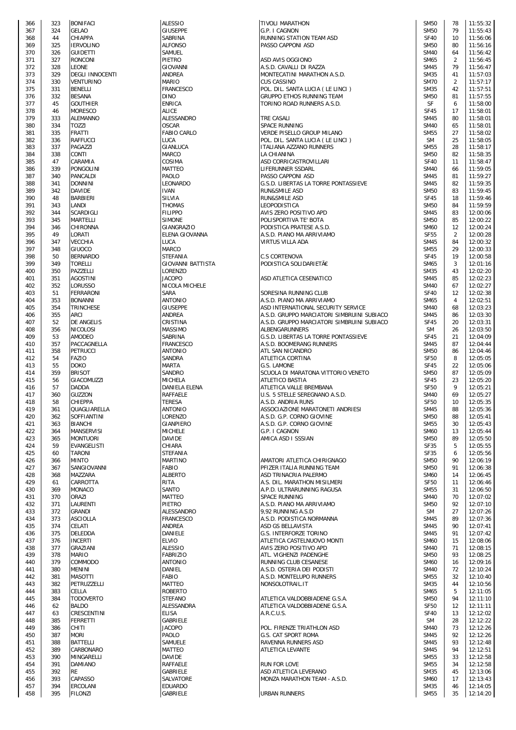| | | | | | | | |
|---|---|---|---|---|---|---|---|
| 366 | 323 | BONIFACI | ALESSIO | TIVOLI MARATHON | SM50 | 78 | 11:55:32 |
| 367 | 324 | GELAO | GIUSEPPE | G.P. I CAGNON | SM50 | 79 | 11:55:43 |
| 368 | 44 | CHIAPPA | SABRINA | RUNNING STATION TEAM ASD | SF40 | 10 | 11:56:06 |
| 369 | 325 | IERVOLINO | ALFONSO | PASSO CAPPONI ASD | SM50 | 80 | 11:56:16 |
| 370 | 326 | GUIDETTI | SAMUEL | | SM40 | 64 | 11:56:42 |
| 371 | 327 | RONCONI | PIETRO | ASD AVIS OGGIONO | SM65 | 2 | 11:56:45 |
| 372 | 328 | LEONE | GIOVANNI | A.S.D. CAVALLI DI RAZZA | SM45 | 79 | 11:56:47 |
| 373 | 329 | DEGLI INNOCENTI | ANDREA | MONTECATINI MARATHON A.S.D. | SM35 | 41 | 11:57:03 |
| 374 | 330 | VENTURINO | MARIO | CUS CASSINO | SM70 | 2 | 11:57:17 |
| 375 | 331 | BENELLI | FRANCESCO | POL. DIL. SANTA LUCIA ( LE LINCI ) | SM35 | 42 | 11:57:51 |
| 376 | 332 | BESANA | DINO | GRUPPO ETHOS RUNNING TEAM | SM50 | 81 | 11:57:55 |
| 377 | 45 | GOUTHIER | ENRICA | TORINO ROAD RUNNERS A.S.D. | SF | 6 | 11:58:00 |
| 378 | 46 | MORESCO | ALICE | | SF45 | 17 | 11:58:01 |
| 379 | 333 | ALEMANNO | ALESSANDRO | TRE CASALI | SM45 | 80 | 11:58:01 |
| 380 | 334 | TOZZI | OSCAR | SPACE RUNNING | SM40 | 65 | 11:58:01 |
| 381 | 335 | FRATTI | FABIO CARLO | VERDE PISELLO GROUP MILANO | SM55 | 27 | 11:58:02 |
| 382 | 336 | RAFFUCCI | LUCA | POL. DIL. SANTA LUCIA ( LE LINCI ) | SM | 25 | 11:58:05 |
| 383 | 337 | PAGAZZI | GIANLUCA | ITALIANA AZZANO RUNNERS | SM55 | 28 | 11:58:17 |
| 384 | 338 | CONTI | MARCO | LA CHIANINA | SM50 | 82 | 11:58:35 |
| 385 | 47 | CARAMIA | COSIMA | ASD CORRICASTROVILLARI | SF40 | 11 | 11:58:47 |
| 386 | 339 | PONGOLINI | MATTEO | LIFERUNNER SSDARL | SM40 | 66 | 11:59:05 |
| 387 | 340 | PANCALDI | PAOLO | PASSO CAPPONI ASD | SM45 | 81 | 11:59:27 |
| 388 | 341 | DONNINI | LEONARDO | G.S.D. LIBERTAS LA TORRE PONTASSIEVE | SM45 | 82 | 11:59:35 |
| 389 | 342 | DAVIDE | IVAN | RUN&SMILE ASD | SM50 | 83 | 11:59:45 |
| 390 | 48 | BARBIERI | SILVIA | RUN&SMILE ASD | SF45 | 18 | 11:59:46 |
| 391 | 343 | LANDI | THOMAS | LEOPODISTICA | SM50 | 84 | 11:59:59 |
| 392 | 344 | SCARDIGLI | FILIPPO | AVIS ZERO POSITIVO APD | SM45 | 83 | 12:00:06 |
| 393 | 345 | MARTELLI | SIMONE | POLISPORTIVA TE' BOTA | SM50 | 85 | 12:00:22 |
| 394 | 346 | CHIRONNA | GIANGRAZIO | PODISTICA PRATESE A.S.D. | SM60 | 12 | 12:00:24 |
| 395 | 49 | LORATI | ELENA GIOVANNA | A.S.D. PIANO MA ARRIVIAMO | SF55 | 2 | 12:00:28 |
| 396 | 347 | VECCHIA | LUCA | VIRTUS VILLA ADA | SM45 | 84 | 12:00:32 |
| 397 | 348 | GIUOCO | MARCO | | SM55 | 29 | 12:00:33 |
| 398 | 50 | BERNARDO | STEFANIA | C.S CORTENOVA | SF45 | 19 | 12:00:58 |
| 399 | 349 | TORELLI | GIOVANNI BATTISTA | PODISTICA SOLIDARIETÃ€ | SM65 | 3 | 12:01:16 |
| 400 | 350 | PAZZELLI | LORENZO | | SM35 | 43 | 12:02:20 |
| 401 | 351 | AGOSTINI | JACOPO | ASD ATLETICA CESENATICO | SM45 | 85 | 12:02:23 |
| 402 | 352 | LORUSSO | NICOLA MICHELE | | SM40 | 67 | 12:02:27 |
| 403 | 51 | FERRARONI | SARA | SORESINA RUNNING CLUB | SF40 | 12 | 12:02:38 |
| 404 | 353 | BONANNI | ANTONIO | A.S.D. PIANO MA ARRIVIAMO | SM65 | 4 | 12:02:51 |
| 405 | 354 | TRINCHESE | GIUSEPPE | ASD INTERNATIONAL SECURITY SERVICE | SM40 | 68 | 12:03:23 |
| 406 | 355 | ARCI | ANDREA | A.S.D. GRUPPO MARCIATORI SIMBRUINI SUBIACO | SM45 | 86 | 12:03:30 |
| 407 | 52 | DE ANGELIS | CRISTINA | A.S.D. GRUPPO MARCIATORI SIMBRUINI SUBIACO | SF45 | 20 | 12:03:31 |
| 408 | 356 | NICOLOSI | MASSIMO | ALBENGARUNNERS | SM | 26 | 12:03:50 |
| 409 | 53 | AMODEO | SABRINA | G.S.D. LIBERTAS LA TORRE PONTASSIEVE | SF45 | 21 | 12:04:09 |
| 410 | 357 | PACCAGNELLA | FRANCESCO | A.S.D. BOOMERANG RUNNERS | SM45 | 87 | 12:04:44 |
| 411 | 358 | PETRUCCI | ANTONIO | ATL SAN NICANDRO | SM50 | 86 | 12:04:46 |
| 412 | 54 | FAZIO | SANDRA | ATLETICA CORTINA | SF50 | 8 | 12:05:05 |
| 413 | 55 | DOKO | MARTA | G.S. LAMONE | SF45 | 22 | 12:05:06 |
| 414 | 359 | BRISOT | SANDRO | SCUOLA DI MARATONA VITTORIO VENETO | SM50 | 87 | 12:05:09 |
| 415 | 56 | GIACOMUZZI | MICHELA | ATLETICO BASTIA | SF45 | 23 | 12:05:20 |
| 416 | 57 | DADDA | DANIELA ELENA | ATLETICA VALLE BREMBANA | SF50 | 9 | 12:05:21 |
| 417 | 360 | GUZZON | RAFFAELE | U.S. 5 STELLE SEREGNANO A.S.D. | SM40 | 69 | 12:05:27 |
| 418 | 58 | CHIEPPA | TERESA | A.S.D. ANDRIA RUNS | SF50 | 10 | 12:05:35 |
| 419 | 361 | QUAGLIARELLA | ANTONIO | ASSOCIAZIONE MARATONETI ANDRIESI | SM45 | 88 | 12:05:36 |
| 420 | 362 | SOFFIANTINI | LORENZO | A.S.D. G.P. CORNO GIOVINE | SM50 | 88 | 12:05:41 |
| 421 | 363 | BIANCHI | GIANPIERO | A.S.D. G.P. CORNO GIOVINE | SM55 | 30 | 12:05:43 |
| 422 | 364 | MANSERVISI | MICHELE | G.P. I CAGNON | SM60 | 13 | 12:05:44 |
| 423 | 365 | MONTUORI | DAVIDE | AMICA ASD I SSSIAN | SM50 | 89 | 12:05:50 |
| 424 | 59 | EVANGELISTI | CHIARA | | SF35 | 5 | 12:05:55 |
| 425 | 60 | TARONI | STEFANIA | | SF35 | 6 | 12:05:56 |
| 426 | 366 | MINTO | MARTINO | AMATORI ATLETICA CHIRIGNAGO | SM50 | 90 | 12:06:19 |
| 427 | 367 | SANGIOVANNI | FABIO | PFIZER ITALIA RUNNING TEAM | SM50 | 91 | 12:06:38 |
| 428 | 368 | MAZZARA | ALBERTO | ASD TRINACRIA PALERMO | SM60 | 14 | 12:06:45 |
| 429 | 61 | CARROTTA | RITA | A.S. DIL. MARATHON MISILMERI | SF50 | 11 | 12:06:46 |
| 430 | 369 | MONACO | SANTO | A.P.D. ULTRARUNNING RAGUSA | SM55 | 31 | 12:06:50 |
| 431 | 370 | ORAZI | MATTEO | SPACE RUNNING | SM40 | 70 | 12:07:02 |
| 432 | 371 | LAURENTI | PIETRO | A.S.D. PIANO MA ARRIVIAMO | SM50 | 92 | 12:07:10 |
| 433 | 372 | GRANDI | ALESSANDRO | 9,92 RUNNING A.S.D | SM | 27 | 12:07:26 |
| 434 | 373 | ASCIOLLA | FRANCESCO | A.S.D. PODISTICA NORMANNA | SM45 | 89 | 12:07:36 |
| 435 | 374 | CELATI | ANDREA | ASD GS BELLAVISTA | SM45 | 90 | 12:07:41 |
| 436 | 375 | DELEDDA | DANIELE | G.S. INTERFORZE TORINO | SM45 | 91 | 12:07:42 |
| 437 | 376 | INCERTI | ELVIO | ATLETICA CASTELNUOVO MONTI | SM60 | 15 | 12:08:06 |
| 438 | 377 | GRAZIANI | ALESSIO | AVIS ZERO POSITIVO APD | SM40 | 71 | 12:08:15 |
| 439 | 378 | MARIO | FABRIZIO | ATL. VIGHENZI PADENGHE | SM50 | 93 | 12:08:25 |
| 440 | 379 | COMMODO | ANTONIO | RUNNING CLUB CESANESE | SM60 | 16 | 12:09:16 |
| 441 | 380 | MENINI | DANIEL | A.S.D. OSTERIA DEI PODISTI | SM40 | 72 | 12:10:24 |
| 442 | 381 | MASOTTI | FABIO | A.S.D. MONTELUPO RUNNERS | SM55 | 32 | 12:10:40 |
| 443 | 382 | PETRUZZELLI | MATTEO | NONSOLOTRAIL.IT | SM35 | 44 | 12:10:56 |
| 444 | 383 | CELLA | ROBERTO | | SM65 | 5 | 12:11:05 |
| 445 | 384 | TODOVERTO | STEFANO | ATLETICA VALDOBBIADENE G.S.A. | SM50 | 94 | 12:11:10 |
| 446 | 62 | BALDO | ALESSANDRA | ATLETICA VALDOBBIADENE G.S.A. | SF50 | 12 | 12:11:11 |
| 447 | 63 | CRESCENTINI | ELISA | A.R.C.U.S. | SF40 | 13 | 12:12:02 |
| 448 | 385 | FERRETTI | GABRIELE | | SM | 28 | 12:12:22 |
| 449 | 386 | CHITI | JACOPO | POL. FIRENZE TRIATHLON ASD | SM40 | 73 | 12:12:26 |
| 450 | 387 | MORI | PAOLO | G.S. CAT SPORT ROMA | SM45 | 92 | 12:12:26 |
| 451 | 388 | BATTELLI | SAMUELE | RAVENNA RUNNERS ASD | SM45 | 93 | 12:12:48 |
| 452 | 389 | CARBONARO | MATTEO | ATLETICA LEVANTE | SM45 | 94 | 12:12:51 |
| 453 | 390 | MINGARELLI | DAVIDE | | SM55 | 33 | 12:12:58 |
| 454 | 391 | DAMIANO | RAFFAELE | RUN FOR LOVE | SM55 | 34 | 12:12:58 |
| 455 | 392 | RE | GABRIELE | ASD ATLETICA LEVERANO | SM35 | 45 | 12:13:06 |
| 456 | 393 | CAPASSO | SALVATORE | MONZA MARATHON TEAM - A.S.D. | SM60 | 17 | 12:13:43 |
| 457 | 394 | ERCOLANI | EDUARDO | | SM35 | 46 | 12:14:05 |
| 458 | 395 | FILONZI | GABRIELE | URBAN RUNNERS | SM55 | 35 | 12:14:20 |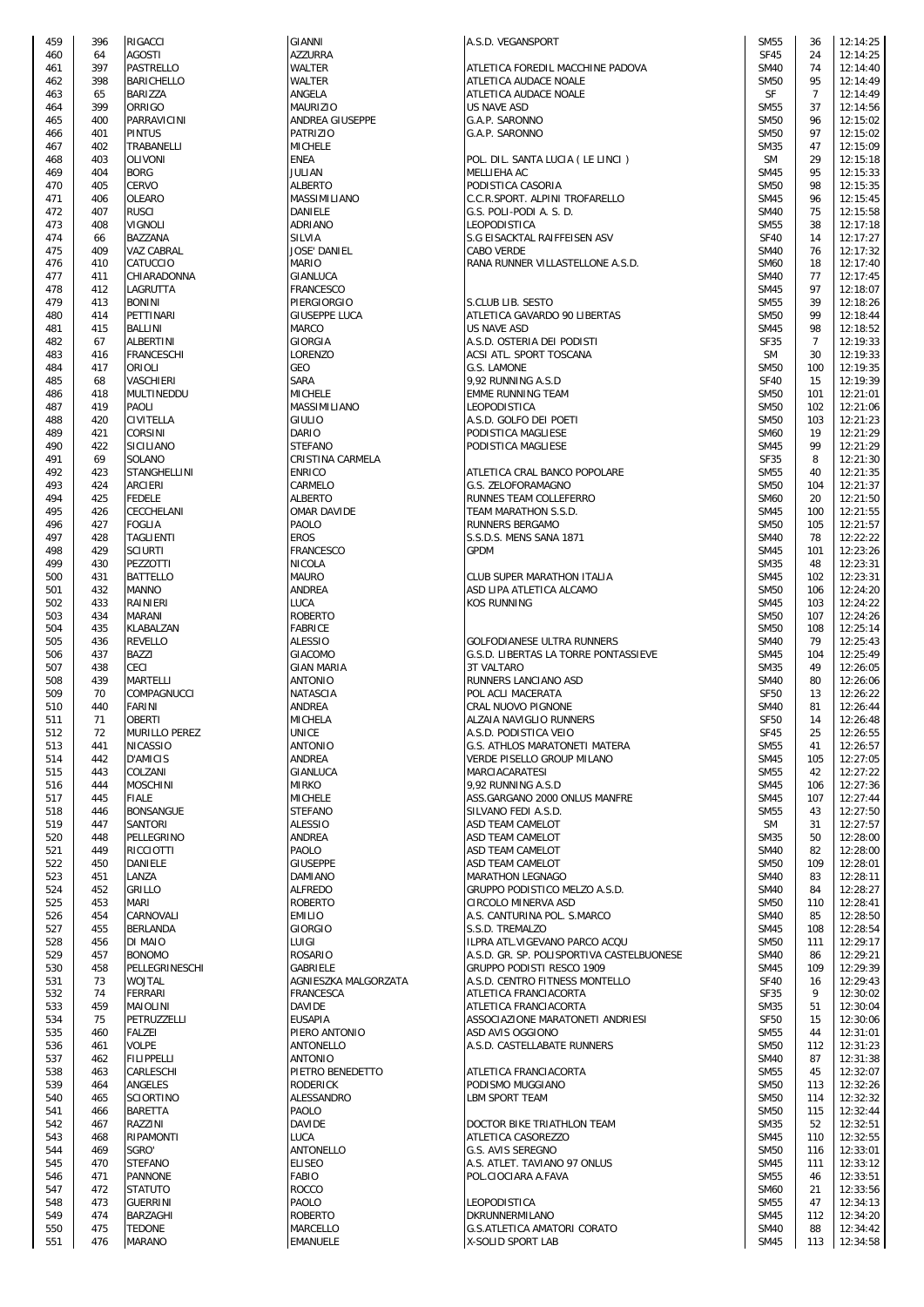| | | | | | | | |
|---|---|---|---|---|---|---|---|
| 459 | 396 | RIGACCI | GIANNI | A.S.D. VEGANSPORT | SM55 | 36 | 12:14:25 |
| 460 | 64 | AGOSTI | AZZURRA | | SF45 | 24 | 12:14:25 |
| 461 | 397 | PASTRELLO | WALTER | ATLETICA FOREDIL MACCHINE PADOVA | SM40 | 74 | 12:14:40 |
| 462 | 398 | BARICHELLO | WALTER | ATLETICA AUDACE NOALE | SM50 | 95 | 12:14:49 |
| 463 | 65 | BARIZZA | ANGELA | ATLETICA AUDACE NOALE | SF | 7 | 12:14:49 |
| 464 | 399 | ORRIGO | MAURIZIO | US NAVE ASD | SM55 | 37 | 12:14:56 |
| 465 | 400 | PARRAVICINI | ANDREA GIUSEPPE | G.A.P. SARONNO | SM50 | 96 | 12:15:02 |
| 466 | 401 | PINTUS | PATRIZIO | G.A.P. SARONNO | SM50 | 97 | 12:15:02 |
| 467 | 402 | TRABANELLI | MICHELE | | SM35 | 47 | 12:15:09 |
| 468 | 403 | OLIVONI | ENEA | POL. DIL. SANTA LUCIA ( LE LINCI ) | SM | 29 | 12:15:18 |
| 469 | 404 | BORG | JULIAN | MELLIEHA AC | SM45 | 95 | 12:15:33 |
| 470 | 405 | CERVO | ALBERTO | PODISTICA CASORIA | SM50 | 98 | 12:15:35 |
| 471 | 406 | OLEARO | MASSIMILIANO | C.C.R.SPORT. ALPINI TROFARELLO | SM45 | 96 | 12:15:45 |
| 472 | 407 | RUSCI | DANIELE | G.S. POLI-PODI A. S. D. | SM40 | 75 | 12:15:58 |
| 473 | 408 | VIGNOLI | ADRIANO | LEOPODISTICA | SM55 | 38 | 12:17:18 |
| 474 | 66 | BAZZANA | SILVIA | S.G EISACKTAL RAIFFEISEN ASV | SF40 | 14 | 12:17:27 |
| 475 | 409 | VAZ CABRAL | JOSE' DANIEL | CABO VERDE | SM40 | 76 | 12:17:32 |
| 476 | 410 | CATUCCIO | MARIO | RANA RUNNER VILLASTELLONE A.S.D. | SM60 | 18 | 12:17:40 |
| 477 | 411 | CHIARADONNA | GIANLUCA | | SM40 | 77 | 12:17:45 |
| 478 | 412 | LAGRUTTA | FRANCESCO | | SM45 | 97 | 12:18:07 |
| 479 | 413 | BONINI | PIERGIORGIO | S.CLUB LIB. SESTO | SM55 | 39 | 12:18:26 |
| 480 | 414 | PETTINARI | GIUSEPPE LUCA | ATLETICA GAVARDO 90 LIBERTAS | SM50 | 99 | 12:18:44 |
| 481 | 415 | BALLINI | MARCO | US NAVE ASD | SM45 | 98 | 12:18:52 |
| 482 | 67 | ALBERTINI | GIORGIA | A.S.D. OSTERIA DEI PODISTI | SF35 | 7 | 12:19:33 |
| 483 | 416 | FRANCESCHI | LORENZO | ACSI ATL. SPORT TOSCANA | SM | 30 | 12:19:33 |
| 484 | 417 | ORIOLI | GEO | G.S. LAMONE | SM50 | 100 | 12:19:35 |
| 485 | 68 | VASCHIERI | SARA | 9,92 RUNNING A.S.D | SF40 | 15 | 12:19:39 |
| 486 | 418 | MULTINEDDU | MICHELE | EMME RUNNING TEAM | SM50 | 101 | 12:21:01 |
| 487 | 419 | PAOLI | MASSIMILIANO | LEOPODISTICA | SM50 | 102 | 12:21:06 |
| 488 | 420 | CIVITELLA | GIULIO | A.S.D. GOLFO DEI POETI | SM50 | 103 | 12:21:23 |
| 489 | 421 | CORSINI | DARIO | PODISTICA MAGLIESE | SM60 | 19 | 12:21:29 |
| 490 | 422 | SICILIANO | STEFANO | PODISTICA MAGLIESE | SM45 | 99 | 12:21:29 |
| 491 | 69 | SOLANO | CRISTINA CARMELA | | SF35 | 8 | 12:21:30 |
| 492 | 423 | STANGHELLINI | ENRICO | ATLETICA CRAL BANCO POPOLARE | SM55 | 40 | 12:21:35 |
| 493 | 424 | ARCIERI | CARMELO | G.S. ZELOFORAMAGNO | SM50 | 104 | 12:21:37 |
| 494 | 425 | FEDELE | ALBERTO | RUNNES TEAM COLLEFERRO | SM60 | 20 | 12:21:50 |
| 495 | 426 | CECCHELANI | OMAR DAVIDE | TEAM MARATHON S.S.D. | SM45 | 100 | 12:21:55 |
| 496 | 427 | FOGLIA | PAOLO | RUNNERS BERGAMO | SM50 | 105 | 12:21:57 |
| 497 | 428 | TAGLIENTI | EROS | S.S.D.S. MENS SANA 1871 | SM40 | 78 | 12:22:22 |
| 498 | 429 | SCIURTI | FRANCESCO | GPDM | SM45 | 101 | 12:23:26 |
| 499 | 430 | PEZZOTTI | NICOLA | | SM35 | 48 | 12:23:31 |
| 500 | 431 | BATTELLO | MAURO | CLUB SUPER MARATHON ITALIA | SM45 | 102 | 12:23:31 |
| 501 | 432 | MANNO | ANDREA | ASD LIPA ATLETICA ALCAMO | SM50 | 106 | 12:24:20 |
| 502 | 433 | RAINIERI | LUCA | KOS RUNNING | SM45 | 103 | 12:24:22 |
| 503 | 434 | MARANI | ROBERTO | | SM50 | 107 | 12:24:26 |
| 504 | 435 | KLABALZAN | FABRICE | | SM50 | 108 | 12:25:14 |
| 505 | 436 | REVELLO | ALESSIO | GOLFODIANESE ULTRA RUNNERS | SM40 | 79 | 12:25:43 |
| 506 | 437 | BAZZI | GIACOMO | G.S.D. LIBERTAS LA TORRE PONTASSIEVE | SM45 | 104 | 12:25:49 |
| 507 | 438 | CECI | GIAN MARIA | 3T VALTARO | SM35 | 49 | 12:26:05 |
| 508 | 439 | MARTELLI | ANTONIO | RUNNERS LANCIANO ASD | SM40 | 80 | 12:26:06 |
| 509 | 70 | COMPAGNUCCI | NATASCIA | POL ACLI MACERATA | SF50 | 13 | 12:26:22 |
| 510 | 440 | FARINI | ANDREA | CRAL NUOVO PIGNONE | SM40 | 81 | 12:26:44 |
| 511 | 71 | OBERTI | MICHELA | ALZAIA NAVIGLIO RUNNERS | SF50 | 14 | 12:26:48 |
| 512 | 72 | MURILLO PEREZ | UNICE | A.S.D. PODISTICA VEIO | SF45 | 25 | 12:26:55 |
| 513 | 441 | NICASSIO | ANTONIO | G.S. ATHLOS MARATONETI MATERA | SM55 | 41 | 12:26:57 |
| 514 | 442 | D'AMICIS | ANDREA | VERDE PISELLO GROUP MILANO | SM45 | 105 | 12:27:05 |
| 515 | 443 | COLZANI | GIANLUCA | MARCIACARATESI | SM55 | 42 | 12:27:22 |
| 516 | 444 | MOSCHINI | MIRKO | 9,92 RUNNING A.S.D | SM45 | 106 | 12:27:36 |
| 517 | 445 | FIALE | MICHELE | ASS.GARGANO 2000 ONLUS MANFRE | SM45 | 107 | 12:27:44 |
| 518 | 446 | BONSANGUE | STEFANO | SILVANO FEDI A.S.D. | SM55 | 43 | 12:27:50 |
| 519 | 447 | SANTORI | ALESSIO | ASD TEAM CAMELOT | SM | 31 | 12:27:57 |
| 520 | 448 | PELLEGRINO | ANDREA | ASD TEAM CAMELOT | SM35 | 50 | 12:28:00 |
| 521 | 449 | RICCIOTTI | PAOLO | ASD TEAM CAMELOT | SM40 | 82 | 12:28:00 |
| 522 | 450 | DANIELE | GIUSEPPE | ASD TEAM CAMELOT | SM50 | 109 | 12:28:01 |
| 523 | 451 | LANZA | DAMIANO | MARATHON LEGNAGO | SM40 | 83 | 12:28:11 |
| 524 | 452 | GRILLO | ALFREDO | GRUPPO PODISTICO MELZO A.S.D. | SM40 | 84 | 12:28:27 |
| 525 | 453 | MARI | ROBERTO | CIRCOLO MINERVA ASD | SM50 | 110 | 12:28:41 |
| 526 | 454 | CARNOVALI | EMILIO | A.S. CANTURINA POL. S.MARCO | SM40 | 85 | 12:28:50 |
| 527 | 455 | BERLANDA | GIORGIO | S.S.D. TREMALZO | SM45 | 108 | 12:28:54 |
| 528 | 456 | DI MAIO | LUIGI | ILPRA ATL.VIGEVANO PARCO ACQU | SM50 | 111 | 12:29:17 |
| 529 | 457 | BONOMO | ROSARIO | A.S.D. GR. SP. POLISPORTIVA CASTELBUONESE | SM40 | 86 | 12:29:21 |
| 530 | 458 | PELLEGRINESCHI | GABRIELE | GRUPPO PODISTI RESCO 1909 | SM45 | 109 | 12:29:39 |
| 531 | 73 | WOJTAL | AGNIESZKA MALGORZATA | A.S.D. CENTRO FITNESS MONTELLO | SF40 | 16 | 12:29:43 |
| 532 | 74 | FERRARI | FRANCESCA | ATLETICA FRANCIACORTA | SF35 | 9 | 12:30:02 |
| 533 | 459 | MAIOLINI | DAVIDE | ATLETICA FRANCIACORTA | SM35 | 51 | 12:30:04 |
| 534 | 75 | PETRUZZELLI | EUSAPIA | ASSOCIAZIONE MARATONETI ANDRIESI | SF50 | 15 | 12:30:06 |
| 535 | 460 | FALZEI | PIERO ANTONIO | ASD AVIS OGGIONO | SM55 | 44 | 12:31:01 |
| 536 | 461 | VOLPE | ANTONELLO | A.S.D. CASTELLABATE RUNNERS | SM50 | 112 | 12:31:23 |
| 537 | 462 | FILIPPELLI | ANTONIO | | SM40 | 87 | 12:31:38 |
| 538 | 463 | CARLESCHI | PIETRO BENEDETTO | ATLETICA FRANCIACORTA | SM55 | 45 | 12:32:07 |
| 539 | 464 | ANGELES | RODERICK | PODISMO MUGGIANO | SM50 | 113 | 12:32:26 |
| 540 | 465 | SCIORTINO | ALESSANDRO | LBM SPORT TEAM | SM50 | 114 | 12:32:32 |
| 541 | 466 | BARETTA | PAOLO | | SM50 | 115 | 12:32:44 |
| 542 | 467 | RAZZINI | DAVIDE | DOCTOR BIKE TRIATHLON TEAM | SM35 | 52 | 12:32:51 |
| 543 | 468 | RIPAMONTI | LUCA | ATLETICA CASOREZZO | SM45 | 110 | 12:32:55 |
| 544 | 469 | SGRO' | ANTONELLO | G.S. AVIS SEREGNO | SM50 | 116 | 12:33:01 |
| 545 | 470 | STEFANO | ELISEO | A.S. ATLET. TAVIANO 97 ONLUS | SM45 | 111 | 12:33:12 |
| 546 | 471 | PANNONE | FABIO | POL.CIOCIARA A.FAVA | SM55 | 46 | 12:33:51 |
| 547 | 472 | STATUTO | ROCCO | | SM60 | 21 | 12:33:56 |
| 548 | 473 | GUERRINI | PAOLO | LEOPODISTICA | SM55 | 47 | 12:34:13 |
| 549 | 474 | BARZAGHI | ROBERTO | DKRUNNERMILANO | SM45 | 112 | 12:34:20 |
| 550 | 475 | TEDONE | MARCELLO | G.S.ATLETICA AMATORI CORATO | SM40 | 88 | 12:34:42 |
| 551 | 476 | MARANO | EMANUELE | X-SOLID SPORT LAB | SM45 | 113 | 12:34:58 |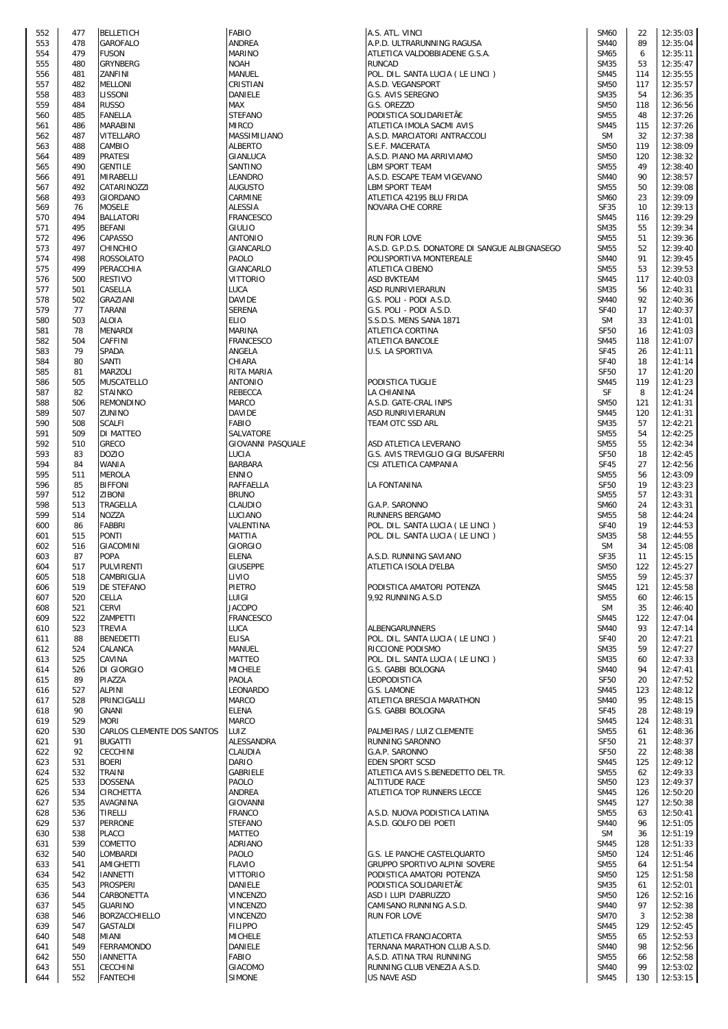| | | | | | | | |
|---|---|---|---|---|---|---|---|
| 552 | 477 | BELLETICH | FABIO | A.S. ATL. VINCI | SM60 | 22 | 12:35:03 |
| 553 | 478 | GAROFALO | ANDREA | A.P.D. ULTRARUNNING RAGUSA | SM40 | 89 | 12:35:04 |
| 554 | 479 | FUSON | MARINO | ATLETICA VALDOBBIADENE G.S.A. | SM65 | 6 | 12:35:11 |
| 555 | 480 | GRYNBERG | NOAH | RUNCAD | SM35 | 53 | 12:35:47 |
| 556 | 481 | ZANFINI | MANUEL | POL. DIL. SANTA LUCIA ( LE LINCI ) | SM45 | 114 | 12:35:55 |
| 557 | 482 | MELLONI | CRISTIAN | A.S.D. VEGANSPORT | SM50 | 117 | 12:35:57 |
| 558 | 483 | LISSONI | DANIELE | G.S. AVIS SEREGNO | SM35 | 54 | 12:36:35 |
| 559 | 484 | RUSSO | MAX | G.S. OREZZO | SM50 | 118 | 12:36:56 |
| 560 | 485 | FANELLA | STEFANO | PODISTICA SOLIDARIETÃ€ | SM55 | 48 | 12:37:26 |
| 561 | 486 | MARABINI | MIRCO | ATLETICA IMOLA SACMI AVIS | SM45 | 115 | 12:37:26 |
| 562 | 487 | VITELLARO | MASSIMILIANO | A.S.D. MARCIATORI ANTRACCOLI | SM | 32 | 12:37:38 |
| 563 | 488 | CAMBIO | ALBERTO | S.E.F. MACERATA | SM50 | 119 | 12:38:09 |
| 564 | 489 | PRATESI | GIANLUCA | A.S.D. PIANO MA ARRIVIAMO | SM50 | 120 | 12:38:32 |
| 565 | 490 | GENTILE | SANTINO | LBM SPORT TEAM | SM55 | 49 | 12:38:40 |
| 566 | 491 | MIRABELLI | LEANDRO | A.S.D. ESCAPE TEAM VIGEVANO | SM40 | 90 | 12:38:57 |
| 567 | 492 | CATARINOZZI | AUGUSTO | LBM SPORT TEAM | SM55 | 50 | 12:39:08 |
| 568 | 493 | GIORDANO | CARMINE | ATLETICA 42195 BLU FRIDA | SM60 | 23 | 12:39:09 |
| 569 | 76 | MOSELE | ALESSIA | NOVARA CHE CORRE | SF35 | 10 | 12:39:13 |
| 570 | 494 | BALLATORI | FRANCESCO | | SM45 | 116 | 12:39:29 |
| 571 | 495 | BEFANI | GIULIO | | SM35 | 55 | 12:39:34 |
| 572 | 496 | CAPASSO | ANTONIO | RUN FOR LOVE | SM55 | 51 | 12:39:36 |
| 573 | 497 | CHINCHIO | GIANCARLO | A.S.D. G.P.D.S. DONATORE DI SANGUE ALBIGNASEGO | SM55 | 52 | 12:39:40 |
| 574 | 498 | ROSSOLATO | PAOLO | POLISPORTIVA MONTEREALE | SM40 | 91 | 12:39:45 |
| 575 | 499 | PERACCHIA | GIANCARLO | ATLETICA CIBENO | SM55 | 53 | 12:39:53 |
| 576 | 500 | RESTIVO | VITTORIO | ASD BVKTEAM | SM45 | 117 | 12:40:03 |
| 577 | 501 | CASELLA | LUCA | ASD RUNRIVIERARUN | SM35 | 56 | 12:40:31 |
| 578 | 502 | GRAZIANI | DAVIDE | G.S. POLI - PODI A.S.D. | SM40 | 92 | 12:40:36 |
| 579 | 77 | TARANI | SERENA | G.S. POLI - PODI A.S.D. | SF40 | 17 | 12:40:37 |
| 580 | 503 | ALOIA | ELIO | S.S.D.S. MENS SANA 1871 | SM | 33 | 12:41:01 |
| 581 | 78 | MENARDI | MARINA | ATLETICA CORTINA | SF50 | 16 | 12:41:03 |
| 582 | 504 | CAFFINI | FRANCESCO | ATLETICA BANCOLE | SM45 | 118 | 12:41:07 |
| 583 | 79 | SPADA | ANGELA | U.S. LA SPORTIVA | SF45 | 26 | 12:41:11 |
| 584 | 80 | SANTI | CHIARA | | SF40 | 18 | 12:41:14 |
| 585 | 81 | MARZOLI | RITA MARIA | | SF50 | 17 | 12:41:20 |
| 586 | 505 | MUSCATELLO | ANTONIO | PODISTICA TUGLIE | SM45 | 119 | 12:41:23 |
| 587 | 82 | STAINKO | REBECCA | LA CHIANINA | SF | 8 | 12:41:24 |
| 588 | 506 | REMONDINO | MARCO | A.S.D. GATE-CRAL INPS | SM50 | 121 | 12:41:31 |
| 589 | 507 | ZUNINO | DAVIDE | ASD RUNRIVIERARUN | SM45 | 120 | 12:41:31 |
| 590 | 508 | SCALFI | FABIO | TEAM OTC SSD ARL | SM35 | 57 | 12:42:21 |
| 591 | 509 | DI MATTEO | SALVATORE | | SM55 | 54 | 12:42:25 |
| 592 | 510 | GRECO | GIOVANNI PASQUALE | ASD ATLETICA LEVERANO | SM55 | 55 | 12:42:34 |
| 593 | 83 | DOZIO | LUCIA | G.S. AVIS TREVIGLIO GIGI BUSAFERRI | SF50 | 18 | 12:42:45 |
| 594 | 84 | WANIA | BARBARA | CSI ATLETICA CAMPANIA | SF45 | 27 | 12:42:56 |
| 595 | 511 | MEROLA | ENNIO | | SM55 | 56 | 12:43:09 |
| 596 | 85 | BIFFONI | RAFFAELLA | LA FONTANINA | SF50 | 19 | 12:43:23 |
| 597 | 512 | ZIBONI | BRUNO | | SM55 | 57 | 12:43:31 |
| 598 | 513 | TRAGELLA | CLAUDIO | G.A.P. SARONNO | SM60 | 24 | 12:43:31 |
| 599 | 514 | NOZZA | LUCIANO | RUNNERS BERGAMO | SM55 | 58 | 12:44:24 |
| 600 | 86 | FABBRI | VALENTINA | POL. DIL. SANTA LUCIA ( LE LINCI ) | SF40 | 19 | 12:44:53 |
| 601 | 515 | PONTI | MATTIA | POL. DIL. SANTA LUCIA ( LE LINCI ) | SM35 | 58 | 12:44:55 |
| 602 | 516 | GIACOMINI | GIORGIO | | SM | 34 | 12:45:08 |
| 603 | 87 | POPA | ELENA | A.S.D. RUNNING SAVIANO | SF35 | 11 | 12:45:15 |
| 604 | 517 | PULVIRENTI | GIUSEPPE | ATLETICA ISOLA D'ELBA | SM50 | 122 | 12:45:27 |
| 605 | 518 | CAMBRIGLIA | LIVIO | | SM55 | 59 | 12:45:37 |
| 606 | 519 | DE STEFANO | PIETRO | PODISTICA AMATORI POTENZA | SM45 | 121 | 12:45:58 |
| 607 | 520 | CELLA | LUIGI | 9,92 RUNNING A.S.D | SM55 | 60 | 12:46:15 |
| 608 | 521 | CERVI | JACOPO | | SM | 35 | 12:46:40 |
| 609 | 522 | ZAMPETTI | FRANCESCO | | SM45 | 122 | 12:47:04 |
| 610 | 523 | TREVIA | LUCA | ALBENGARUNNERS | SM40 | 93 | 12:47:14 |
| 611 | 88 | BENEDETTI | ELISA | POL. DIL. SANTA LUCIA ( LE LINCI ) | SF40 | 20 | 12:47:21 |
| 612 | 524 | CALANCA | MANUEL | RICCIONE PODISMO | SM35 | 59 | 12:47:27 |
| 613 | 525 | CAVINA | MATTEO | POL. DIL. SANTA LUCIA ( LE LINCI ) | SM35 | 60 | 12:47:33 |
| 614 | 526 | DI GIORGIO | MICHELE | G.S. GABBI BOLOGNA | SM40 | 94 | 12:47:41 |
| 615 | 89 | PIAZZA | PAOLA | LEOPODISTICA | SF50 | 20 | 12:47:52 |
| 616 | 527 | ALPINI | LEONARDO | G.S. LAMONE | SM45 | 123 | 12:48:12 |
| 617 | 528 | PRINCIGALLI | MARCO | ATLETICA BRESCIA MARATHON | SM40 | 95 | 12:48:15 |
| 618 | 90 | GNANI | ELENA | G.S. GABBI BOLOGNA | SF45 | 28 | 12:48:19 |
| 619 | 529 | MORI | MARCO | | SM45 | 124 | 12:48:31 |
| 620 | 530 | CARLOS CLEMENTE DOS SANTOS | LUIZ | PALMEIRAS / LUIZ CLEMENTE | SM55 | 61 | 12:48:36 |
| 621 | 91 | BUGATTI | ALESSANDRA | RUNNING SARONNO | SF50 | 21 | 12:48:37 |
| 622 | 92 | CECCHINI | CLAUDIA | G.A.P. SARONNO | SF50 | 22 | 12:48:38 |
| 623 | 531 | BOERI | DARIO | EDEN SPORT SCSD | SM45 | 125 | 12:49:12 |
| 624 | 532 | TRAINI | GABRIELE | ATLETICA AVIS S.BENEDETTO DEL TR. | SM55 | 62 | 12:49:33 |
| 625 | 533 | DOSSENA | PAOLO | ALTITUDE RACE | SM50 | 123 | 12:49:37 |
| 626 | 534 | CIRCHETTA | ANDREA | ATLETICA TOP RUNNERS LECCE | SM45 | 126 | 12:50:20 |
| 627 | 535 | AVAGNINA | GIOVANNI | | SM45 | 127 | 12:50:38 |
| 628 | 536 | TIRELLI | FRANCO | A.S.D. NUOVA PODISTICA LATINA | SM55 | 63 | 12:50:41 |
| 629 | 537 | PERRONE | STEFANO | A.S.D. GOLFO DEI POETI | SM40 | 96 | 12:51:05 |
| 630 | 538 | PLACCI | MATTEO | | SM | 36 | 12:51:19 |
| 631 | 539 | COMETTO | ADRIANO | | SM45 | 128 | 12:51:33 |
| 632 | 540 | LOMBARDI | PAOLO | G.S. LE PANCHE CASTELQUARTO | SM50 | 124 | 12:51:46 |
| 633 | 541 | AMIGHETTI | FLAVIO | GRUPPO SPORTIVO ALPINI SOVERE | SM55 | 64 | 12:51:54 |
| 634 | 542 | IANNETTI | VITTORIO | PODISTICA AMATORI POTENZA | SM50 | 125 | 12:51:58 |
| 635 | 543 | PROSPERI | DANIELE | PODISTICA SOLIDARIETÃ€ | SM35 | 61 | 12:52:01 |
| 636 | 544 | CARBONETTA | VINCENZO | ASD I LUPI D'ABRUZZO | SM50 | 126 | 12:52:16 |
| 637 | 545 | GUARINO | VINCENZO | CAMISANO RUNNING A.S.D. | SM40 | 97 | 12:52:38 |
| 638 | 546 | BORZACCHIELLO | VINCENZO | RUN FOR LOVE | SM70 | 3 | 12:52:38 |
| 639 | 547 | GASTALDI | FILIPPO | | SM45 | 129 | 12:52:45 |
| 640 | 548 | MIANI | MICHELE | ATLETICA FRANCIACORTA | SM55 | 65 | 12:52:53 |
| 641 | 549 | FERRAMONDO | DANIELE | TERNANA MARATHON CLUB A.S.D. | SM40 | 98 | 12:52:56 |
| 642 | 550 | IANNETTA | FABIO | A.S.D. ATINA TRAI RUNNING | SM55 | 66 | 12:52:58 |
| 643 | 551 | CECCHINI | GIACOMO | RUNNING CLUB VENEZIA A.S.D. | SM40 | 99 | 12:53:02 |
| 644 | 552 | FANTECHI | SIMONE | US NAVE ASD | SM45 | 130 | 12:53:15 |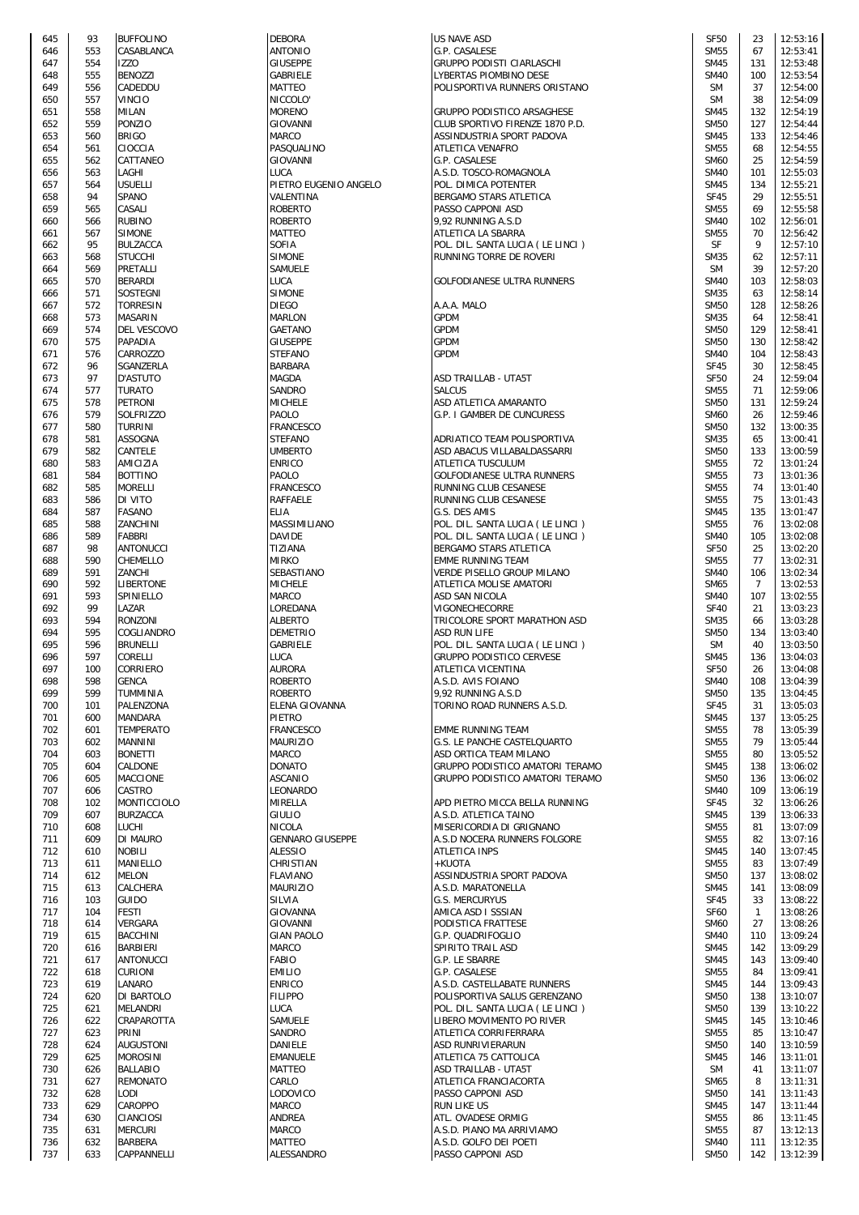| | | | | | | | |
|---|---|---|---|---|---|---|---|
| 645 | 93 | BUFFOLINO | DEBORA | US NAVE ASD | SF50 | 23 | 12:53:16 |
| 646 | 553 | CASABLANCA | ANTONIO | G.P. CASALESE | SM55 | 67 | 12:53:41 |
| 647 | 554 | IZZO | GIUSEPPE | GRUPPO PODISTI CIARLASCHI | SM45 | 131 | 12:53:48 |
| 648 | 555 | BENOZZI | GABRIELE | LYBERTAS PIOMBINO DESE | SM40 | 100 | 12:53:54 |
| 649 | 556 | CADEDDU | MATTEO | POLISPORTIVA RUNNERS ORISTANO | SM | 37 | 12:54:00 |
| 650 | 557 | VINCIO | NICCOLO' | | SM | 38 | 12:54:09 |
| 651 | 558 | MILAN | MORENO | GRUPPO PODISTICO ARSAGHESE | SM45 | 132 | 12:54:19 |
| 652 | 559 | PONZIO | GIOVANNI | CLUB SPORTIVO FIRENZE 1870 P.D. | SM50 | 127 | 12:54:44 |
| 653 | 560 | BRIGO | MARCO | ASSINDUSTRIA SPORT PADOVA | SM45 | 133 | 12:54:46 |
| 654 | 561 | CIOCCIA | PASQUALINO | ATLETICA VENAFRO | SM55 | 68 | 12:54:55 |
| 655 | 562 | CATTANEO | GIOVANNI | G.P. CASALESE | SM60 | 25 | 12:54:59 |
| 656 | 563 | LAGHI | LUCA | A.S.D. TOSCO-ROMAGNOLA | SM40 | 101 | 12:55:03 |
| 657 | 564 | USUELLI | PIETRO EUGENIO ANGELO | POL. DIMICA POTENTER | SM45 | 134 | 12:55:21 |
| 658 | 94 | SPANO | VALENTINA | BERGAMO STARS ATLETICA | SF45 | 29 | 12:55:51 |
| 659 | 565 | CASALI | ROBERTO | PASSO CAPPONI ASD | SM55 | 69 | 12:55:58 |
| 660 | 566 | RUBINO | ROBERTO | 9,92 RUNNING A.S.D | SM40 | 102 | 12:56:01 |
| 661 | 567 | SIMONE | MATTEO | ATLETICA LA SBARRA | SM55 | 70 | 12:56:42 |
| 662 | 95 | BULZACCA | SOFIA | POL. DIL. SANTA LUCIA ( LE LINCI ) | SF | 9 | 12:57:10 |
| 663 | 568 | STUCCHI | SIMONE | RUNNING TORRE DE ROVERI | SM35 | 62 | 12:57:11 |
| 664 | 569 | PRETALLI | SAMUELE | | SM | 39 | 12:57:20 |
| 665 | 570 | BERARDI | LUCA | GOLFODIANESE ULTRA RUNNERS | SM40 | 103 | 12:58:03 |
| 666 | 571 | SOSTEGNI | SIMONE | | SM35 | 63 | 12:58:14 |
| 667 | 572 | TORRESIN | DIEGO | A.A.A. MALO | SM50 | 128 | 12:58:26 |
| 668 | 573 | MASARIN | MARLON | GPDM | SM35 | 64 | 12:58:41 |
| 669 | 574 | DEL VESCOVO | GAETANO | GPDM | SM50 | 129 | 12:58:41 |
| 670 | 575 | PAPADIA | GIUSEPPE | GPDM | SM50 | 130 | 12:58:42 |
| 671 | 576 | CARROZZO | STEFANO | GPDM | SM40 | 104 | 12:58:43 |
| 672 | 96 | SGANZERLA | BARBARA | | SF45 | 30 | 12:58:45 |
| 673 | 97 | D'ASTUTO | MAGDA | ASD TRAILLAB - UTA5T | SF50 | 24 | 12:59:04 |
| 674 | 577 | TURATO | SANDRO | SALCUS | SM55 | 71 | 12:59:06 |
| 675 | 578 | PETRONI | MICHELE | ASD ATLETICA AMARANTO | SM50 | 131 | 12:59:24 |
| 676 | 579 | SOLFRIZZO | PAOLO | G.P. I GAMBER DE CUNCURESS | SM60 | 26 | 12:59:46 |
| 677 | 580 | TURRINI | FRANCESCO | | SM50 | 132 | 13:00:35 |
| 678 | 581 | ASSOGNA | STEFANO | ADRIATICO TEAM POLISPORTIVA | SM35 | 65 | 13:00:41 |
| 679 | 582 | CANTELE | UMBERTO | ASD ABACUS VILLABALDASSARRI | SM50 | 133 | 13:00:59 |
| 680 | 583 | AMICIZIA | ENRICO | ATLETICA TUSCULUM | SM55 | 72 | 13:01:24 |
| 681 | 584 | BOTTINO | PAOLO | GOLFODIANESE ULTRA RUNNERS | SM55 | 73 | 13:01:36 |
| 682 | 585 | MORELLI | FRANCESCO | RUNNING CLUB CESANESE | SM55 | 74 | 13:01:40 |
| 683 | 586 | DI VITO | RAFFAELE | RUNNING CLUB CESANESE | SM55 | 75 | 13:01:43 |
| 684 | 587 | FASANO | ELIA | G.S. DES AMIS | SM45 | 135 | 13:01:47 |
| 685 | 588 | ZANCHINI | MASSIMILIANO | POL. DIL. SANTA LUCIA ( LE LINCI ) | SM55 | 76 | 13:02:08 |
| 686 | 589 | FABBRI | DAVIDE | POL. DIL. SANTA LUCIA ( LE LINCI ) | SM40 | 105 | 13:02:08 |
| 687 | 98 | ANTONUCCI | TIZIANA | BERGAMO STARS ATLETICA | SF50 | 25 | 13:02:20 |
| 688 | 590 | CHEMELLO | MIRKO | EMME RUNNING TEAM | SM55 | 77 | 13:02:31 |
| 689 | 591 | ZANCHI | SEBASTIANO | VERDE PISELLO GROUP MILANO | SM40 | 106 | 13:02:34 |
| 690 | 592 | LIBERTONE | MICHELE | ATLETICA MOLISE AMATORI | SM65 | 7 | 13:02:53 |
| 691 | 593 | SPINIELLO | MARCO | ASD SAN NICOLA | SM40 | 107 | 13:02:55 |
| 692 | 99 | LAZAR | LOREDANA | VIGONECHECORRE | SF40 | 21 | 13:03:23 |
| 693 | 594 | RONZONI | ALBERTO | TRICOLORE SPORT MARATHON ASD | SM35 | 66 | 13:03:28 |
| 694 | 595 | COGLIANDRO | DEMETRIO | ASD RUN LIFE | SM50 | 134 | 13:03:40 |
| 695 | 596 | BRUNELLI | GABRIELE | POL. DIL. SANTA LUCIA ( LE LINCI ) | SM | 40 | 13:03:50 |
| 696 | 597 | CORELLI | LUCA | GRUPPO PODISTICO CERVESE | SM45 | 136 | 13:04:03 |
| 697 | 100 | CORRIERO | AURORA | ATLETICA VICENTINA | SF50 | 26 | 13:04:08 |
| 698 | 598 | GENCA | ROBERTO | A.S.D. AVIS FOIANO | SM40 | 108 | 13:04:39 |
| 699 | 599 | TUMMINIA | ROBERTO | 9,92 RUNNING A.S.D | SM50 | 135 | 13:04:45 |
| 700 | 101 | PALENZONA | ELENA GIOVANNA | TORINO ROAD RUNNERS A.S.D. | SF45 | 31 | 13:05:03 |
| 701 | 600 | MANDARA | PIETRO | | SM45 | 137 | 13:05:25 |
| 702 | 601 | TEMPERATO | FRANCESCO | EMME RUNNING TEAM | SM55 | 78 | 13:05:39 |
| 703 | 602 | MANNINI | MAURIZIO | G.S. LE PANCHE CASTELQUARTO | SM55 | 79 | 13:05:44 |
| 704 | 603 | BONETTI | MARCO | ASD ORTICA TEAM MILANO | SM55 | 80 | 13:05:52 |
| 705 | 604 | CALDONE | DONATO | GRUPPO PODISTICO AMATORI TERAMO | SM45 | 138 | 13:06:02 |
| 706 | 605 | MACCIONE | ASCANIO | GRUPPO PODISTICO AMATORI TERAMO | SM50 | 136 | 13:06:02 |
| 707 | 606 | CASTRO | LEONARDO | | SM40 | 109 | 13:06:19 |
| 708 | 102 | MONTICCIOLO | MIRELLA | APD PIETRO MICCA BELLA RUNNING | SF45 | 32 | 13:06:26 |
| 709 | 607 | BURZACCA | GIULIO | A.S.D. ATLETICA TAINO | SM45 | 139 | 13:06:33 |
| 710 | 608 | LUCHI | NICOLA | MISERICORDIA DI GRIGNANO | SM55 | 81 | 13:07:09 |
| 711 | 609 | DI MAURO | GENNARO GIUSEPPE | A.S.D NOCERA RUNNERS FOLGORE | SM55 | 82 | 13:07:16 |
| 712 | 610 | NOBILI | ALESSIO | ATLETICA INPS | SM45 | 140 | 13:07:45 |
| 713 | 611 | MANIELLO | CHRISTIAN | +KUOTA | SM55 | 83 | 13:07:49 |
| 714 | 612 | MELON | FLAVIANO | ASSINDUSTRIA SPORT PADOVA | SM50 | 137 | 13:08:02 |
| 715 | 613 | CALCHERA | MAURIZIO | A.S.D. MARATONELLA | SM45 | 141 | 13:08:09 |
| 716 | 103 | GUIDO | SILVIA | G.S. MERCURYUS | SF45 | 33 | 13:08:22 |
| 717 | 104 | FESTI | GIOVANNA | AMICA ASD I SSSIAN | SF60 | 1 | 13:08:26 |
| 718 | 614 | VERGARA | GIOVANNI | PODISTICA FRATTESE | SM60 | 27 | 13:08:26 |
| 719 | 615 | BACCHINI | GIAN PAOLO | G.P. QUADRIFOGLIO | SM40 | 110 | 13:09:24 |
| 720 | 616 | BARBIERI | MARCO | SPIRITO TRAIL ASD | SM45 | 142 | 13:09:29 |
| 721 | 617 | ANTONUCCI | FABIO | G.P. LE SBARRE | SM45 | 143 | 13:09:40 |
| 722 | 618 | CURIONI | EMILIO | G.P. CASALESE | SM55 | 84 | 13:09:41 |
| 723 | 619 | LANARO | ENRICO | A.S.D. CASTELLABATE RUNNERS | SM45 | 144 | 13:09:43 |
| 724 | 620 | DI BARTOLO | FILIPPO | POLISPORTIVA SALUS GERENZANO | SM50 | 138 | 13:10:07 |
| 725 | 621 | MELANDRI | LUCA | POL. DIL. SANTA LUCIA ( LE LINCI ) | SM50 | 139 | 13:10:22 |
| 726 | 622 | CRAPAROTTA | SAMUELE | LIBERO MOVIMENTO PO RIVER | SM45 | 145 | 13:10:46 |
| 727 | 623 | PRINI | SANDRO | ATLETICA CORRIFERRARA | SM55 | 85 | 13:10:47 |
| 728 | 624 | AUGUSTONI | DANIELE | ASD RUNRIVIERARUN | SM50 | 140 | 13:10:59 |
| 729 | 625 | MOROSINI | EMANUELE | ATLETICA 75 CATTOLICA | SM45 | 146 | 13:11:01 |
| 730 | 626 | BALLABIO | MATTEO | ASD TRAILLAB - UTA5T | SM | 41 | 13:11:07 |
| 731 | 627 | REMONATO | CARLO | ATLETICA FRANCIACORTA | SM65 | 8 | 13:11:31 |
| 732 | 628 | LODI | LODOVICO | PASSO CAPPONI ASD | SM50 | 141 | 13:11:43 |
| 733 | 629 | CAROPPO | MARCO | RUN LIKE US | SM45 | 147 | 13:11:44 |
| 734 | 630 | CIANCIOSI | ANDREA | ATL. OVADESE ORMIG | SM55 | 86 | 13:11:45 |
| 735 | 631 | MERCURI | MARCO | A.S.D. PIANO MA ARRIVIAMO | SM55 | 87 | 13:12:13 |
| 736 | 632 | BARBERA | MATTEO | A.S.D. GOLFO DEI POETI | SM40 | 111 | 13:12:35 |
| 737 | 633 | CAPPANNELLI | ALESSANDRO | PASSO CAPPONI ASD | SM50 | 142 | 13:12:39 |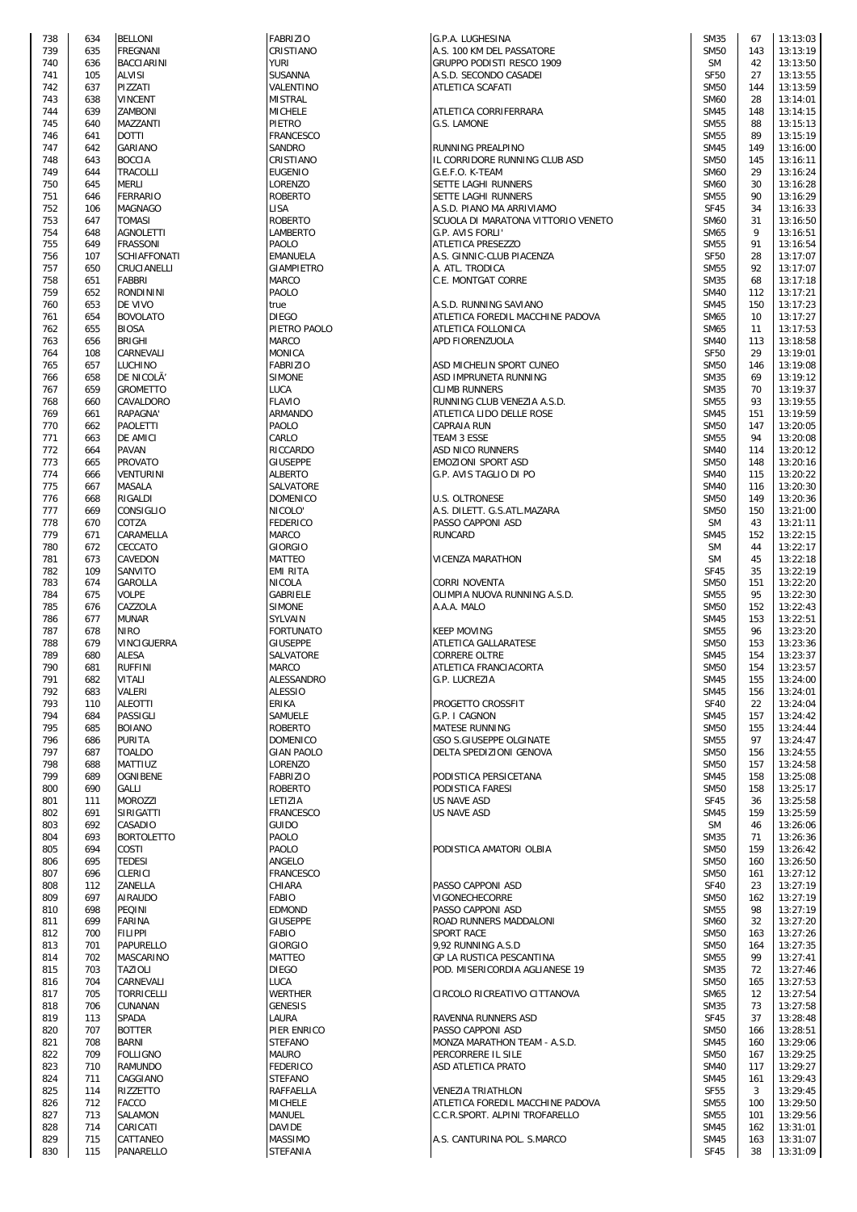| | | | | | | | |
|---|---|---|---|---|---|---|---|
| 738 | 634 | BELLONI | FABRIZIO | G.P.A. LUGHESINA | SM35 | 67 | 13:13:03 |
| 739 | 635 | FREGNANI | CRISTIANO | A.S. 100 KM DEL PASSATORE | SM50 | 143 | 13:13:19 |
| 740 | 636 | BACCIARINI | YURI | GRUPPO PODISTI RESCO 1909 | SM | 42 | 13:13:50 |
| 741 | 105 | ALVISI | SUSANNA | A.S.D. SECONDO CASADEI | SF50 | 27 | 13:13:55 |
| 742 | 637 | PIZZATI | VALENTINO | ATLETICA SCAFATI | SM50 | 144 | 13:13:59 |
| 743 | 638 | VINCENT | MISTRAL | | SM60 | 28 | 13:14:01 |
| 744 | 639 | ZAMBONI | MICHELE | ATLETICA CORRIFERRARA | SM45 | 148 | 13:14:15 |
| 745 | 640 | MAZZANTI | PIETRO | G.S. LAMONE | SM55 | 88 | 13:15:13 |
| 746 | 641 | DOTTI | FRANCESCO | | SM55 | 89 | 13:15:19 |
| 747 | 642 | GARIANO | SANDRO | RUNNING PREALPINO | SM45 | 149 | 13:16:00 |
| 748 | 643 | BOCCIA | CRISTIANO | IL CORRIDORE RUNNING CLUB ASD | SM50 | 145 | 13:16:11 |
| 749 | 644 | TRACOLLI | EUGENIO | G.E.F.O. K-TEAM | SM60 | 29 | 13:16:24 |
| 750 | 645 | MERLI | LORENZO | SETTE LAGHI RUNNERS | SM60 | 30 | 13:16:28 |
| 751 | 646 | FERRARIO | ROBERTO | SETTE LAGHI RUNNERS | SM55 | 90 | 13:16:29 |
| 752 | 106 | MAGNAGO | LISA | A.S.D. PIANO MA ARRIVIAMO | SF45 | 34 | 13:16:33 |
| 753 | 647 | TOMASI | ROBERTO | SCUOLA DI MARATONA VITTORIO VENETO | SM60 | 31 | 13:16:50 |
| 754 | 648 | AGNOLETTI | LAMBERTO | G.P. AVIS FORLI' | SM65 | 9 | 13:16:51 |
| 755 | 649 | FRASSONI | PAOLO | ATLETICA PRESEZZO | SM55 | 91 | 13:16:54 |
| 756 | 107 | SCHIAFFONATI | EMANUELA | A.S. GINNIC-CLUB PIACENZA | SF50 | 28 | 13:17:07 |
| 757 | 650 | CRUCIANELLI | GIAMPIETRO | A. ATL. TRODICA | SM55 | 92 | 13:17:07 |
| 758 | 651 | FABBRI | MARCO | C.E. MONTGAT CORRE | SM35 | 68 | 13:17:18 |
| 759 | 652 | RONDININI | PAOLO | | SM40 | 112 | 13:17:21 |
| 760 | 653 | DE VIVO | true | A.S.D. RUNNING SAVIANO | SM45 | 150 | 13:17:23 |
| 761 | 654 | BOVOLATO | DIEGO | ATLETICA FOREDIL MACCHINE PADOVA | SM65 | 10 | 13:17:27 |
| 762 | 655 | BIOSA | PIETRO PAOLO | ATLETICA FOLLONICA | SM65 | 11 | 13:17:53 |
| 763 | 656 | BRIGHI | MARCO | APD FIORENZUOLA | SM40 | 113 | 13:18:58 |
| 764 | 108 | CARNEVALI | MONICA | | SF50 | 29 | 13:19:01 |
| 765 | 657 | LUCHINO | FABRIZIO | ASD MICHELIN SPORT CUNEO | SM50 | 146 | 13:19:08 |
| 766 | 658 | DE NICOLÃ' | SIMONE | ASD IMPRUNETA RUNNING | SM35 | 69 | 13:19:12 |
| 767 | 659 | GROMETTO | LUCA | CLIMB RUNNERS | SM35 | 70 | 13:19:37 |
| 768 | 660 | CAVALDORO | FLAVIO | RUNNING CLUB VENEZIA A.S.D. | SM55 | 93 | 13:19:55 |
| 769 | 661 | RAPAGNA' | ARMANDO | ATLETICA LIDO DELLE ROSE | SM45 | 151 | 13:19:59 |
| 770 | 662 | PAOLETTI | PAOLO | CAPRAIA RUN | SM50 | 147 | 13:20:05 |
| 771 | 663 | DE AMICI | CARLO | TEAM 3 ESSE | SM55 | 94 | 13:20:08 |
| 772 | 664 | PAVAN | RICCARDO | ASD NICO RUNNERS | SM40 | 114 | 13:20:12 |
| 773 | 665 | PROVATO | GIUSEPPE | EMOZIONI SPORT ASD | SM50 | 148 | 13:20:16 |
| 774 | 666 | VENTURINI | ALBERTO | G.P. AVIS TAGLIO DI PO | SM40 | 115 | 13:20:22 |
| 775 | 667 | MASALA | SALVATORE | | SM40 | 116 | 13:20:30 |
| 776 | 668 | RIGALDI | DOMENICO | U.S. OLTRONESE | SM50 | 149 | 13:20:36 |
| 777 | 669 | CONSIGLIO | NICOLO' | A.S. DILETT. G.S.ATL.MAZARA | SM50 | 150 | 13:21:00 |
| 778 | 670 | COTZA | FEDERICO | PASSO CAPPONI ASD | SM | 43 | 13:21:11 |
| 779 | 671 | CARAMELLA | MARCO | RUNCARD | SM45 | 152 | 13:22:15 |
| 780 | 672 | CECCATO | GIORGIO | | SM | 44 | 13:22:17 |
| 781 | 673 | CAVEDON | MATTEO | VICENZA MARATHON | SM | 45 | 13:22:18 |
| 782 | 109 | SANVITO | EMI RITA | | SF45 | 35 | 13:22:19 |
| 783 | 674 | GAROLLA | NICOLA | CORRI NOVENTA | SM50 | 151 | 13:22:20 |
| 784 | 675 | VOLPE | GABRIELE | OLIMPIA NUOVA RUNNING A.S.D. | SM55 | 95 | 13:22:30 |
| 785 | 676 | CAZZOLA | SIMONE | A.A.A. MALO | SM50 | 152 | 13:22:43 |
| 786 | 677 | MUNAR | SYLVAIN | | SM45 | 153 | 13:22:51 |
| 787 | 678 | NIRO | FORTUNATO | KEEP MOVING | SM55 | 96 | 13:23:20 |
| 788 | 679 | VINCIGUERRA | GIUSEPPE | ATLETICA GALLARATESE | SM50 | 153 | 13:23:36 |
| 789 | 680 | ALESA | SALVATORE | CORRERE OLTRE | SM45 | 154 | 13:23:37 |
| 790 | 681 | RUFFINI | MARCO | ATLETICA FRANCIACORTA | SM50 | 154 | 13:23:57 |
| 791 | 682 | VITALI | ALESSANDRO | G.P. LUCREZIA | SM45 | 155 | 13:24:00 |
| 792 | 683 | VALERI | ALESSIO | | SM45 | 156 | 13:24:01 |
| 793 | 110 | ALEOTTI | ERIKA | PROGETTO CROSSFIT | SF40 | 22 | 13:24:04 |
| 794 | 684 | PASSIGLI | SAMUELE | G.P. I CAGNON | SM45 | 157 | 13:24:42 |
| 795 | 685 | BOIANO | ROBERTO | MATESE RUNNING | SM50 | 155 | 13:24:44 |
| 796 | 686 | PURITA | DOMENICO | GSO S.GIUSEPPE OLGINATE | SM55 | 97 | 13:24:47 |
| 797 | 687 | TOALDO | GIAN PAOLO | DELTA SPEDIZIONI GENOVA | SM50 | 156 | 13:24:55 |
| 798 | 688 | MATTIUZ | LORENZO | | SM50 | 157 | 13:24:58 |
| 799 | 689 | OGNIBENE | FABRIZIO | PODISTICA PERSICETANA | SM45 | 158 | 13:25:08 |
| 800 | 690 | GALLI | ROBERTO | PODISTICA FARESI | SM50 | 158 | 13:25:17 |
| 801 | 111 | MOROZZI | LETIZIA | US NAVE ASD | SF45 | 36 | 13:25:58 |
| 802 | 691 | SIRIGATTI | FRANCESCO | US NAVE ASD | SM45 | 159 | 13:25:59 |
| 803 | 692 | CASADIO | GUIDO | | SM | 46 | 13:26:06 |
| 804 | 693 | BORTOLETTO | PAOLO | | SM35 | 71 | 13:26:36 |
| 805 | 694 | COSTI | PAOLO | PODISTICA AMATORI OLBIA | SM50 | 159 | 13:26:42 |
| 806 | 695 | TEDESI | ANGELO | | SM50 | 160 | 13:26:50 |
| 807 | 696 | CLERICI | FRANCESCO | | SM50 | 161 | 13:27:12 |
| 808 | 112 | ZANELLA | CHIARA | PASSO CAPPONI ASD | SF40 | 23 | 13:27:19 |
| 809 | 697 | AIRAUDO | FABIO | VIGONECHECORRE | SM50 | 162 | 13:27:19 |
| 810 | 698 | PEQINI | EDMOND | PASSO CAPPONI ASD | SM55 | 98 | 13:27:19 |
| 811 | 699 | FARINA | GIUSEPPE | ROAD RUNNERS MADDALONI | SM60 | 32 | 13:27:20 |
| 812 | 700 | FILIPPI | FABIO | SPORT RACE | SM50 | 163 | 13:27:26 |
| 813 | 701 | PAPURELLO | GIORGIO | 9,92 RUNNING A.S.D | SM50 | 164 | 13:27:35 |
| 814 | 702 | MASCARINO | MATTEO | GP LA RUSTICA PESCANTINA | SM55 | 99 | 13:27:41 |
| 815 | 703 | TAZIOLI | DIEGO | POD. MISERICORDIA AGLIANESE 19 | SM35 | 72 | 13:27:46 |
| 816 | 704 | CARNEVALI | LUCA | | SM50 | 165 | 13:27:53 |
| 817 | 705 | TORRICELLI | WERTHER | CIRCOLO RICREATIVO CITTANOVA | SM65 | 12 | 13:27:54 |
| 818 | 706 | CUNANAN | GENESIS | | SM35 | 73 | 13:27:58 |
| 819 | 113 | SPADA | LAURA | RAVENNA RUNNERS ASD | SF45 | 37 | 13:28:48 |
| 820 | 707 | BOTTER | PIER ENRICO | PASSO CAPPONI ASD | SM50 | 166 | 13:28:51 |
| 821 | 708 | BARNI | STEFANO | MONZA MARATHON TEAM - A.S.D. | SM45 | 160 | 13:29:06 |
| 822 | 709 | FOLLIGNO | MAURO | PERCORRERE IL SILE | SM50 | 167 | 13:29:25 |
| 823 | 710 | RAMUNDO | FEDERICO | ASD ATLETICA PRATO | SM40 | 117 | 13:29:27 |
| 824 | 711 | CAGGIANO | STEFANO | | SM45 | 161 | 13:29:43 |
| 825 | 114 | RIZZETTO | RAFFAELLA | VENEZIA TRIATHLON | SF55 | 3 | 13:29:45 |
| 826 | 712 | FACCO | MICHELE | ATLETICA FOREDIL MACCHINE PADOVA | SM55 | 100 | 13:29:50 |
| 827 | 713 | SALAMON | MANUEL | C.C.R.SPORT. ALPINI TROFARELLO | SM55 | 101 | 13:29:56 |
| 828 | 714 | CARICATI | DAVIDE | | SM45 | 162 | 13:31:01 |
| 829 | 715 | CATTANEO | MASSIMO | A.S. CANTURINA POL. S.MARCO | SM45 | 163 | 13:31:07 |
| 830 | 115 | PANARELLO | STEFANIA | | SF45 | 38 | 13:31:09 |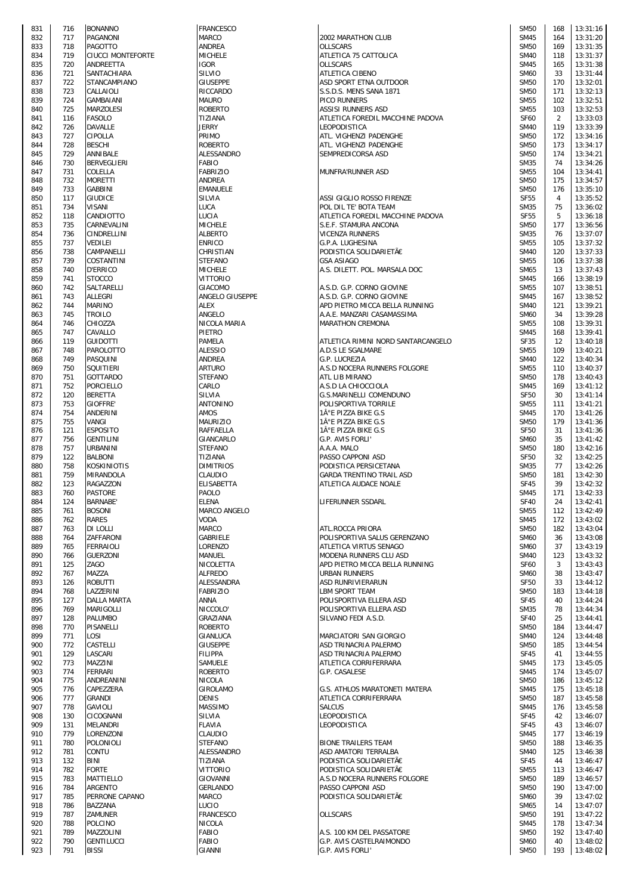| | | | | | | | |
|---|---|---|---|---|---|---|---|
| 831 | 716 | BONANNO | FRANCESCO | | SM50 | 168 | 13:31:16 |
| 832 | 717 | PAGANONI | MARCO | 2002 MARATHON CLUB | SM45 | 164 | 13:31:20 |
| 833 | 718 | PAGOTTO | ANDREA | OLLSCARS | SM50 | 169 | 13:31:35 |
| 834 | 719 | CIUCCI MONTEFORTE | MICHELE | ATLETICA 75 CATTOLICA | SM40 | 118 | 13:31:37 |
| 835 | 720 | ANDREETTA | IGOR | OLLSCARS | SM45 | 165 | 13:31:38 |
| 836 | 721 | SANTACHIARA | SILVIO | ATLETICA CIBENO | SM60 | 33 | 13:31:44 |
| 837 | 722 | STANCAMPIANO | GIUSEPPE | ASD SPORT ETNA OUTDOOR | SM50 | 170 | 13:32:01 |
| 838 | 723 | CALLAIOLI | RICCARDO | S.S.D.S. MENS SANA 1871 | SM50 | 171 | 13:32:13 |
| 839 | 724 | GAMBAIANI | MAURO | PICO RUNNERS | SM55 | 102 | 13:32:51 |
| 840 | 725 | MARZOLESI | ROBERTO | ASSISI RUNNERS ASD | SM55 | 103 | 13:32:53 |
| 841 | 116 | FASOLO | TIZIANA | ATLETICA FOREDIL MACCHINE PADOVA | SF60 | 2 | 13:33:03 |
| 842 | 726 | DAVALLE | JERRY | LEOPODISTICA | SM40 | 119 | 13:33:39 |
| 843 | 727 | CIPOLLA | PRIMO | ATL. VIGHENZI PADENGHE | SM50 | 172 | 13:34:16 |
| 844 | 728 | BESCHI | ROBERTO | ATL. VIGHENZI PADENGHE | SM50 | 173 | 13:34:17 |
| 845 | 729 | ANNIBALE | ALESSANDRO | SEMPREDICORSA ASD | SM50 | 174 | 13:34:21 |
| 846 | 730 | BERVEGLIERI | FABIO | | SM35 | 74 | 13:34:26 |
| 847 | 731 | COLELLA | FABRIZIO | MUNFRA'RUNNER ASD | SM55 | 104 | 13:34:41 |
| 848 | 732 | MORETTI | ANDREA | | SM50 | 175 | 13:34:57 |
| 849 | 733 | GABBINI | EMANUELE | | SM50 | 176 | 13:35:10 |
| 850 | 117 | GIUDICE | SILVIA | ASSI GIGLIO ROSSO FIRENZE | SF55 | 4 | 13:35:52 |
| 851 | 734 | VISANI | LUCA | POL DIL TE' BOTA TEAM | SM35 | 75 | 13:36:02 |
| 852 | 118 | CANDIOTTO | LUCIA | ATLETICA FOREDIL MACCHINE PADOVA | SF55 | 5 | 13:36:18 |
| 853 | 735 | CARNEVALINI | MICHELE | S.E.F. STAMURA ANCONA | SM50 | 177 | 13:36:56 |
| 854 | 736 | CINDRELLINI | ALBERTO | VICENZA RUNNERS | SM35 | 76 | 13:37:07 |
| 855 | 737 | VEDILEI | ENRICO | G.P.A. LUGHESINA | SM55 | 105 | 13:37:32 |
| 856 | 738 | CAMPANELLI | CHRISTIAN | PODISTICA SOLIDARIETÃ€ | SM40 | 120 | 13:37:33 |
| 857 | 739 | COSTANTINI | STEFANO | GSA ASIAGO | SM55 | 106 | 13:37:38 |
| 858 | 740 | D'ERRICO | MICHELE | A.S. DILETT. POL. MARSALA DOC | SM65 | 13 | 13:37:43 |
| 859 | 741 | STOCCO | VITTORIO | | SM45 | 166 | 13:38:19 |
| 860 | 742 | SALTARELLI | GIACOMO | A.S.D. G.P. CORNO GIOVINE | SM55 | 107 | 13:38:51 |
| 861 | 743 | ALLEGRI | ANGELO GIUSEPPE | A.S.D. G.P. CORNO GIOVINE | SM45 | 167 | 13:38:52 |
| 862 | 744 | MARINO | ALEX | APD PIETRO MICCA BELLA RUNNING | SM40 | 121 | 13:39:21 |
| 863 | 745 | TROILO | ANGELO | A.A.E. MANZARI CASAMASSIMA | SM60 | 34 | 13:39:28 |
| 864 | 746 | CHIOZZA | NICOLA MARIA | MARATHON CREMONA | SM55 | 108 | 13:39:31 |
| 865 | 747 | CAVALLO | PIETRO | | SM45 | 168 | 13:39:41 |
| 866 | 119 | GUIDOTTI | PAMELA | ATLETICA RIMINI NORD SANTARCANGELO | SF35 | 12 | 13:40:18 |
| 867 | 748 | PAROLOTTO | ALESSIO | A.D.S LE SGALMARE | SM55 | 109 | 13:40:21 |
| 868 | 749 | PASQUINI | ANDREA | G.P. LUCREZIA | SM40 | 122 | 13:40:34 |
| 869 | 750 | SQUITIERI | ARTURO | A.S.D NOCERA RUNNERS FOLGORE | SM55 | 110 | 13:40:37 |
| 870 | 751 | GOTTARDO | STEFANO | ATL LIB MIRANO | SM50 | 178 | 13:40:43 |
| 871 | 752 | PORCIELLO | CARLO | A.S.D LA CHIOCCIOLA | SM45 | 169 | 13:41:12 |
| 872 | 120 | BERETTA | SILVIA | G.S.MARINELLI COMENDUNO | SF50 | 30 | 13:41:14 |
| 873 | 753 | GIOFFRE' | ANTONINO | POLISPORTIVA TORRILE | SM55 | 111 | 13:41:21 |
| 874 | 754 | ANDERINI | AMOS | 1Â°E PIZZA BIKE G.S | SM45 | 170 | 13:41:26 |
| 875 | 755 | VANGI | MAURIZIO | 1Â°E PIZZA BIKE G.S | SM50 | 179 | 13:41:36 |
| 876 | 121 | ESPOSITO | RAFFAELLA | 1Â°E PIZZA BIKE G.S | SF50 | 31 | 13:41:36 |
| 877 | 756 | GENTILINI | GIANCARLO | G.P. AVIS FORLI' | SM60 | 35 | 13:41:42 |
| 878 | 757 | URBANINI | STEFANO | A.A.A. MALO | SM50 | 180 | 13:42:16 |
| 879 | 122 | BALBONI | TIZIANA | PASSO CAPPONI ASD | SF50 | 32 | 13:42:25 |
| 880 | 758 | KOSKINIOTIS | DIMITRIOS | PODISTICA PERSICETANA | SM35 | 77 | 13:42:26 |
| 881 | 759 | MIRANDOLA | CLAUDIO | GARDA TRENTINO TRAIL ASD | SM50 | 181 | 13:42:30 |
| 882 | 123 | RAGAZZON | ELISABETTA | ATLETICA AUDACE NOALE | SF45 | 39 | 13:42:32 |
| 883 | 760 | PASTORE | PAOLO | | SM45 | 171 | 13:42:33 |
| 884 | 124 | BARNABE' | ELENA | LIFERUNNER SSDARL | SF40 | 24 | 13:42:41 |
| 885 | 761 | BOSONI | MARCO ANGELO | | SM55 | 112 | 13:42:49 |
| 886 | 762 | RARES | VODA | | SM45 | 172 | 13:43:02 |
| 887 | 763 | DI LOLLI | MARCO | ATL.ROCCA PRIORA | SM50 | 182 | 13:43:04 |
| 888 | 764 | ZAFFARONI | GABRIELE | POLISPORTIVA SALUS GERENZANO | SM60 | 36 | 13:43:08 |
| 889 | 765 | FERRAIOLI | LORENZO | ATLETICA VIRTUS SENAGO | SM60 | 37 | 13:43:19 |
| 890 | 766 | GUERZONI | MANUEL | MODENA RUNNERS CLU ASD | SM40 | 123 | 13:43:32 |
| 891 | 125 | ZAGO | NICOLETTA | APD PIETRO MICCA BELLA RUNNING | SF60 | 3 | 13:43:43 |
| 892 | 767 | MAZZA | ALFREDO | URBAN RUNNERS | SM60 | 38 | 13:43:47 |
| 893 | 126 | ROBUTTI | ALESSANDRA | ASD RUNRIVIERARUN | SF50 | 33 | 13:44:12 |
| 894 | 768 | LAZZERINI | FABRIZIO | LBM SPORT TEAM | SM50 | 183 | 13:44:18 |
| 895 | 127 | DALLA MARTA | ANNA | POLISPORTIVA ELLERA ASD | SF45 | 40 | 13:44:24 |
| 896 | 769 | MARIGOLLI | NICCOLO' | POLISPORTIVA ELLERA ASD | SM35 | 78 | 13:44:34 |
| 897 | 128 | PALUMBO | GRAZIANA | SILVANO FEDI A.S.D. | SF40 | 25 | 13:44:41 |
| 898 | 770 | PISANELLI | ROBERTO | | SM50 | 184 | 13:44:47 |
| 899 | 771 | LOSI | GIANLUCA | MARCIATORI SAN GIORGIO | SM40 | 124 | 13:44:48 |
| 900 | 772 | CASTELLI | GIUSEPPE | ASD TRINACRIA PALERMO | SM50 | 185 | 13:44:54 |
| 901 | 129 | LASCARI | FILIPPA | ASD TRINACRIA PALERMO | SF45 | 41 | 13:44:55 |
| 902 | 773 | MAZZINI | SAMUELE | ATLETICA CORRIFERRARA | SM45 | 173 | 13:45:05 |
| 903 | 774 | FERRARI | ROBERTO | G.P. CASALESE | SM45 | 174 | 13:45:07 |
| 904 | 775 | ANDREANINI | NICOLA | | SM50 | 186 | 13:45:12 |
| 905 | 776 | CAPEZZERA | GIROLAMO | G.S. ATHLOS MARATONETI MATERA | SM45 | 175 | 13:45:18 |
| 906 | 777 | GRANDI | DENIS | ATLETICA CORRIFERRARA | SM50 | 187 | 13:45:58 |
| 907 | 778 | GAVIOLI | MASSIMO | SALCUS | SM45 | 176 | 13:45:58 |
| 908 | 130 | CICOGNANI | SILVIA | LEOPODISTICA | SF45 | 42 | 13:46:07 |
| 909 | 131 | MELANDRI | FLAVIA | LEOPODISTICA | SF45 | 43 | 13:46:07 |
| 910 | 779 | LORENZONI | CLAUDIO | | SM45 | 177 | 13:46:19 |
| 911 | 780 | POLONIOLI | STEFANO | BIONE TRAILERS TEAM | SM50 | 188 | 13:46:35 |
| 912 | 781 | CONTU | ALESSANDRO | ASD AMATORI TERRALBA | SM40 | 125 | 13:46:38 |
| 913 | 132 | BINI | TIZIANA | PODISTICA SOLIDARIETÃ€ | SF45 | 44 | 13:46:47 |
| 914 | 782 | FORTE | VITTORIO | PODISTICA SOLIDARIETÃ€ | SM55 | 113 | 13:46:47 |
| 915 | 783 | MATTIELLO | GIOVANNI | A.S.D NOCERA RUNNERS FOLGORE | SM50 | 189 | 13:46:57 |
| 916 | 784 | ARGENTO | GERLANDO | PASSO CAPPONI ASD | SM50 | 190 | 13:47:00 |
| 917 | 785 | PERRONE CAPANO | MARCO | PODISTICA SOLIDARIETÃ€ | SM60 | 39 | 13:47:02 |
| 918 | 786 | BAZZANA | LUCIO | | SM65 | 14 | 13:47:07 |
| 919 | 787 | ZAMUNER | FRANCESCO | OLLSCARS | SM50 | 191 | 13:47:22 |
| 920 | 788 | POLCINO | NICOLA | | SM45 | 178 | 13:47:34 |
| 921 | 789 | MAZZOLINI | FABIO | A.S. 100 KM DEL PASSATORE | SM50 | 192 | 13:47:40 |
| 922 | 790 | GENTILUCCI | FABIO | G.P. AVIS CASTELRAIMONDO | SM60 | 40 | 13:48:02 |
| 923 | 791 | BISSI | GIANNI | G.P. AVIS FORLI' | SM50 | 193 | 13:48:02 |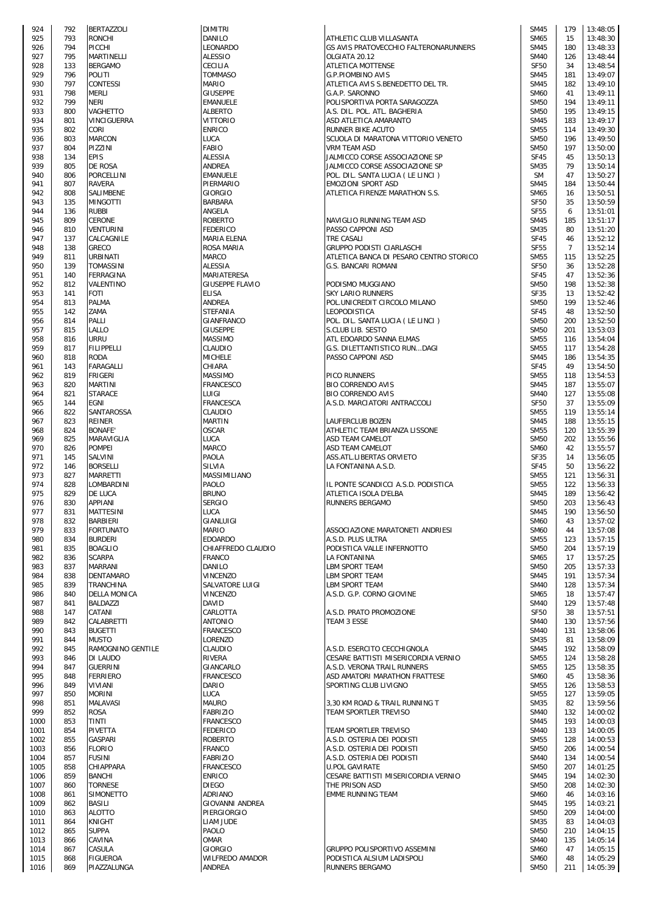| | | | | | | | |
|---|---|---|---|---|---|---|---|
| 924 | 792 | BERTAZZOLI | DIMITRI | | SM45 | 179 | 13:48:05 |
| 925 | 793 | RONCHI | DANILO | ATHLETIC CLUB VILLASANTA | SM65 | 15 | 13:48:30 |
| 926 | 794 | PICCHI | LEONARDO | GS AVIS PRATOVECCHIO FALTERONARUNNERS | SM45 | 180 | 13:48:33 |
| 927 | 795 | MARTINELLI | ALESSIO | OLGIATA 20.12 | SM40 | 126 | 13:48:44 |
| 928 | 133 | BERGAMO | CECILIA | ATLETICA MOTTENSE | SF50 | 34 | 13:48:54 |
| 929 | 796 | POLITI | TOMMASO | G.P.PIOMBINO AVIS | SM45 | 181 | 13:49:07 |
| 930 | 797 | CONTESSI | MARIO | ATLETICA AVIS S.BENEDETTO DEL TR. | SM45 | 182 | 13:49:10 |
| 931 | 798 | MERLI | GIUSEPPE | G.A.P. SARONNO | SM60 | 41 | 13:49:11 |
| 932 | 799 | NERI | EMANUELE | POLISPORTIVA PORTA SARAGOZZA | SM50 | 194 | 13:49:11 |
| 933 | 800 | VAGHETTO | ALBERTO | A.S. DIL. POL. ATL. BAGHERIA | SM50 | 195 | 13:49:15 |
| 934 | 801 | VINCIGUERRA | VITTORIO | ASD ATLETICA AMARANTO | SM45 | 183 | 13:49:17 |
| 935 | 802 | CORI | ENRICO | RUNNER BIKE ACUTO | SM55 | 114 | 13:49:30 |
| 936 | 803 | MARCON | LUCA | SCUOLA DI MARATONA VITTORIO VENETO | SM50 | 196 | 13:49:50 |
| 937 | 804 | PIZZINI | FABIO | VRM TEAM ASD | SM50 | 197 | 13:50:00 |
| 938 | 134 | EPIS | ALESSIA | JALMICCO CORSE ASSOCIAZIONE SP | SF45 | 45 | 13:50:13 |
| 939 | 805 | DE ROSA | ANDREA | JALMICCO CORSE ASSOCIAZIONE SP | SM35 | 79 | 13:50:14 |
| 940 | 806 | PORCELLINI | EMANUELE | POL. DIL. SANTA LUCIA ( LE LINCI ) | SM | 47 | 13:50:27 |
| 941 | 807 | RAVERA | PIERMARIO | EMOZIONI SPORT ASD | SM45 | 184 | 13:50:44 |
| 942 | 808 | SALIMBENE | GIORGIO | ATLETICA FIRENZE MARATHON S.S. | SM65 | 16 | 13:50:51 |
| 943 | 135 | MINGOTTI | BARBARA | | SF50 | 35 | 13:50:59 |
| 944 | 136 | RUBBI | ANGELA | | SF55 | 6 | 13:51:01 |
| 945 | 809 | CERONE | ROBERTO | NAVIGLIO RUNNING TEAM ASD | SM45 | 185 | 13:51:17 |
| 946 | 810 | VENTURINI | FEDERICO | PASSO CAPPONI ASD | SM35 | 80 | 13:51:20 |
| 947 | 137 | CALCAGNILE | MARIA ELENA | TRE CASALI | SF45 | 46 | 13:52:12 |
| 948 | 138 | GRECO | ROSA MARIA | GRUPPO PODISTI CIARLASCHI | SF55 | 7 | 13:52:14 |
| 949 | 811 | URBINATI | MARCO | ATLETICA BANCA DI PESARO CENTRO STORICO | SM55 | 115 | 13:52:25 |
| 950 | 139 | TOMASSINI | ALESSIA | G.S. BANCARI ROMANI | SF50 | 36 | 13:52:28 |
| 951 | 140 | FERRAGINA | MARIATERESA | | SF45 | 47 | 13:52:36 |
| 952 | 812 | VALENTINO | GIUSEPPE FLAVIO | PODISMO MUGGIANO | SM50 | 198 | 13:52:38 |
| 953 | 141 | FOTI | ELISA | SKY LARIO RUNNERS | SF35 | 13 | 13:52:42 |
| 954 | 813 | PALMA | ANDREA | POL.UNICREDIT CIRCOLO MILANO | SM50 | 199 | 13:52:46 |
| 955 | 142 | ZAMA | STEFANIA | LEOPODISTICA | SF45 | 48 | 13:52:50 |
| 956 | 814 | PALLI | GIANFRANCO | POL. DIL. SANTA LUCIA ( LE LINCI ) | SM50 | 200 | 13:52:50 |
| 957 | 815 | LALLO | GIUSEPPE | S.CLUB LIB. SESTO | SM50 | 201 | 13:53:03 |
| 958 | 816 | URRU | MASSIMO | ATL. EDOARDO SANNA ELMAS | SM55 | 116 | 13:54:04 |
| 959 | 817 | FILIPPELLI | CLAUDIO | G.S. DILETTANTISTICO RUN...DAGI | SM55 | 117 | 13:54:28 |
| 960 | 818 | RODA | MICHELE | PASSO CAPPONI ASD | SM45 | 186 | 13:54:35 |
| 961 | 143 | FARAGALLI | CHIARA | | SF45 | 49 | 13:54:50 |
| 962 | 819 | FRIGERI | MASSIMO | PICO RUNNERS | SM55 | 118 | 13:54:53 |
| 963 | 820 | MARTINI | FRANCESCO | BIO CORRENDO AVIS | SM45 | 187 | 13:55:07 |
| 964 | 821 | STARACE | LUIGI | BIO CORRENDO AVIS | SM40 | 127 | 13:55:08 |
| 965 | 144 | EGNI | FRANCESCA | A.S.D. MARCIATORI ANTRACCOLI | SF50 | 37 | 13:55:09 |
| 966 | 822 | SANTAROSSA | CLAUDIO | | SM55 | 119 | 13:55:14 |
| 967 | 823 | REINER | MARTIN | LAUFERCLUB BOZEN | SM45 | 188 | 13:55:15 |
| 968 | 824 | BONAFE' | OSCAR | ATHLETIC TEAM BRIANZA LISSONE | SM55 | 120 | 13:55:39 |
| 969 | 825 | MARAVIGLIA | LUCA | ASD TEAM CAMELOT | SM50 | 202 | 13:55:56 |
| 970 | 826 | POMPEI | MARCO | ASD TEAM CAMELOT | SM60 | 42 | 13:55:57 |
| 971 | 145 | SALVINI | PAOLA | ASS.ATL.LIBERTAS ORVIETO | SF35 | 14 | 13:56:05 |
| 972 | 146 | BORSELLI | SILVIA | LA FONTANINA A.S.D. | SF45 | 50 | 13:56:22 |
| 973 | 827 | MARRETTI | MASSIMILIANO | | SM55 | 121 | 13:56:31 |
| 974 | 828 | LOMBARDINI | PAOLO | IL PONTE SCANDICCI A.S.D. PODISTICA | SM55 | 122 | 13:56:33 |
| 975 | 829 | DE LUCA | BRUNO | ATLETICA ISOLA D'ELBA | SM45 | 189 | 13:56:42 |
| 976 | 830 | APPIANI | SERGIO | RUNNERS BERGAMO | SM50 | 203 | 13:56:43 |
| 977 | 831 | MATTESINI | LUCA | | SM45 | 190 | 13:56:50 |
| 978 | 832 | BARBIERI | GIANLUIGI | | SM60 | 43 | 13:57:02 |
| 979 | 833 | FORTUNATO | MARIO | ASSOCIAZIONE MARATONETI ANDRIESI | SM60 | 44 | 13:57:08 |
| 980 | 834 | BURDERI | EDOARDO | A.S.D. PLUS ULTRA | SM55 | 123 | 13:57:15 |
| 981 | 835 | BOAGLIO | CHIAFFREDO CLAUDIO | PODISTICA VALLE INFERNOTTO | SM50 | 204 | 13:57:19 |
| 982 | 836 | SCARPA | FRANCO | LA FONTANINA | SM65 | 17 | 13:57:25 |
| 983 | 837 | MARRANI | DANILO | LBM SPORT TEAM | SM50 | 205 | 13:57:33 |
| 984 | 838 | DENTAMARO | VINCENZO | LBM SPORT TEAM | SM45 | 191 | 13:57:34 |
| 985 | 839 | TRANCHINA | SALVATORE LUIGI | LBM SPORT TEAM | SM40 | 128 | 13:57:34 |
| 986 | 840 | DELLA MONICA | VINCENZO | A.S.D. G.P. CORNO GIOVINE | SM65 | 18 | 13:57:47 |
| 987 | 841 | BALDAZZI | DAVID | | SM40 | 129 | 13:57:48 |
| 988 | 147 | CATANI | CARLOTTA | A.S.D. PRATO PROMOZIONE | SF50 | 38 | 13:57:51 |
| 989 | 842 | CALABRETTI | ANTONIO | TEAM 3 ESSE | SM40 | 130 | 13:57:56 |
| 990 | 843 | BUGETTI | FRANCESCO | | SM40 | 131 | 13:58:06 |
| 991 | 844 | MUSTO | LORENZO | | SM35 | 81 | 13:58:09 |
| 992 | 845 | RAMOGNINO GENTILE | CLAUDIO | A.S.D. ESERCITO CECCHIGNOLA | SM45 | 192 | 13:58:09 |
| 993 | 846 | DI LAUDO | RIVERA | CESARE BATTISTI MISERICORDIA VERNIO | SM55 | 124 | 13:58:28 |
| 994 | 847 | GUERRINI | GIANCARLO | A.S.D. VERONA TRAIL RUNNERS | SM55 | 125 | 13:58:35 |
| 995 | 848 | FERRIERO | FRANCESCO | ASD AMATORI MARATHON FRATTESE | SM60 | 45 | 13:58:36 |
| 996 | 849 | VIVIANI | DARIO | SPORTING CLUB LIVIGNO | SM55 | 126 | 13:58:53 |
| 997 | 850 | MORINI | LUCA | | SM55 | 127 | 13:59:05 |
| 998 | 851 | MALAVASI | MAURO | 3,30 KM ROAD & TRAIL RUNNING T | SM35 | 82 | 13:59:56 |
| 999 | 852 | ROSA | FABRIZIO | TEAM SPORTLER TREVISO | SM40 | 132 | 14:00:02 |
| 1000 | 853 | TINTI | FRANCESCO | | SM45 | 193 | 14:00:03 |
| 1001 | 854 | PIVETTA | FEDERICO | TEAM SPORTLER TREVISO | SM40 | 133 | 14:00:05 |
| 1002 | 855 | GASPARI | ROBERTO | A.S.D. OSTERIA DEI PODISTI | SM55 | 128 | 14:00:53 |
| 1003 | 856 | FLORIO | FRANCO | A.S.D. OSTERIA DEI PODISTI | SM50 | 206 | 14:00:54 |
| 1004 | 857 | FUSINI | FABRIZIO | A.S.D. OSTERIA DEI PODISTI | SM40 | 134 | 14:00:54 |
| 1005 | 858 | CHIAPPARA | FRANCESCO | U.POL GAVIRATE | SM50 | 207 | 14:01:25 |
| 1006 | 859 | BANCHI | ENRICO | CESARE BATTISTI MISERICORDIA VERNIO | SM45 | 194 | 14:02:30 |
| 1007 | 860 | TORNESE | DIEGO | THE PRISON ASD | SM50 | 208 | 14:02:30 |
| 1008 | 861 | SIMONETTO | ADRIANO | EMME RUNNING TEAM | SM60 | 46 | 14:03:16 |
| 1009 | 862 | BASILI | GIOVANNI ANDREA | | SM45 | 195 | 14:03:21 |
| 1010 | 863 | ALOTTO | PIERGIORGIO | | SM50 | 209 | 14:04:00 |
| 1011 | 864 | KNIGHT | LIAM JUDE | | SM35 | 83 | 14:04:03 |
| 1012 | 865 | SUPPA | PAOLO | | SM50 | 210 | 14:04:15 |
| 1013 | 866 | CAVINA | OMAR | | SM40 | 135 | 14:05:14 |
| 1014 | 867 | CASULA | GIORGIO | GRUPPO POLISPORTIVO ASSEMINI | SM60 | 47 | 14:05:15 |
| 1015 | 868 | FIGUEROA | WILFREDO AMADOR | PODISTICA ALSIUM LADISPOLI | SM60 | 48 | 14:05:29 |
| 1016 | 869 | PIAZZALUNGA | ANDREA | RUNNERS BERGAMO | SM50 | 211 | 14:05:39 |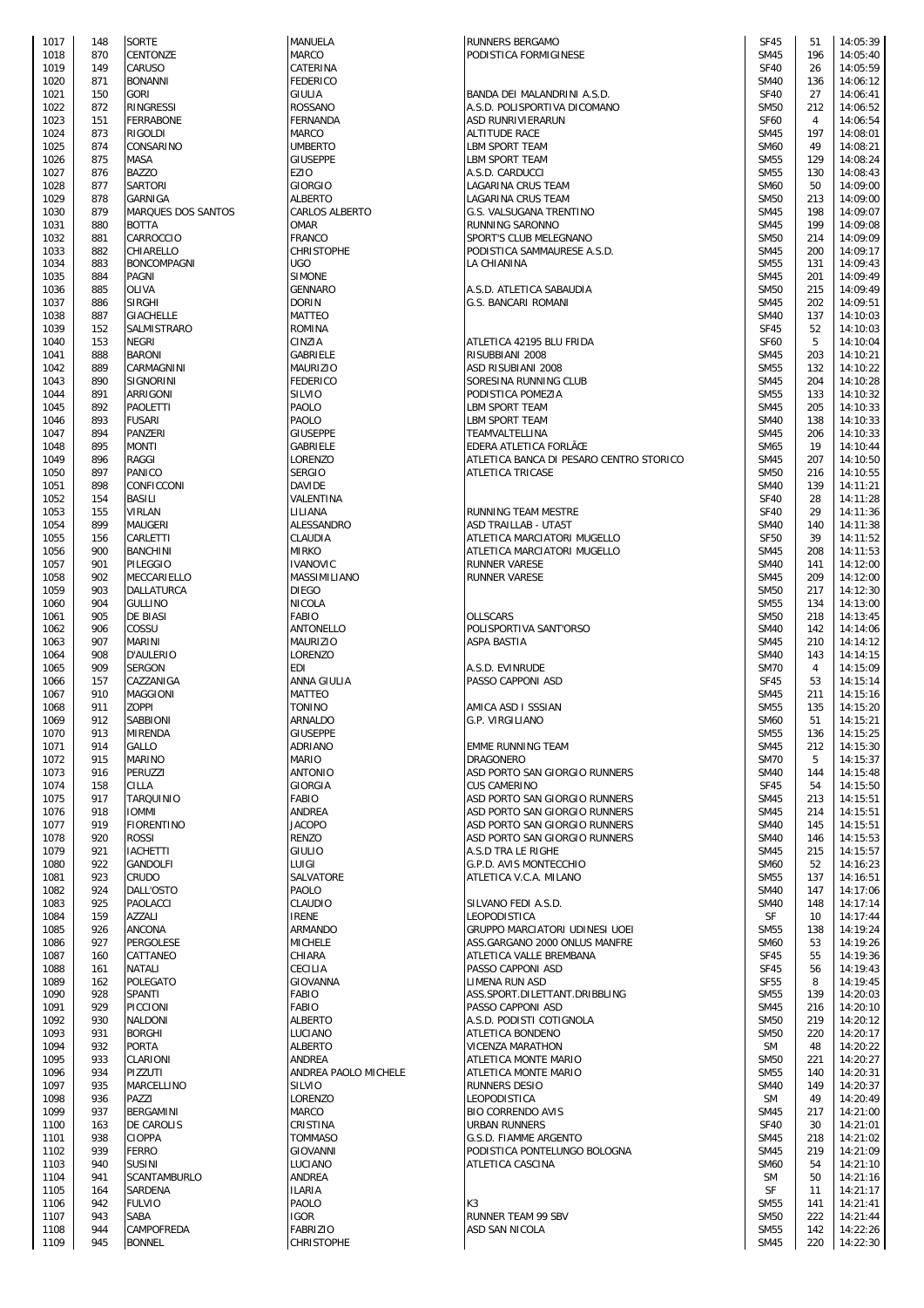| 1017 | 148 | SORTE | MANUELA | RUNNERS BERGAMO | SF45 | 51 | 14:05:39 |
|---|---|---|---|---|---|---|---|
| 1018 | 870 | CENTONZE | MARCO | PODISTICA FORMIGINESE | SM45 | 196 | 14:05:40 |
| 1019 | 149 | CARUSO | CATERINA | | SF40 | 26 | 14:05:59 |
| 1020 | 871 | BONANNI | FEDERICO | | SM40 | 136 | 14:06:12 |
| 1021 | 150 | GORI | GIULIA | BANDA DEI MALANDRINI A.S.D. | SF40 | 27 | 14:06:41 |
| 1022 | 872 | RINGRESSI | ROSSANO | A.S.D. POLISPORTIVA DICOMANO | SM50 | 212 | 14:06:52 |
| 1023 | 151 | FERRABONE | FERNANDA | ASD RUNRIVIERARUN | SF60 | 4 | 14:06:54 |
| 1024 | 873 | RIGOLDI | MARCO | ALTITUDE RACE | SM45 | 197 | 14:08:01 |
| 1025 | 874 | CONSARINO | UMBERTO | LBM SPORT TEAM | SM60 | 49 | 14:08:21 |
| 1026 | 875 | MASA | GIUSEPPE | LBM SPORT TEAM | SM55 | 129 | 14:08:24 |
| 1027 | 876 | BAZZO | EZIO | A.S.D. CARDUCCI | SM55 | 130 | 14:08:43 |
| 1028 | 877 | SARTORI | GIORGIO | LAGARINA CRUS TEAM | SM60 | 50 | 14:09:00 |
| 1029 | 878 | GARNIGA | ALBERTO | LAGARINA CRUS TEAM | SM50 | 213 | 14:09:00 |
| 1030 | 879 | MARQUES DOS SANTOS | CARLOS ALBERTO | G.S. VALSUGANA TRENTINO | SM45 | 198 | 14:09:07 |
| 1031 | 880 | BOTTA | OMAR | RUNNING SARONNO | SM45 | 199 | 14:09:08 |
| 1032 | 881 | CARROCCIO | FRANCO | SPORT'S CLUB MELEGNANO | SM50 | 214 | 14:09:09 |
| 1033 | 882 | CHIARELLO | CHRISTOPHE | PODISTICA SAMMAURESE A.S.D. | SM45 | 200 | 14:09:17 |
| 1034 | 883 | BONCOMPAGNI | UGO | LA CHIANINA | SM55 | 131 | 14:09:43 |
| 1035 | 884 | PAGNI | SIMONE | | SM45 | 201 | 14:09:49 |
| 1036 | 885 | OLIVA | GENNARO | A.S.D. ATLETICA SABAUDIA | SM50 | 215 | 14:09:49 |
| 1037 | 886 | SIRGHI | DORIN | G.S. BANCARI ROMANI | SM45 | 202 | 14:09:51 |
| 1038 | 887 | GIACHELLE | MATTEO | | SM40 | 137 | 14:10:03 |
| 1039 | 152 | SALMISTRARO | ROMINA | | SF45 | 52 | 14:10:03 |
| 1040 | 153 | NEGRI | CINZIA | ATLETICA 42195 BLU FRIDA | SF60 | 5 | 14:10:04 |
| 1041 | 888 | BARONI | GABRIELE | RISUBBIANI 2008 | SM45 | 203 | 14:10:21 |
| 1042 | 889 | CARMAGNINI | MAURIZIO | ASD RISUBIANI 2008 | SM55 | 132 | 14:10:22 |
| 1043 | 890 | SIGNORINI | FEDERICO | SORESINA RUNNING CLUB | SM45 | 204 | 14:10:28 |
| 1044 | 891 | ARRIGONI | SILVIO | PODISTICA POMEZIA | SM55 | 133 | 14:10:32 |
| 1045 | 892 | PAOLETTI | PAOLO | LBM SPORT TEAM | SM45 | 205 | 14:10:33 |
| 1046 | 893 | FUSARI | PAOLO | LBM SPORT TEAM | SM40 | 138 | 14:10:33 |
| 1047 | 894 | PANZERI | GIUSEPPE | TEAMVALTELLINA | SM45 | 206 | 14:10:33 |
| 1048 | 895 | MONTI | GABRIELE | EDERA ATLETICA FORLÃCE | SM65 | 19 | 14:10:44 |
| 1049 | 896 | RAGGI | LORENZO | ATLETICA BANCA DI PESARO CENTRO STORICO | SM45 | 207 | 14:10:50 |
| 1050 | 897 | PANICO | SERGIO | ATLETICA TRICASE | SM50 | 216 | 14:10:55 |
| 1051 | 898 | CONFICCONI | DAVIDE | | SM40 | 139 | 14:11:21 |
| 1052 | 154 | BASILI | VALENTINA | | SF40 | 28 | 14:11:28 |
| 1053 | 155 | VIRLAN | LILIANA | RUNNING TEAM MESTRE | SF40 | 29 | 14:11:36 |
| 1054 | 899 | MAUGERI | ALESSANDRO | ASD TRAILLAB - UTA5T | SM40 | 140 | 14:11:38 |
| 1055 | 156 | CARLETTI | CLAUDIA | ATLETICA MARCIATORI MUGELLO | SF50 | 39 | 14:11:52 |
| 1056 | 900 | BANCHINI | MIRKO | ATLETICA MARCIATORI MUGELLO | SM45 | 208 | 14:11:53 |
| 1057 | 901 | PILEGGIO | IVANOVIC | RUNNER VARESE | SM40 | 141 | 14:12:00 |
| 1058 | 902 | MECCARIELLO | MASSIMILIANO | RUNNER VARESE | SM45 | 209 | 14:12:00 |
| 1059 | 903 | DALLATURCA | DIEGO | | SM50 | 217 | 14:12:30 |
| 1060 | 904 | GULLINO | NICOLA | | SM55 | 134 | 14:13:00 |
| 1061 | 905 | DE BIASI | FABIO | OLLSCARS | SM50 | 218 | 14:13:45 |
| 1062 | 906 | COSSU | ANTONELLO | POLISPORTIVA SANT'ORSO | SM40 | 142 | 14:14:06 |
| 1063 | 907 | MARINI | MAURIZIO | ASPA BASTIA | SM45 | 210 | 14:14:12 |
| 1064 | 908 | D'AULERIO | LORENZO | | SM40 | 143 | 14:14:15 |
| 1065 | 909 | SERGON | EDI | A.S.D. EVINRUDE | SM70 | 4 | 14:15:09 |
| 1066 | 157 | CAZZANIGA | ANNA GIULIA | PASSO CAPPONI ASD | SF45 | 53 | 14:15:14 |
| 1067 | 910 | MAGGIONI | MATTEO | | SM45 | 211 | 14:15:16 |
| 1068 | 911 | ZOPPI | TONINO | AMICA ASD I SSSIAN | SM55 | 135 | 14:15:20 |
| 1069 | 912 | SABBIONI | ARNALDO | G.P. VIRGILIANO | SM60 | 51 | 14:15:21 |
| 1070 | 913 | MIRENDA | GIUSEPPE | | SM55 | 136 | 14:15:25 |
| 1071 | 914 | GALLO | ADRIANO | EMME RUNNING TEAM | SM45 | 212 | 14:15:30 |
| 1072 | 915 | MARINO | MARIO | DRAGONERO | SM70 | 5 | 14:15:37 |
| 1073 | 916 | PERUZZI | ANTONIO | ASD PORTO SAN GIORGIO RUNNERS | SM40 | 144 | 14:15:48 |
| 1074 | 158 | CILLA | GIORGIA | CUS CAMERINO | SF45 | 54 | 14:15:50 |
| 1075 | 917 | TARQUINIO | FABIO | ASD PORTO SAN GIORGIO RUNNERS | SM45 | 213 | 14:15:51 |
| 1076 | 918 | IOMMI | ANDREA | ASD PORTO SAN GIORGIO RUNNERS | SM45 | 214 | 14:15:51 |
| 1077 | 919 | FIORENTINO | JACOPO | ASD PORTO SAN GIORGIO RUNNERS | SM40 | 145 | 14:15:51 |
| 1078 | 920 | ROSSI | RENZO | ASD PORTO SAN GIORGIO RUNNERS | SM40 | 146 | 14:15:53 |
| 1079 | 921 | IACHETTI | GIULIO | A.S.D TRA LE RIGHE | SM45 | 215 | 14:15:57 |
| 1080 | 922 | GANDOLFI | LUIGI | G.P.D. AVIS MONTECCHIO | SM60 | 52 | 14:16:23 |
| 1081 | 923 | CRUDO | SALVATORE | ATLETICA V.C.A. MILANO | SM55 | 137 | 14:16:51 |
| 1082 | 924 | DALL'OSTO | PAOLO | | SM40 | 147 | 14:17:06 |
| 1083 | 925 | PAOLACCI | CLAUDIO | SILVANO FEDI A.S.D. | SM40 | 148 | 14:17:14 |
| 1084 | 159 | AZZALI | IRENE | LEOPODISTICA | SF | 10 | 14:17:44 |
| 1085 | 926 | ANCONA | ARMANDO | GRUPPO MARCIATORI UDINESI UOEI | SM55 | 138 | 14:19:24 |
| 1086 | 927 | PERGOLESE | MICHELE | ASS.GARGANO 2000 ONLUS MANFRE | SM60 | 53 | 14:19:26 |
| 1087 | 160 | CATTANEO | CHIARA | ATLETICA VALLE BREMBANA | SF45 | 55 | 14:19:36 |
| 1088 | 161 | NATALI | CECILIA | PASSO CAPPONI ASD | SF45 | 56 | 14:19:43 |
| 1089 | 162 | POLEGATO | GIOVANNA | LIMENA RUN ASD | SF55 | 8 | 14:19:45 |
| 1090 | 928 | SPANTI | FABIO | ASS.SPORT.DILETTANT.DRIBBLING | SM55 | 139 | 14:20:03 |
| 1091 | 929 | PICCIONI | FABIO | PASSO CAPPONI ASD | SM45 | 216 | 14:20:10 |
| 1092 | 930 | NALDONI | ALBERTO | A.S.D. PODISTI COTIGNOLA | SM50 | 219 | 14:20:12 |
| 1093 | 931 | BORGHI | LUCIANO | ATLETICA BONDENO | SM50 | 220 | 14:20:17 |
| 1094 | 932 | PORTA | ALBERTO | VICENZA MARATHON | SM | 48 | 14:20:22 |
| 1095 | 933 | CLARIONI | ANDREA | ATLETICA MONTE MARIO | SM50 | 221 | 14:20:27 |
| 1096 | 934 | PIZZUTI | ANDREA PAOLO MICHELE | ATLETICA MONTE MARIO | SM55 | 140 | 14:20:31 |
| 1097 | 935 | MARCELLINO | SILVIO | RUNNERS DESIO | SM40 | 149 | 14:20:37 |
| 1098 | 936 | PAZZI | LORENZO | LEOPODISTICA | SM | 49 | 14:20:49 |
| 1099 | 937 | BERGAMINI | MARCO | BIO CORRENDO AVIS | SM45 | 217 | 14:21:00 |
| 1100 | 163 | DE CAROLIS | CRISTINA | URBAN RUNNERS | SF40 | 30 | 14:21:01 |
| 1101 | 938 | CIOPPA | TOMMASO | G.S.D. FIAMME ARGENTO | SM45 | 218 | 14:21:02 |
| 1102 | 939 | FERRO | GIOVANNI | PODISTICA PONTELUNGO BOLOGNA | SM45 | 219 | 14:21:09 |
| 1103 | 940 | SUSINI | LUCIANO | ATLETICA CASCINA | SM60 | 54 | 14:21:10 |
| 1104 | 941 | SCANTAMBURLO | ANDREA | | SM | 50 | 14:21:16 |
| 1105 | 164 | SARDENA | ILARIA | | SF | 11 | 14:21:17 |
| 1106 | 942 | FULVIO | PAOLO | K3 | SM55 | 141 | 14:21:41 |
| 1107 | 943 | SABA | IGOR | RUNNER TEAM 99 SBV | SM50 | 222 | 14:21:44 |
| 1108 | 944 | CAMPOFREDA | FABRIZIO | ASD SAN NICOLA | SM55 | 142 | 14:22:26 |
| 1109 | 945 | BONNEL | CHRISTOPHE | | SM45 | 220 | 14:22:30 |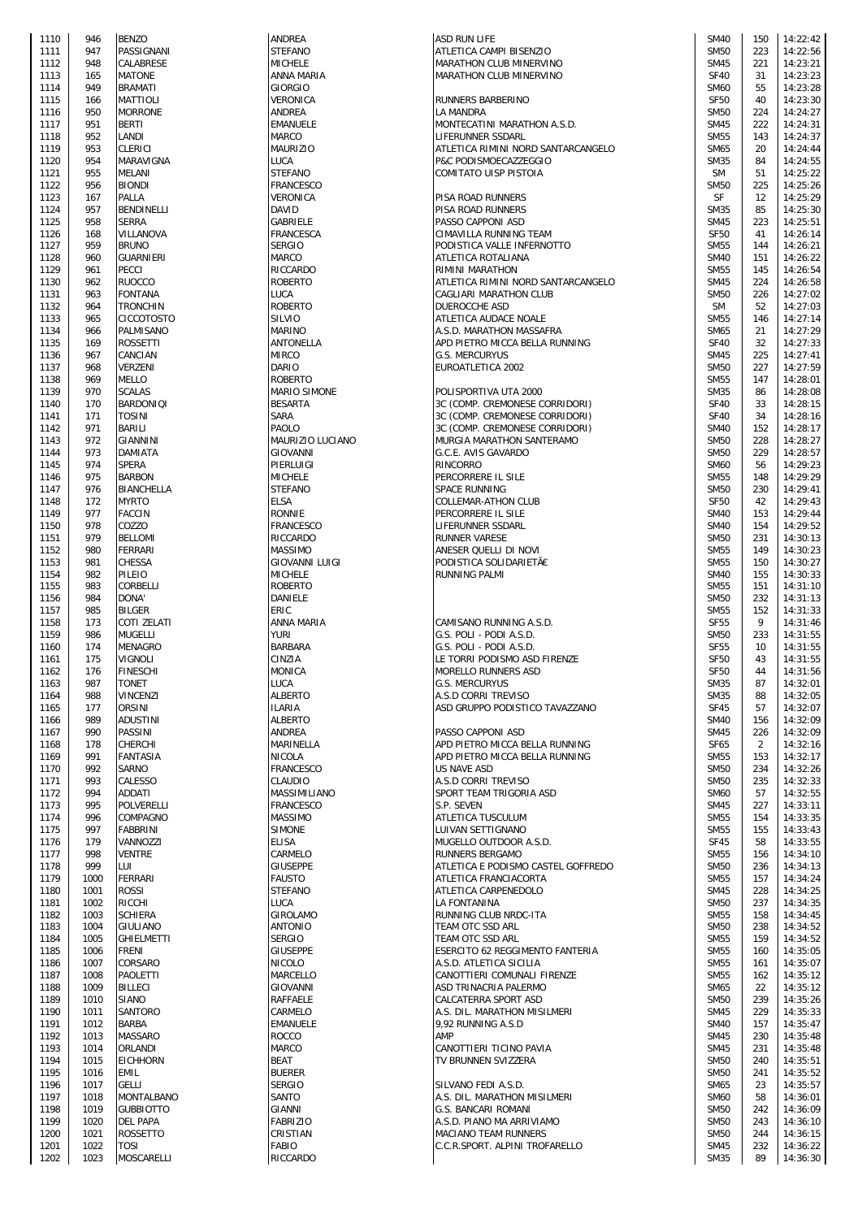| | | | | | | | |
|---|---|---|---|---|---|---|---|
| 1110 | 946 | BENZO | ANDREA | ASD RUN LIFE | SM40 | 150 | 14:22:42 |
| 1111 | 947 | PASSIGNANI | STEFANO | ATLETICA CAMPI BISENZIO | SM50 | 223 | 14:22:56 |
| 1112 | 948 | CALABRESE | MICHELE | MARATHON CLUB MINERVINO | SM45 | 221 | 14:23:21 |
| 1113 | 165 | MATONE | ANNA MARIA | MARATHON CLUB MINERVINO | SF40 | 31 | 14:23:23 |
| 1114 | 949 | BRAMATI | GIORGIO | | SM60 | 55 | 14:23:28 |
| 1115 | 166 | MATTIOLI | VERONICA | RUNNERS BARBERINO | SF50 | 40 | 14:23:30 |
| 1116 | 950 | MORRONE | ANDREA | LA MANDRA | SM50 | 224 | 14:24:27 |
| 1117 | 951 | BERTI | EMANUELE | MONTECATINI MARATHON A.S.D. | SM45 | 222 | 14:24:31 |
| 1118 | 952 | LANDI | MARCO | LIFERUNNER SSDARL | SM55 | 143 | 14:24:37 |
| 1119 | 953 | CLERICI | MAURIZIO | ATLETICA RIMINI NORD SANTARCANGELO | SM65 | 20 | 14:24:44 |
| 1120 | 954 | MARAVIGNA | LUCA | P&C PODISMOECAZZEGGIO | SM35 | 84 | 14:24:55 |
| 1121 | 955 | MELANI | STEFANO | COMITATO UISP PISTOIA | SM | 51 | 14:25:22 |
| 1122 | 956 | BIONDI | FRANCESCO | | SM50 | 225 | 14:25:26 |
| 1123 | 167 | PALLA | VERONICA | PISA ROAD RUNNERS | SF | 12 | 14:25:29 |
| 1124 | 957 | BENDINELLI | DAVID | PISA ROAD RUNNERS | SM35 | 85 | 14:25:30 |
| 1125 | 958 | SERRA | GABRIELE | PASSO CAPPONI ASD | SM45 | 223 | 14:25:51 |
| 1126 | 168 | VILLANOVA | FRANCESCA | CIMAVILLA RUNNING TEAM | SF50 | 41 | 14:26:14 |
| 1127 | 959 | BRUNO | SERGIO | PODISTICA VALLE INFERNOTTO | SM55 | 144 | 14:26:21 |
| 1128 | 960 | GUARNIERI | MARCO | ATLETICA ROTALIANA | SM40 | 151 | 14:26:22 |
| 1129 | 961 | PECCI | RICCARDO | RIMINI MARATHON | SM55 | 145 | 14:26:54 |
| 1130 | 962 | RUOCCO | ROBERTO | ATLETICA RIMINI NORD SANTARCANGELO | SM45 | 224 | 14:26:58 |
| 1131 | 963 | FONTANA | LUCA | CAGLIARI MARATHON CLUB | SM50 | 226 | 14:27:02 |
| 1132 | 964 | TRONCHIN | ROBERTO | DUEROCCHE ASD | SM | 52 | 14:27:03 |
| 1133 | 965 | CICCOTOSTO | SILVIO | ATLETICA AUDACE NOALE | SM55 | 146 | 14:27:14 |
| 1134 | 966 | PALMISANO | MARINO | A.S.D. MARATHON MASSAFRA | SM65 | 21 | 14:27:29 |
| 1135 | 169 | ROSSETTI | ANTONELLA | APD PIETRO MICCA BELLA RUNNING | SF40 | 32 | 14:27:33 |
| 1136 | 967 | CANCIAN | MIRCO | G.S. MERCURYUS | SM45 | 225 | 14:27:41 |
| 1137 | 968 | VERZENI | DARIO | EUROATLETICA 2002 | SM50 | 227 | 14:27:59 |
| 1138 | 969 | MELLO | ROBERTO | | SM55 | 147 | 14:28:01 |
| 1139 | 970 | SCALAS | MARIO SIMONE | POLISPORTIVA UTA 2000 | SM35 | 86 | 14:28:08 |
| 1140 | 170 | BARDONIQI | BESARTA | 3C (COMP. CREMONESE CORRIDORI) | SF40 | 33 | 14:28:15 |
| 1141 | 171 | TOSINI | SARA | 3C (COMP. CREMONESE CORRIDORI) | SF40 | 34 | 14:28:16 |
| 1142 | 971 | BARILI | PAOLO | 3C (COMP. CREMONESE CORRIDORI) | SM40 | 152 | 14:28:17 |
| 1143 | 972 | GIANNINI | MAURIZIO LUCIANO | MURGIA MARATHON SANTERAMO | SM50 | 228 | 14:28:27 |
| 1144 | 973 | DAMIATA | GIOVANNI | G.C.E. AVIS GAVARDO | SM50 | 229 | 14:28:57 |
| 1145 | 974 | SPERA | PIERLUIGI | RINCORRO | SM60 | 56 | 14:29:23 |
| 1146 | 975 | BARBON | MICHELE | PERCORRERE IL SILE | SM55 | 148 | 14:29:29 |
| 1147 | 976 | BIANCHELLA | STEFANO | SPACE RUNNING | SM50 | 230 | 14:29:41 |
| 1148 | 172 | MYRTO | ELSA | COLLEMAR-ATHON CLUB | SF50 | 42 | 14:29:43 |
| 1149 | 977 | FACCIN | RONNIE | PERCORRERE IL SILE | SM40 | 153 | 14:29:44 |
| 1150 | 978 | COZZO | FRANCESCO | LIFERUNNER SSDARL | SM40 | 154 | 14:29:52 |
| 1151 | 979 | BELLOMI | RICCARDO | RUNNER VARESE | SM50 | 231 | 14:30:13 |
| 1152 | 980 | FERRARI | MASSIMO | ANESER QUELLI DI NOVI | SM55 | 149 | 14:30:23 |
| 1153 | 981 | CHESSA | GIOVANNI LUIGI | PODISTICA SOLIDARIETÃ€ | SM55 | 150 | 14:30:27 |
| 1154 | 982 | PILEIO | MICHELE | RUNNING PALMI | SM40 | 155 | 14:30:33 |
| 1155 | 983 | CORBELLI | ROBERTO | | SM55 | 151 | 14:31:10 |
| 1156 | 984 | DONA' | DANIELE | | SM50 | 232 | 14:31:13 |
| 1157 | 985 | BILGER | ERIC | | SM55 | 152 | 14:31:33 |
| 1158 | 173 | COTI ZELATI | ANNA MARIA | CAMISANO RUNNING A.S.D. | SF55 | 9 | 14:31:46 |
| 1159 | 986 | MUGELLI | YURI | G.S. POLI - PODI A.S.D. | SM50 | 233 | 14:31:55 |
| 1160 | 174 | MENAGRO | BARBARA | G.S. POLI - PODI A.S.D. | SF55 | 10 | 14:31:55 |
| 1161 | 175 | VIGNOLI | CINZIA | LE TORRI PODISMO ASD FIRENZE | SF50 | 43 | 14:31:55 |
| 1162 | 176 | FINESCHI | MONICA | MORELLO RUNNERS ASD | SF50 | 44 | 14:31:56 |
| 1163 | 987 | TONET | LUCA | G.S. MERCURYUS | SM35 | 87 | 14:32:01 |
| 1164 | 988 | VINCENZI | ALBERTO | A.S.D CORRI TREVISO | SM35 | 88 | 14:32:05 |
| 1165 | 177 | ORSINI | ILARIA | ASD GRUPPO PODISTICO TAVAZZANO | SF45 | 57 | 14:32:07 |
| 1166 | 989 | ADUSTINI | ALBERTO | | SM40 | 156 | 14:32:09 |
| 1167 | 990 | PASSINI | ANDREA | PASSO CAPPONI ASD | SM45 | 226 | 14:32:09 |
| 1168 | 178 | CHERCHI | MARINELLA | APD PIETRO MICCA BELLA RUNNING | SF65 | 2 | 14:32:16 |
| 1169 | 991 | FANTASIA | NICOLA | APD PIETRO MICCA BELLA RUNNING | SM55 | 153 | 14:32:17 |
| 1170 | 992 | SARNO | FRANCESCO | US NAVE ASD | SM50 | 234 | 14:32:26 |
| 1171 | 993 | CALESSO | CLAUDIO | A.S.D CORRI TREVISO | SM50 | 235 | 14:32:33 |
| 1172 | 994 | ADDATI | MASSIMILIANO | SPORT TEAM TRIGORIA ASD | SM60 | 57 | 14:32:55 |
| 1173 | 995 | POLVERELLI | FRANCESCO | S.P. SEVEN | SM45 | 227 | 14:33:11 |
| 1174 | 996 | COMPAGNO | MASSIMO | ATLETICA TUSCULUM | SM55 | 154 | 14:33:35 |
| 1175 | 997 | FABBRINI | SIMONE | LUIVAN SETTIGNANO | SM55 | 155 | 14:33:43 |
| 1176 | 179 | VANNOZZI | ELISA | MUGELLO OUTDOOR A.S.D. | SF45 | 58 | 14:33:55 |
| 1177 | 998 | VENTRE | CARMELO | RUNNERS BERGAMO | SM55 | 156 | 14:34:10 |
| 1178 | 999 | LUI | GIUSEPPE | ATLETICA E PODISMO CASTEL GOFFREDO | SM50 | 236 | 14:34:13 |
| 1179 | 1000 | FERRARI | FAUSTO | ATLETICA FRANCIACORTA | SM55 | 157 | 14:34:24 |
| 1180 | 1001 | ROSSI | STEFANO | ATLETICA CARPENEDOLO | SM45 | 228 | 14:34:25 |
| 1181 | 1002 | RICCHI | LUCA | LA FONTANINA | SM50 | 237 | 14:34:35 |
| 1182 | 1003 | SCHIERA | GIROLAMO | RUNNING CLUB NRDC-ITA | SM55 | 158 | 14:34:45 |
| 1183 | 1004 | GIULIANO | ANTONIO | TEAM OTC SSD ARL | SM50 | 238 | 14:34:52 |
| 1184 | 1005 | GHIELMETTI | SERGIO | TEAM OTC SSD ARL | SM55 | 159 | 14:34:52 |
| 1185 | 1006 | FRENI | GIUSEPPE | ESERCITO 62 REGGIMENTO FANTERIA | SM55 | 160 | 14:35:05 |
| 1186 | 1007 | CORSARO | NICOLO | A.S.D. ATLETICA SICILIA | SM55 | 161 | 14:35:07 |
| 1187 | 1008 | PAOLETTI | MARCELLO | CANOTTIERI COMUNALI FIRENZE | SM55 | 162 | 14:35:12 |
| 1188 | 1009 | BILLECI | GIOVANNI | ASD TRINACRIA PALERMO | SM65 | 22 | 14:35:12 |
| 1189 | 1010 | SIANO | RAFFAELE | CALCATERRA SPORT ASD | SM50 | 239 | 14:35:26 |
| 1190 | 1011 | SANTORO | CARMELO | A.S. DIL. MARATHON MISILMERI | SM45 | 229 | 14:35:33 |
| 1191 | 1012 | BARBA | EMANUELE | 9,92 RUNNING A.S.D | SM40 | 157 | 14:35:47 |
| 1192 | 1013 | MASSARO | ROCCO | AMP | SM45 | 230 | 14:35:48 |
| 1193 | 1014 | ORLANDI | MARCO | CANOTTIERI TICINO PAVIA | SM45 | 231 | 14:35:48 |
| 1194 | 1015 | EICHHORN | BEAT | TV BRUNNEN SVIZZERA | SM50 | 240 | 14:35:51 |
| 1195 | 1016 | EMIL | BUERER | | SM50 | 241 | 14:35:52 |
| 1196 | 1017 | GELLI | SERGIO | SILVANO FEDI A.S.D. | SM65 | 23 | 14:35:57 |
| 1197 | 1018 | MONTALBANO | SANTO | A.S. DIL. MARATHON MISILMERI | SM60 | 58 | 14:36:01 |
| 1198 | 1019 | GUBBIOTTO | GIANNI | G.S. BANCARI ROMANI | SM50 | 242 | 14:36:09 |
| 1199 | 1020 | DEL PAPA | FABRIZIO | A.S.D. PIANO MA ARRIVIAMO | SM50 | 243 | 14:36:10 |
| 1200 | 1021 | ROSSETTO | CRISTIAN | MACIANO TEAM RUNNERS | SM50 | 244 | 14:36:15 |
| 1201 | 1022 | TOSI | FABIO | C.C.R.SPORT. ALPINI TROFARELLO | SM45 | 232 | 14:36:22 |
| 1202 | 1023 | MOSCARELLI | RICCARDO | | SM35 | 89 | 14:36:30 |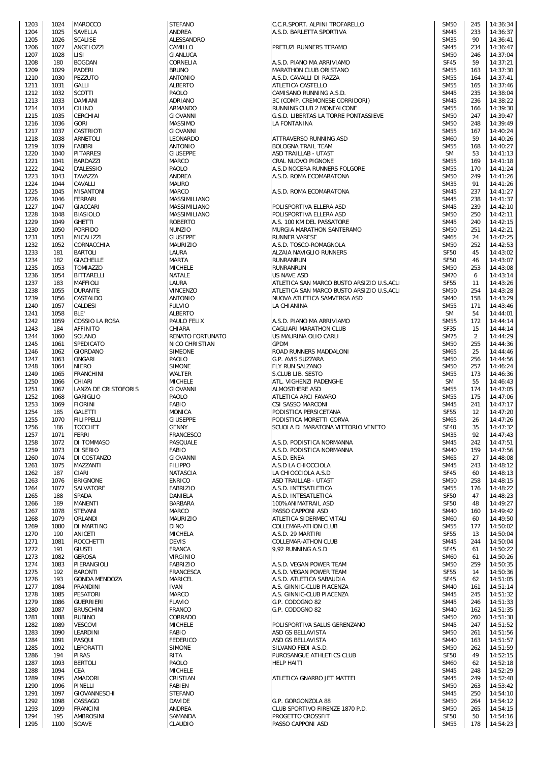| | | | | | | | |
|---|---|---|---|---|---|---|---|
| 1203 | 1024 | MAROCCO | STEFANO | C.C.R.SPORT. ALPINI TROFARELLO | SM50 | 245 | 14:36:34 |
| 1204 | 1025 | SAVELLA | ANDREA | A.S.D. BARLETTA SPORTIVA | SM45 | 233 | 14:36:37 |
| 1205 | 1026 | SCALISE | ALESSANDRO | | SM35 | 90 | 14:36:41 |
| 1206 | 1027 | ANGELOZZI | CAMILLO | PRETUZI RUNNERS TERAMO | SM45 | 234 | 14:36:47 |
| 1207 | 1028 | LISI | GIANLUCA | | SM50 | 246 | 14:37:04 |
| 1208 | 180 | BOGDAN | CORNELIA | A.S.D. PIANO MA ARRIVIAMO | SF45 | 59 | 14:37:21 |
| 1209 | 1029 | PADERI | BRUNO | MARATHON CLUB ORISTANO | SM55 | 163 | 14:37:30 |
| 1210 | 1030 | PEZZUTO | ANTONIO | A.S.D. CAVALLI DI RAZZA | SM55 | 164 | 14:37:41 |
| 1211 | 1031 | GALLI | ALBERTO | ATLETICA CASTELLO | SM55 | 165 | 14:37:46 |
| 1212 | 1032 | SCOTTI | PAOLO | CAMISANO RUNNING A.S.D. | SM45 | 235 | 14:38:04 |
| 1213 | 1033 | DAMIANI | ADRIANO | 3C (COMP. CREMONESE CORRIDORI) | SM45 | 236 | 14:38:22 |
| 1214 | 1034 | CILINO | ARMANDO | RUNNING CLUB 2 MONFALCONE | SM55 | 166 | 14:39:30 |
| 1215 | 1035 | CERCHIAI | GIOVANNI | G.S.D. LIBERTAS LA TORRE PONTASSIEVE | SM50 | 247 | 14:39:47 |
| 1216 | 1036 | GORI | MASSIMO | LA FONTANINA | SM50 | 248 | 14:39:49 |
| 1217 | 1037 | CASTRIOTI | GIOVANNI | | SM55 | 167 | 14:40:24 |
| 1218 | 1038 | ARNETOLI | LEONARDO | ATTRAVERSO RUNNING ASD | SM60 | 59 | 14:40:26 |
| 1219 | 1039 | FABBRI | ANTONIO | BOLOGNA TRAIL TEAM | SM55 | 168 | 14:40:27 |
| 1220 | 1040 | PITARRESI | GIUSEPPE | ASD TRAILLAB - UTA5T | SM | 53 | 14:41:13 |
| 1221 | 1041 | BARDAZZI | MARCO | CRAL NUOVO PIGNONE | SM55 | 169 | 14:41:18 |
| 1222 | 1042 | D'ALESSIO | PAOLO | A.S.D NOCERA RUNNERS FOLGORE | SM55 | 170 | 14:41:24 |
| 1223 | 1043 | TAVAZZA | ANDREA | A.S.D. ROMA ECOMARATONA | SM50 | 249 | 14:41:26 |
| 1224 | 1044 | CAVALLI | MAURO | | SM35 | 91 | 14:41:26 |
| 1225 | 1045 | MISANTONI | MARCO | A.S.D. ROMA ECOMARATONA | SM45 | 237 | 14:41:27 |
| 1226 | 1046 | FERRARI | MASSIMILIANO | | SM45 | 238 | 14:41:37 |
| 1227 | 1047 | GIACCARI | MASSIMILIANO | POLISPORTIVA ELLERA ASD | SM45 | 239 | 14:42:10 |
| 1228 | 1048 | BIASIOLO | MASSIMILIANO | POLISPORTIVA ELLERA ASD | SM50 | 250 | 14:42:11 |
| 1229 | 1049 | GHETTI | ROBERTO | A.S. 100 KM DEL PASSATORE | SM45 | 240 | 14:42:15 |
| 1230 | 1050 | PORFIDO | NUNZIO | MURGIA MARATHON SANTERAMO | SM50 | 251 | 14:42:21 |
| 1231 | 1051 | MICALIZZI | GIUSEPPE | RUNNER VARESE | SM65 | 24 | 14:42:25 |
| 1232 | 1052 | CORNACCHIA | MAURIZIO | A.S.D. TOSCO-ROMAGNOLA | SM50 | 252 | 14:42:53 |
| 1233 | 181 | BARTOLI | LAURA | ALZAIA NAVIGLIO RUNNERS | SF50 | 45 | 14:43:02 |
| 1234 | 182 | GIACHELLE | MARTA | RUNRANRUN | SF50 | 46 | 14:43:07 |
| 1235 | 1053 | TOMIAZZO | MICHELE | RUNRANRUN | SM50 | 253 | 14:43:08 |
| 1236 | 1054 | BITTARELLI | NATALE | US NAVE ASD | SM70 | 6 | 14:43:14 |
| 1237 | 183 | MAFFIOLI | LAURA | ATLETICA SAN MARCO BUSTO ARSIZIO U.S.ACLI | SF55 | 11 | 14:43:26 |
| 1238 | 1055 | DURANTE | VINCENZO | ATLETICA SAN MARCO BUSTO ARSIZIO U.S.ACLI | SM50 | 254 | 14:43:28 |
| 1239 | 1056 | CASTALDO | ANTONIO | NUOVA ATLETICA SAMVERGA ASD | SM40 | 158 | 14:43:29 |
| 1240 | 1057 | CALDESI | FULVIO | LA CHIANINA | SM55 | 171 | 14:43:46 |
| 1241 | 1058 | BLE' | ALBERTO | | SM | 54 | 14:44:01 |
| 1242 | 1059 | COSSIO LA ROSA | PAULO FELIX | A.S.D. PIANO MA ARRIVIAMO | SM55 | 172 | 14:44:14 |
| 1243 | 184 | AFFINITO | CHIARA | CAGLIARI MARATHON CLUB | SF35 | 15 | 14:44:14 |
| 1244 | 1060 | SOLANO | RENATO FORTUNATO | US MAURINA OLIO CARLI | SM75 | 2 | 14:44:29 |
| 1245 | 1061 | SPEDICATO | NICO CHRISTIAN | GPDM | SM50 | 255 | 14:44:36 |
| 1246 | 1062 | GIORDANO | SIMEONE | ROAD RUNNERS MADDALONI | SM65 | 25 | 14:44:46 |
| 1247 | 1063 | ONGARI | PAOLO | G.P. AVIS SUZZARA | SM50 | 256 | 14:44:56 |
| 1248 | 1064 | NIERO | SIMONE | FLY RUN SALZANO | SM50 | 257 | 14:46:24 |
| 1249 | 1065 | FRANCHINI | WALTER | S.CLUB LIB. SESTO | SM55 | 173 | 14:46:36 |
| 1250 | 1066 | CHIARI | MICHELE | ATL. VIGHENZI PADENGHE | SM | 55 | 14:46:43 |
| 1251 | 1067 | LANZA DE CRISTOFORIS | GIOVANNI | ALMOSTHERE ASD | SM55 | 174 | 14:47:05 |
| 1252 | 1068 | GARIGLIO | PAOLO | ATLETICA ARCI FAVARO | SM55 | 175 | 14:47:06 |
| 1253 | 1069 | FIORINI | FABIO | CSI SASSO MARCONI | SM45 | 241 | 14:47:17 |
| 1254 | 185 | GALETTI | MONICA | PODISTICA PERSICETANA | SF55 | 12 | 14:47:20 |
| 1255 | 1070 | FILIPPELLI | GIUSEPPE | PODISTICA MORETTI CORVA | SM65 | 26 | 14:47:26 |
| 1256 | 186 | TOCCHET | GENNY | SCUOLA DI MARATONA VITTORIO VENETO | SF40 | 35 | 14:47:32 |
| 1257 | 1071 | FERRI | FRANCESCO | | SM35 | 92 | 14:47:43 |
| 1258 | 1072 | DI TOMMASO | PASQUALE | A.S.D. PODISTICA NORMANNA | SM45 | 242 | 14:47:51 |
| 1259 | 1073 | DI SERIO | FABIO | A.S.D. PODISTICA NORMANNA | SM40 | 159 | 14:47:56 |
| 1260 | 1074 | DI COSTANZO | GIOVANNI | A.S.D. ENEA | SM65 | 27 | 14:48:08 |
| 1261 | 1075 | MAZZANTI | FILIPPO | A.S.D LA CHIOCCIOLA | SM45 | 243 | 14:48:12 |
| 1262 | 187 | CIARI | NATASCIA | LA CHIOCCIOLA A.S.D | SF45 | 60 | 14:48:13 |
| 1263 | 1076 | BRIGNONE | ENRICO | ASD TRAILLAB - UTA5T | SM50 | 258 | 14:48:15 |
| 1264 | 1077 | SALVATORE | FABRIZIO | A.S.D. INTESATLETICA | SM55 | 176 | 14:48:22 |
| 1265 | 188 | SPADA | DANIELA | A.S.D. INTESATLETICA | SF50 | 47 | 14:48:23 |
| 1266 | 189 | MANENTI | BARBARA | 100%ANIMATRAIL ASD | SF50 | 48 | 14:49:27 |
| 1267 | 1078 | STEVANI | MARCO | PASSO CAPPONI ASD | SM40 | 160 | 14:49:42 |
| 1268 | 1079 | ORLANDI | MAURIZIO | ATLETICA SIDERMEC VITALI | SM60 | 60 | 14:49:50 |
| 1269 | 1080 | DI MARTINO | DINO | COLLEMAR-ATHON CLUB | SM55 | 177 | 14:50:02 |
| 1270 | 190 | ANICETI | MICHELA | A.S.D. 29 MARTIRI | SF55 | 13 | 14:50:04 |
| 1271 | 1081 | ROCCHETTI | DEVIS | COLLEMAR-ATHON CLUB | SM45 | 244 | 14:50:04 |
| 1272 | 191 | GIUSTI | FRANCA | 9,92 RUNNING A.S.D | SF45 | 61 | 14:50:22 |
| 1273 | 1082 | GEROSA | VIRGINIO | | SM60 | 61 | 14:50:26 |
| 1274 | 1083 | PIERANGIOLI | FABRIZIO | A.S.D. VEGAN POWER TEAM | SM50 | 259 | 14:50:35 |
| 1275 | 192 | BARONTI | FRANCESCA | A.S.D. VEGAN POWER TEAM | SF55 | 14 | 14:50:36 |
| 1276 | 193 | GONDA MENDOZA | MARICEL | A.S.D. ATLETICA SABAUDIA | SF45 | 62 | 14:51:05 |
| 1277 | 1084 | PRANDINI | IVAN | A.S. GINNIC-CLUB PIACENZA | SM40 | 161 | 14:51:14 |
| 1278 | 1085 | PESATORI | MARCO | A.S. GINNIC-CLUB PIACENZA | SM45 | 245 | 14:51:32 |
| 1279 | 1086 | GUERRIERI | FLAVIO | G.P. CODOGNO 82 | SM45 | 246 | 14:51:33 |
| 1280 | 1087 | BRUSCHINI | FRANCO | G.P. CODOGNO 82 | SM40 | 162 | 14:51:35 |
| 1281 | 1088 | RUBINO | CORRADO | | SM50 | 260 | 14:51:38 |
| 1282 | 1089 | VESCOVI | MICHELE | POLISPORTIVA SALUS GERENZANO | SM45 | 247 | 14:51:52 |
| 1283 | 1090 | LEARDINI | FABIO | ASD GS BELLAVISTA | SM50 | 261 | 14:51:56 |
| 1284 | 1091 | PASQUI | FEDERICO | ASD GS BELLAVISTA | SM40 | 163 | 14:51:57 |
| 1285 | 1092 | LEPORATTI | SIMONE | SILVANO FEDI A.S.D. | SM50 | 262 | 14:51:59 |
| 1286 | 194 | PIRAS | RITA | PUROSANGUE ATHLETICS CLUB | SF50 | 49 | 14:52:15 |
| 1287 | 1093 | BERTOLI | PAOLO | HELP HAITI | SM60 | 62 | 14:52:18 |
| 1288 | 1094 | CEA | MICHELE | | SM45 | 248 | 14:52:29 |
| 1289 | 1095 | AMADORI | CRISTIAN | ATLETICA GNARRO JET MATTEI | SM45 | 249 | 14:52:48 |
| 1290 | 1096 | PINELLI | FABIEN | | SM50 | 263 | 14:53:42 |
| 1291 | 1097 | GIOVANNESCHI | STEFANO | | SM45 | 250 | 14:54:10 |
| 1292 | 1098 | CASSAGO | DAVIDE | G.P. GORGONZOLA 88 | SM50 | 264 | 14:54:12 |
| 1293 | 1099 | FRANCINI | ANDREA | CLUB SPORTIVO FIRENZE 1870 P.D. | SM50 | 265 | 14:54:15 |
| 1294 | 195 | AMBROSINI | SAMANDA | PROGETTO CROSSFIT | SF50 | 50 | 14:54:16 |
| 1295 | 1100 | SOAVE | CLAUDIO | PASSO CAPPONI ASD | SM55 | 178 | 14:54:23 |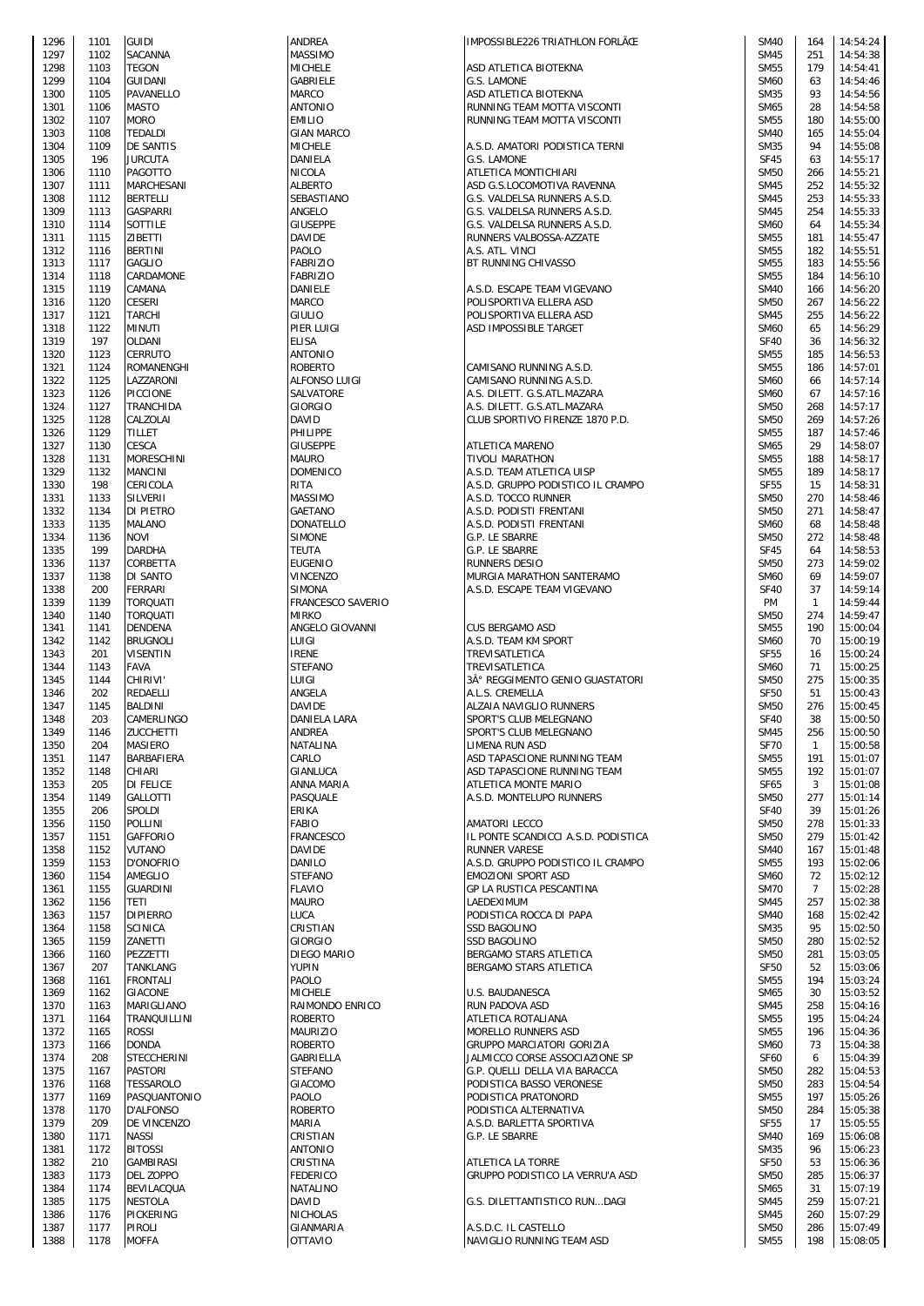| | | | | | | | |
|---|---|---|---|---|---|---|---|
| 1296 | 1101 | GUIDI | ANDREA | IMPOSSIBLE226 TRIATHLON FORLÃŒ | SM40 | 164 | 14:54:24 |
| 1297 | 1102 | SACANNA | MASSIMO | | SM45 | 251 | 14:54:38 |
| 1298 | 1103 | TEGON | MICHELE | ASD ATLETICA BIOTEKNA | SM55 | 179 | 14:54:41 |
| 1299 | 1104 | GUIDANI | GABRIELE | G.S. LAMONE | SM60 | 63 | 14:54:46 |
| 1300 | 1105 | PAVANELLO | MARCO | ASD ATLETICA BIOTEKNA | SM35 | 93 | 14:54:56 |
| 1301 | 1106 | MASTO | ANTONIO | RUNNING TEAM MOTTA VISCONTI | SM65 | 28 | 14:54:58 |
| 1302 | 1107 | MORO | EMILIO | RUNNING TEAM MOTTA VISCONTI | SM55 | 180 | 14:55:00 |
| 1303 | 1108 | TEDALDI | GIAN MARCO | | SM40 | 165 | 14:55:04 |
| 1304 | 1109 | DE SANTIS | MICHELE | A.S.D. AMATORI PODISTICA TERNI | SM35 | 94 | 14:55:08 |
| 1305 | 196 | JURCUTA | DANIELA | G.S. LAMONE | SF45 | 63 | 14:55:17 |
| 1306 | 1110 | PAGOTTO | NICOLA | ATLETICA MONTICHIARI | SM50 | 266 | 14:55:21 |
| 1307 | 1111 | MARCHESANI | ALBERTO | ASD G.S.LOCOMOTIVA RAVENNA | SM45 | 252 | 14:55:32 |
| 1308 | 1112 | BERTELLI | SEBASTIANO | G.S. VALDELSA RUNNERS A.S.D. | SM45 | 253 | 14:55:33 |
| 1309 | 1113 | GASPARRI | ANGELO | G.S. VALDELSA RUNNERS A.S.D. | SM45 | 254 | 14:55:33 |
| 1310 | 1114 | SOTTILE | GIUSEPPE | G.S. VALDELSA RUNNERS A.S.D. | SM60 | 64 | 14:55:34 |
| 1311 | 1115 | ZIBETTI | DAVIDE | RUNNERS VALBOSSA-AZZATE | SM55 | 181 | 14:55:47 |
| 1312 | 1116 | BERTINI | PAOLO | A.S. ATL. VINCI | SM55 | 182 | 14:55:51 |
| 1313 | 1117 | GAGLIO | FABRIZIO | BT RUNNING CHIVASSO | SM55 | 183 | 14:55:56 |
| 1314 | 1118 | CARDAMONE | FABRIZIO | | SM55 | 184 | 14:56:10 |
| 1315 | 1119 | CAMANA | DANIELE | A.S.D. ESCAPE TEAM VIGEVANO | SM40 | 166 | 14:56:20 |
| 1316 | 1120 | CESERI | MARCO | POLISPORTIVA ELLERA ASD | SM50 | 267 | 14:56:22 |
| 1317 | 1121 | TARCHI | GIULIO | POLISPORTIVA ELLERA ASD | SM45 | 255 | 14:56:22 |
| 1318 | 1122 | MINUTI | PIER LUIGI | ASD IMPOSSIBLE TARGET | SM60 | 65 | 14:56:29 |
| 1319 | 197 | OLDANI | ELISA | | SF40 | 36 | 14:56:32 |
| 1320 | 1123 | CERRUTO | ANTONIO | | SM55 | 185 | 14:56:53 |
| 1321 | 1124 | ROMANENGHI | ROBERTO | CAMISANO RUNNING A.S.D. | SM55 | 186 | 14:57:01 |
| 1322 | 1125 | LAZZARONI | ALFONSO LUIGI | CAMISANO RUNNING A.S.D. | SM60 | 66 | 14:57:14 |
| 1323 | 1126 | PICCIONE | SALVATORE | A.S. DILETT. G.S.ATL.MAZARA | SM60 | 67 | 14:57:16 |
| 1324 | 1127 | TRANCHIDA | GIORGIO | A.S. DILETT. G.S.ATL.MAZARA | SM50 | 268 | 14:57:17 |
| 1325 | 1128 | CALZOLAI | DAVID | CLUB SPORTIVO FIRENZE 1870 P.D. | SM50 | 269 | 14:57:26 |
| 1326 | 1129 | TILLET | PHILIPPE | | SM55 | 187 | 14:57:46 |
| 1327 | 1130 | CESCA | GIUSEPPE | ATLETICA MARENO | SM65 | 29 | 14:58:07 |
| 1328 | 1131 | MORESCHINI | MAURO | TIVOLI MARATHON | SM55 | 188 | 14:58:17 |
| 1329 | 1132 | MANCINI | DOMENICO | A.S.D. TEAM ATLETICA UISP | SM55 | 189 | 14:58:17 |
| 1330 | 198 | CERICOLA | RITA | A.S.D. GRUPPO PODISTICO IL CRAMPO | SF55 | 15 | 14:58:31 |
| 1331 | 1133 | SILVERII | MASSIMO | A.S.D. TOCCO RUNNER | SM50 | 270 | 14:58:46 |
| 1332 | 1134 | DI PIETRO | GAETANO | A.S.D. PODISTI FRENTANI | SM50 | 271 | 14:58:47 |
| 1333 | 1135 | MALANO | DONATELLO | A.S.D. PODISTI FRENTANI | SM60 | 68 | 14:58:48 |
| 1334 | 1136 | NOVI | SIMONE | G.P. LE SBARRE | SM50 | 272 | 14:58:48 |
| 1335 | 199 | DARDHA | TEUTA | G.P. LE SBARRE | SF45 | 64 | 14:58:53 |
| 1336 | 1137 | CORBETTA | EUGENIO | RUNNERS DESIO | SM50 | 273 | 14:59:02 |
| 1337 | 1138 | DI SANTO | VINCENZO | MURGIA MARATHON SANTERAMO | SM60 | 69 | 14:59:07 |
| 1338 | 200 | FERRARI | SIMONA | A.S.D. ESCAPE TEAM VIGEVANO | SF40 | 37 | 14:59:14 |
| 1339 | 1139 | TORQUATI | FRANCESCO SAVERIO | | PM | 1 | 14:59:44 |
| 1340 | 1140 | TORQUATI | MIRKO | | SM50 | 274 | 14:59:47 |
| 1341 | 1141 | DENDENA | ANGELO GIOVANNI | CUS BERGAMO ASD | SM55 | 190 | 15:00:04 |
| 1342 | 1142 | BRUGNOLI | LUIGI | A.S.D. TEAM KM SPORT | SM60 | 70 | 15:00:19 |
| 1343 | 201 | VISENTIN | IRENE | TREVISATLETICA | SF55 | 16 | 15:00:24 |
| 1344 | 1143 | FAVA | STEFANO | TREVISATLETICA | SM60 | 71 | 15:00:25 |
| 1345 | 1144 | CHIRIVI' | LUIGI | 3Â° REGGIMENTO GENIO GUASTATORI | SM50 | 275 | 15:00:35 |
| 1346 | 202 | REDAELLI | ANGELA | A.L.S. CREMELLA | SF50 | 51 | 15:00:43 |
| 1347 | 1145 | BALDINI | DAVIDE | ALZAIA NAVIGLIO RUNNERS | SM50 | 276 | 15:00:45 |
| 1348 | 203 | CAMERLINGO | DANIELA LARA | SPORT'S CLUB MELEGNANO | SF40 | 38 | 15:00:50 |
| 1349 | 1146 | ZUCCHETTI | ANDREA | SPORT'S CLUB MELEGNANO | SM45 | 256 | 15:00:50 |
| 1350 | 204 | MASIERO | NATALINA | LIMENA RUN ASD | SF70 | 1 | 15:00:58 |
| 1351 | 1147 | BARBAFIERA | CARLO | ASD TAPASCIONE RUNNING TEAM | SM55 | 191 | 15:01:07 |
| 1352 | 1148 | CHIARI | GIANLUCA | ASD TAPASCIONE RUNNING TEAM | SM55 | 192 | 15:01:07 |
| 1353 | 205 | DI FELICE | ANNA MARIA | ATLETICA MONTE MARIO | SF65 | 3 | 15:01:08 |
| 1354 | 1149 | GALLOTTI | PASQUALE | A.S.D. MONTELUPO RUNNERS | SM50 | 277 | 15:01:14 |
| 1355 | 206 | SPOLDI | ERIKA | | SF40 | 39 | 15:01:26 |
| 1356 | 1150 | POLLINI | FABIO | AMATORI LECCO | SM50 | 278 | 15:01:33 |
| 1357 | 1151 | GAFFORIO | FRANCESCO | IL PONTE SCANDICCI A.S.D. PODISTICA | SM50 | 279 | 15:01:42 |
| 1358 | 1152 | VUTANO | DAVIDE | RUNNER VARESE | SM40 | 167 | 15:01:48 |
| 1359 | 1153 | D'ONOFRIO | DANILO | A.S.D. GRUPPO PODISTICO IL CRAMPO | SM55 | 193 | 15:02:06 |
| 1360 | 1154 | AMEGLIO | STEFANO | EMOZIONI SPORT ASD | SM60 | 72 | 15:02:12 |
| 1361 | 1155 | GUARDINI | FLAVIO | GP LA RUSTICA PESCANTINA | SM70 | 7 | 15:02:28 |
| 1362 | 1156 | TETI | MAURO | LAEDEXIMUM | SM45 | 257 | 15:02:38 |
| 1363 | 1157 | DIPIERRO | LUCA | PODISTICA ROCCA DI PAPA | SM40 | 168 | 15:02:42 |
| 1364 | 1158 | SCINICA | CRISTIAN | SSD BAGOLINO | SM35 | 95 | 15:02:50 |
| 1365 | 1159 | ZANETTI | GIORGIO | SSD BAGOLINO | SM50 | 280 | 15:02:52 |
| 1366 | 1160 | PEZZETTI | DIEGO MARIO | BERGAMO STARS ATLETICA | SM50 | 281 | 15:03:05 |
| 1367 | 207 | TANKLANG | YUPIN | BERGAMO STARS ATLETICA | SF50 | 52 | 15:03:06 |
| 1368 | 1161 | FRONTALI | PAOLO | | SM55 | 194 | 15:03:24 |
| 1369 | 1162 | GIACONE | MICHELE | U.S. BAUDANESCA | SM65 | 30 | 15:03:52 |
| 1370 | 1163 | MARIGLIANO | RAIMONDO ENRICO | RUN PADOVA ASD | SM45 | 258 | 15:04:16 |
| 1371 | 1164 | TRANQUILLINI | ROBERTO | ATLETICA ROTALIANA | SM55 | 195 | 15:04:24 |
| 1372 | 1165 | ROSSI | MAURIZIO | MORELLO RUNNERS ASD | SM55 | 196 | 15:04:36 |
| 1373 | 1166 | DONDA | ROBERTO | GRUPPO MARCIATORI GORIZIA | SM60 | 73 | 15:04:38 |
| 1374 | 208 | STECCHERINI | GABRIELLA | JALMICCO CORSE ASSOCIAZIONE SP | SF60 | 6 | 15:04:39 |
| 1375 | 1167 | PASTORI | STEFANO | G.P. QUELLI DELLA VIA BARACCA | SM50 | 282 | 15:04:53 |
| 1376 | 1168 | TESSAROLO | GIACOMO | PODISTICA BASSO VERONESE | SM50 | 283 | 15:04:54 |
| 1377 | 1169 | PASQUANTONIO | PAOLO | PODISTICA PRATONORD | SM55 | 197 | 15:05:26 |
| 1378 | 1170 | D'ALFONSO | ROBERTO | PODISTICA ALTERNATIVA | SM50 | 284 | 15:05:38 |
| 1379 | 209 | DE VINCENZO | MARIA | A.S.D. BARLETTA SPORTIVA | SF55 | 17 | 15:05:55 |
| 1380 | 1171 | NASSI | CRISTIAN | G.P. LE SBARRE | SM40 | 169 | 15:06:08 |
| 1381 | 1172 | BITOSSI | ANTONIO | | SM35 | 96 | 15:06:23 |
| 1382 | 210 | GAMBIRASI | CRISTINA | ATLETICA LA TORRE | SF50 | 53 | 15:06:36 |
| 1383 | 1173 | DEL ZOPPO | FEDERICO | GRUPPO PODISTICO LA VERRU'A ASD | SM50 | 285 | 15:06:37 |
| 1384 | 1174 | BEVILACQUA | NATALINO | | SM65 | 31 | 15:07:19 |
| 1385 | 1175 | NESTOLA | DAVID | G.S. DILETTANTISTICO RUN...DAGI | SM45 | 259 | 15:07:21 |
| 1386 | 1176 | PICKERING | NICHOLAS | | SM45 | 260 | 15:07:29 |
| 1387 | 1177 | PIROLI | GIANMARIA | A.S.D.C. IL CASTELLO | SM50 | 286 | 15:07:49 |
| 1388 | 1178 | MOFFA | OTTAVIO | NAVIGLIO RUNNING TEAM ASD | SM55 | 198 | 15:08:05 |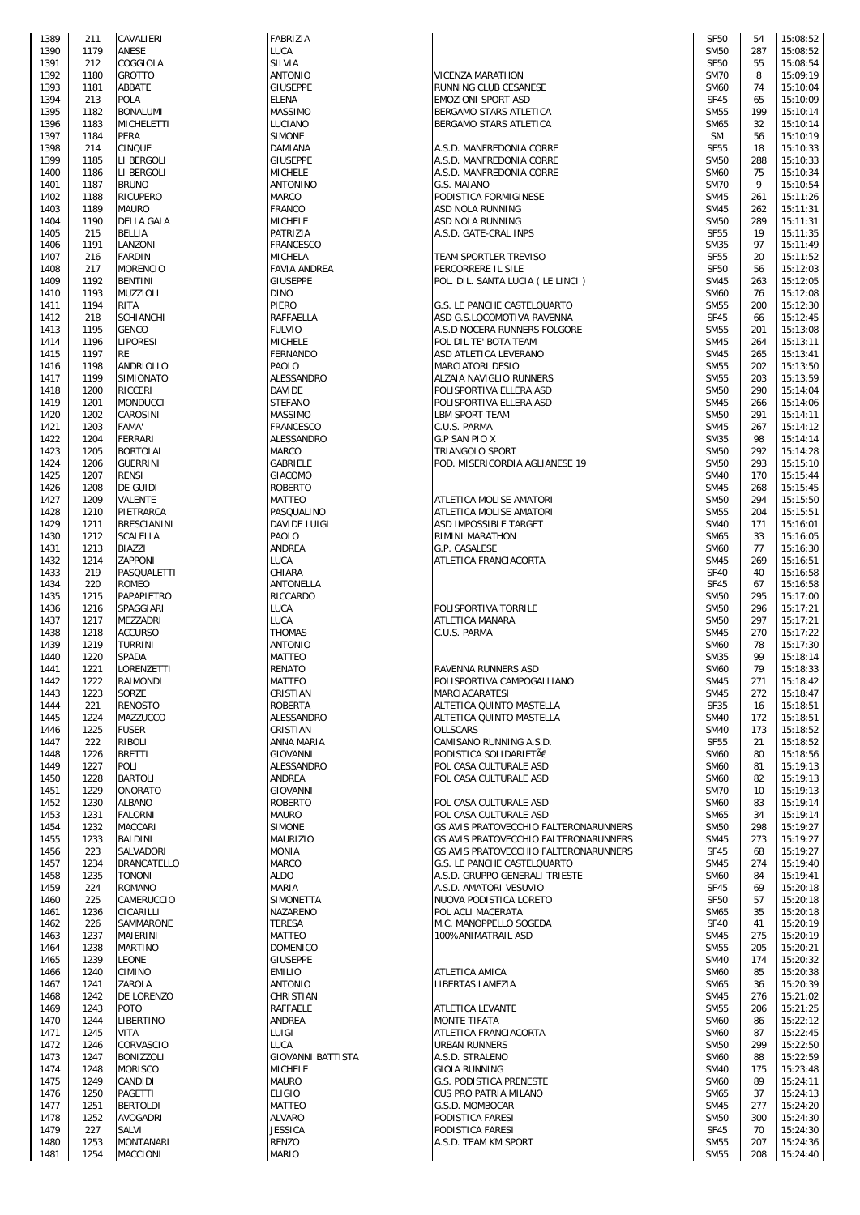| | | | | | | | |
|---|---|---|---|---|---|---|---|
| 1389 | 211 | CAVALIERI | FABRIZIA | | SF50 | 54 | 15:08:52 |
| 1390 | 1179 | ANESE | LUCA | | SM50 | 287 | 15:08:52 |
| 1391 | 212 | COGGIOLA | SILVIA | | SF50 | 55 | 15:08:54 |
| 1392 | 1180 | GROTTO | ANTONIO | VICENZA MARATHON | SM70 | 8 | 15:09:19 |
| 1393 | 1181 | ABBATE | GIUSEPPE | RUNNING CLUB CESANESE | SM60 | 74 | 15:10:04 |
| 1394 | 213 | POLA | ELENA | EMOZIONI SPORT ASD | SF45 | 65 | 15:10:09 |
| 1395 | 1182 | BONALUMI | MASSIMO | BERGAMO STARS ATLETICA | SM55 | 199 | 15:10:14 |
| 1396 | 1183 | MICHELETTI | LUCIANO | BERGAMO STARS ATLETICA | SM65 | 32 | 15:10:14 |
| 1397 | 1184 | PERA | SIMONE | | SM | 56 | 15:10:19 |
| 1398 | 214 | CINQUE | DAMIANA | A.S.D. MANFREDONIA CORRE | SF55 | 18 | 15:10:33 |
| 1399 | 1185 | LI BERGOLI | GIUSEPPE | A.S.D. MANFREDONIA CORRE | SM50 | 288 | 15:10:33 |
| 1400 | 1186 | LI BERGOLI | MICHELE | A.S.D. MANFREDONIA CORRE | SM60 | 75 | 15:10:34 |
| 1401 | 1187 | BRUNO | ANTONINO | G.S. MAIANO | SM70 | 9 | 15:10:54 |
| 1402 | 1188 | RICUPERO | MARCO | PODISTICA FORMIGINESE | SM45 | 261 | 15:11:26 |
| 1403 | 1189 | MAURO | FRANCO | ASD NOLA RUNNING | SM45 | 262 | 15:11:31 |
| 1404 | 1190 | DELLA GALA | MICHELE | ASD NOLA RUNNING | SM50 | 289 | 15:11:31 |
| 1405 | 215 | BELLIA | PATRIZIA | A.S.D. GATE-CRAL INPS | SF55 | 19 | 15:11:35 |
| 1406 | 1191 | LANZONI | FRANCESCO | | SM35 | 97 | 15:11:49 |
| 1407 | 216 | FARDIN | MICHELA | TEAM SPORTLER TREVISO | SF55 | 20 | 15:11:52 |
| 1408 | 217 | MORENCIO | FAVIA ANDREA | PERCORRERE IL SILE | SF50 | 56 | 15:12:03 |
| 1409 | 1192 | BENTINI | GIUSEPPE | POL. DIL. SANTA LUCIA ( LE LINCI ) | SM45 | 263 | 15:12:05 |
| 1410 | 1193 | MUZZIOLI | DINO | | SM60 | 76 | 15:12:08 |
| 1411 | 1194 | RITA | PIERO | G.S. LE PANCHE CASTELQUARTO | SM55 | 200 | 15:12:30 |
| 1412 | 218 | SCHIANCHI | RAFFAELLA | ASD G.S.LOCOMOTIVA RAVENNA | SF45 | 66 | 15:12:45 |
| 1413 | 1195 | GENCO | FULVIO | A.S.D NOCERA RUNNERS FOLGORE | SM55 | 201 | 15:13:08 |
| 1414 | 1196 | LIPORESI | MICHELE | POL DIL TE' BOTA TEAM | SM45 | 264 | 15:13:11 |
| 1415 | 1197 | RE | FERNANDO | ASD ATLETICA LEVERANO | SM45 | 265 | 15:13:41 |
| 1416 | 1198 | ANDRIOLLO | PAOLO | MARCIATORI DESIO | SM55 | 202 | 15:13:50 |
| 1417 | 1199 | SIMIONATO | ALESSANDRO | ALZAIA NAVIGLIO RUNNERS | SM55 | 203 | 15:13:59 |
| 1418 | 1200 | RICCERI | DAVIDE | POLISPORTIVA ELLERA ASD | SM50 | 290 | 15:14:04 |
| 1419 | 1201 | MONDUCCI | STEFANO | POLISPORTIVA ELLERA ASD | SM45 | 266 | 15:14:06 |
| 1420 | 1202 | CAROSINI | MASSIMO | LBM SPORT TEAM | SM50 | 291 | 15:14:11 |
| 1421 | 1203 | FAMA' | FRANCESCO | C.U.S. PARMA | SM45 | 267 | 15:14:12 |
| 1422 | 1204 | FERRARI | ALESSANDRO | G.P SAN PIO X | SM35 | 98 | 15:14:14 |
| 1423 | 1205 | BORTOLAI | MARCO | TRIANGOLO SPORT | SM50 | 292 | 15:14:28 |
| 1424 | 1206 | GUERRINI | GABRIELE | POD. MISERICORDIA AGLIANESE 19 | SM50 | 293 | 15:15:10 |
| 1425 | 1207 | RENSI | GIACOMO | | SM40 | 170 | 15:15:44 |
| 1426 | 1208 | DE GUIDI | ROBERTO | | SM45 | 268 | 15:15:45 |
| 1427 | 1209 | VALENTE | MATTEO | ATLETICA MOLISE AMATORI | SM50 | 294 | 15:15:50 |
| 1428 | 1210 | PIETRARCA | PASQUALINO | ATLETICA MOLISE AMATORI | SM55 | 204 | 15:15:51 |
| 1429 | 1211 | BRESCIANINI | DAVIDE LUIGI | ASD IMPOSSIBLE TARGET | SM40 | 171 | 15:16:01 |
| 1430 | 1212 | SCALELLA | PAOLO | RIMINI MARATHON | SM65 | 33 | 15:16:05 |
| 1431 | 1213 | BIAZZI | ANDREA | G.P. CASALESE | SM60 | 77 | 15:16:30 |
| 1432 | 1214 | ZAPPONI | LUCA | ATLETICA FRANCIACORTA | SM45 | 269 | 15:16:51 |
| 1433 | 219 | PASQUALETTI | CHIARA | | SF40 | 40 | 15:16:58 |
| 1434 | 220 | ROMEO | ANTONELLA | | SF45 | 67 | 15:16:58 |
| 1435 | 1215 | PAPAPIETRO | RICCARDO | | SM50 | 295 | 15:17:00 |
| 1436 | 1216 | SPAGGIARI | LUCA | POLISPORTIVA TORRILE | SM50 | 296 | 15:17:21 |
| 1437 | 1217 | MEZZADRI | LUCA | ATLETICA MANARA | SM50 | 297 | 15:17:21 |
| 1438 | 1218 | ACCURSO | THOMAS | C.U.S. PARMA | SM45 | 270 | 15:17:22 |
| 1439 | 1219 | TURRINI | ANTONIO | | SM60 | 78 | 15:17:30 |
| 1440 | 1220 | SPADA | MATTEO | | SM35 | 99 | 15:18:14 |
| 1441 | 1221 | LORENZETTI | RENATO | RAVENNA RUNNERS ASD | SM60 | 79 | 15:18:33 |
| 1442 | 1222 | RAIMONDI | MATTEO | POLISPORTIVA CAMPOGALLIANO | SM45 | 271 | 15:18:42 |
| 1443 | 1223 | SORZE | CRISTIAN | MARCIACARATESI | SM45 | 272 | 15:18:47 |
| 1444 | 221 | RENOSTO | ROBERTA | ALTETICA QUINTO MASTELLA | SF35 | 16 | 15:18:51 |
| 1445 | 1224 | MAZZUCCO | ALESSANDRO | ALTETICA QUINTO MASTELLA | SM40 | 172 | 15:18:51 |
| 1446 | 1225 | FUSER | CRISTIAN | OLLSCARS | SM40 | 173 | 15:18:52 |
| 1447 | 222 | RIBOLI | ANNA MARIA | CAMISANO RUNNING A.S.D. | SF55 | 21 | 15:18:52 |
| 1448 | 1226 | BRETTI | GIOVANNI | PODISTICA SOLIDARIETÃ€ | SM60 | 80 | 15:18:56 |
| 1449 | 1227 | POLI | ALESSANDRO | POL CASA CULTURALE ASD | SM60 | 81 | 15:19:13 |
| 1450 | 1228 | BARTOLI | ANDREA | POL CASA CULTURALE ASD | SM60 | 82 | 15:19:13 |
| 1451 | 1229 | ONORATO | GIOVANNI | | SM70 | 10 | 15:19:13 |
| 1452 | 1230 | ALBANO | ROBERTO | POL CASA CULTURALE ASD | SM60 | 83 | 15:19:14 |
| 1453 | 1231 | FALORNI | MAURO | POL CASA CULTURALE ASD | SM65 | 34 | 15:19:14 |
| 1454 | 1232 | MACCARI | SIMONE | GS AVIS PRATOVECCHIO FALTERONARUNNERS | SM50 | 298 | 15:19:27 |
| 1455 | 1233 | BALDINI | MAURIZIO | GS AVIS PRATOVECCHIO FALTERONARUNNERS | SM45 | 273 | 15:19:27 |
| 1456 | 223 | SALVADORI | MONIA | GS AVIS PRATOVECCHIO FALTERONARUNNERS | SF45 | 68 | 15:19:27 |
| 1457 | 1234 | BRANCATELLO | MARCO | G.S. LE PANCHE CASTELQUARTO | SM45 | 274 | 15:19:40 |
| 1458 | 1235 | TONONI | ALDO | A.S.D. GRUPPO GENERALI TRIESTE | SM60 | 84 | 15:19:41 |
| 1459 | 224 | ROMANO | MARIA | A.S.D. AMATORI VESUVIO | SF45 | 69 | 15:20:18 |
| 1460 | 225 | CAMERUCCIO | SIMONETTA | NUOVA PODISTICA LORETO | SF50 | 57 | 15:20:18 |
| 1461 | 1236 | CICARILLI | NAZARENO | POL ACLI MACERATA | SM65 | 35 | 15:20:18 |
| 1462 | 226 | SAMMARONE | TERESA | M.C. MANOPPELLO SOGEDA | SF40 | 41 | 15:20:19 |
| 1463 | 1237 | MAIERINI | MATTEO | 100%ANIMATRAIL ASD | SM45 | 275 | 15:20:19 |
| 1464 | 1238 | MARTINO | DOMENICO | | SM55 | 205 | 15:20:21 |
| 1465 | 1239 | LEONE | GIUSEPPE | | SM40 | 174 | 15:20:32 |
| 1466 | 1240 | CIMINO | EMILIO | ATLETICA AMICA | SM60 | 85 | 15:20:38 |
| 1467 | 1241 | ZAROLA | ANTONIO | LIBERTAS LAMEZIA | SM65 | 36 | 15:20:39 |
| 1468 | 1242 | DE LORENZO | CHRISTIAN | | SM45 | 276 | 15:21:02 |
| 1469 | 1243 | POTO | RAFFAELE | ATLETICA LEVANTE | SM55 | 206 | 15:21:25 |
| 1470 | 1244 | LIBERTINO | ANDREA | MONTE TIFATA | SM60 | 86 | 15:22:12 |
| 1471 | 1245 | VITA | LUIGI | ATLETICA FRANCIACORTA | SM60 | 87 | 15:22:45 |
| 1472 | 1246 | CORVASCIO | LUCA | URBAN RUNNERS | SM50 | 299 | 15:22:50 |
| 1473 | 1247 | BONIZZOLI | GIOVANNI BATTISTA | A.S.D. STRALENO | SM60 | 88 | 15:22:59 |
| 1474 | 1248 | MORISCO | MICHELE | GIOIA RUNNING | SM40 | 175 | 15:23:48 |
| 1475 | 1249 | CANDIDI | MAURO | G.S. PODISTICA PRENESTE | SM60 | 89 | 15:24:11 |
| 1476 | 1250 | PAGETTI | ELIGIO | CUS PRO PATRIA MILANO | SM65 | 37 | 15:24:13 |
| 1477 | 1251 | BERTOLDI | MATTEO | G.S.D. MOMBOCAR | SM45 | 277 | 15:24:20 |
| 1478 | 1252 | AVOGADRI | ALVARO | PODISTICA FARESI | SM50 | 300 | 15:24:30 |
| 1479 | 227 | SALVI | JESSICA | PODISTICA FARESI | SF45 | 70 | 15:24:30 |
| 1480 | 1253 | MONTANARI | RENZO | A.S.D. TEAM KM SPORT | SM55 | 207 | 15:24:36 |
| 1481 | 1254 | MACCIONI | MARIO | | SM55 | 208 | 15:24:40 |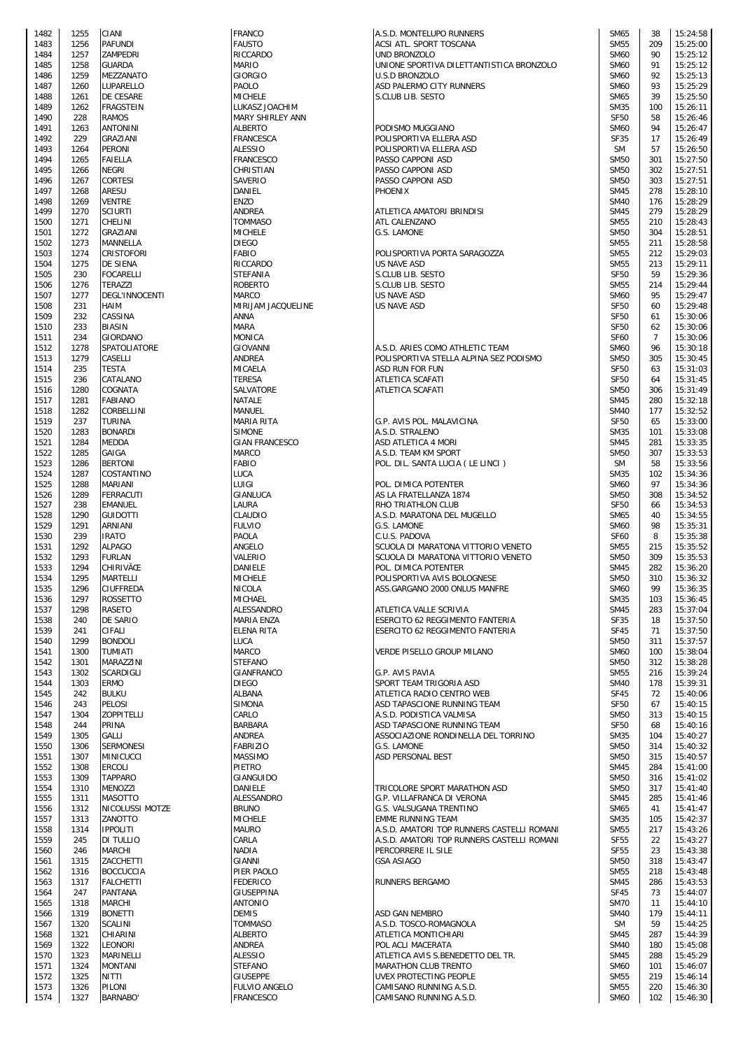| | | | | | | | |
|---|---|---|---|---|---|---|---|
| 1482 | 1255 | CIANI | FRANCO | A.S.D. MONTELUPO RUNNERS | SM65 | 38 | 15:24:58 |
| 1483 | 1256 | PAFUNDI | FAUSTO | ACSI ATL. SPORT TOSCANA | SM55 | 209 | 15:25:00 |
| 1484 | 1257 | ZAMPEDRI | RICCARDO | UND BRONZOLO | SM60 | 90 | 15:25:12 |
| 1485 | 1258 | GUARDA | MARIO | UNIONE SPORTIVA DILETTANTISTICA BRONZOLO | SM60 | 91 | 15:25:12 |
| 1486 | 1259 | MEZZANATO | GIORGIO | U.S.D BRONZOLO | SM60 | 92 | 15:25:13 |
| 1487 | 1260 | LUPARELLO | PAOLO | ASD PALERMO CITY RUNNERS | SM60 | 93 | 15:25:29 |
| 1488 | 1261 | DE CESARE | MICHELE | S.CLUB LIB. SESTO | SM65 | 39 | 15:25:50 |
| 1489 | 1262 | FRAGSTEIN | LUKASZ JOACHIM | | SM35 | 100 | 15:26:11 |
| 1490 | 228 | RAMOS | MARY SHIRLEY ANN | | SF50 | 58 | 15:26:46 |
| 1491 | 1263 | ANTONINI | ALBERTO | PODISMO MUGGIANO | SM60 | 94 | 15:26:47 |
| 1492 | 229 | GRAZIANI | FRANCESCA | POLISPORTIVA ELLERA ASD | SF35 | 17 | 15:26:49 |
| 1493 | 1264 | PERONI | ALESSIO | POLISPORTIVA ELLERA ASD | SM | 57 | 15:26:50 |
| 1494 | 1265 | FAIELLA | FRANCESCO | PASSO CAPPONI ASD | SM50 | 301 | 15:27:50 |
| 1495 | 1266 | NEGRI | CHRISTIAN | PASSO CAPPONI ASD | SM50 | 302 | 15:27:51 |
| 1496 | 1267 | CORTESI | SAVERIO | PASSO CAPPONI ASD | SM50 | 303 | 15:27:51 |
| 1497 | 1268 | ARESU | DANIEL | PHOENIX | SM45 | 278 | 15:28:10 |
| 1498 | 1269 | VENTRE | ENZO | | SM40 | 176 | 15:28:29 |
| 1499 | 1270 | SCIURTI | ANDREA | ATLETICA AMATORI BRINDISI | SM45 | 279 | 15:28:29 |
| 1500 | 1271 | CHELINI | TOMMASO | ATL CALENZANO | SM55 | 210 | 15:28:43 |
| 1501 | 1272 | GRAZIANI | MICHELE | G.S. LAMONE | SM50 | 304 | 15:28:51 |
| 1502 | 1273 | MANNELLA | DIEGO | | SM55 | 211 | 15:28:58 |
| 1503 | 1274 | CRISTOFORI | FABIO | POLISPORTIVA PORTA SARAGOZZA | SM55 | 212 | 15:29:03 |
| 1504 | 1275 | DE SIENA | RICCARDO | US NAVE ASD | SM55 | 213 | 15:29:11 |
| 1505 | 230 | FOCARELLI | STEFANIA | S.CLUB LIB. SESTO | SF50 | 59 | 15:29:36 |
| 1506 | 1276 | TERAZZI | ROBERTO | S.CLUB LIB. SESTO | SM55 | 214 | 15:29:44 |
| 1507 | 1277 | DEGL'INNOCENTI | MARCO | US NAVE ASD | SM60 | 95 | 15:29:47 |
| 1508 | 231 | HAIM | MIRIJAM JACQUELINE | US NAVE ASD | SF50 | 60 | 15:29:48 |
| 1509 | 232 | CASSINA | ANNA | | SF50 | 61 | 15:30:06 |
| 1510 | 233 | BIASIN | MARA | | SF50 | 62 | 15:30:06 |
| 1511 | 234 | GIORDANO | MONICA | | SF60 | 7 | 15:30:06 |
| 1512 | 1278 | SPATOLIATORE | GIOVANNI | A.S.D. ARIES COMO ATHLETIC TEAM | SM60 | 96 | 15:30:18 |
| 1513 | 1279 | CASELLI | ANDREA | POLISPORTIVA STELLA ALPINA SEZ PODISMO | SM50 | 305 | 15:30:45 |
| 1514 | 235 | TESTA | MICAELA | ASD RUN FOR FUN | SF50 | 63 | 15:31:03 |
| 1515 | 236 | CATALANO | TERESA | ATLETICA SCAFATI | SF50 | 64 | 15:31:45 |
| 1516 | 1280 | COGNATA | SALVATORE | ATLETICA SCAFATI | SM50 | 306 | 15:31:49 |
| 1517 | 1281 | FABIANO | NATALE | | SM45 | 280 | 15:32:18 |
| 1518 | 1282 | CORBELLINI | MANUEL | | SM40 | 177 | 15:32:52 |
| 1519 | 237 | TURINA | MARIA RITA | G.P. AVIS POL. MALAVICINA | SF50 | 65 | 15:33:00 |
| 1520 | 1283 | BONARDI | SIMONE | A.S.D. STRALENO | SM35 | 101 | 15:33:08 |
| 1521 | 1284 | MEDDA | GIAN FRANCESCO | ASD ATLETICA 4 MORI | SM45 | 281 | 15:33:35 |
| 1522 | 1285 | GAIGA | MARCO | A.S.D. TEAM KM SPORT | SM50 | 307 | 15:33:53 |
| 1523 | 1286 | BERTONI | FABIO | POL. DIL. SANTA LUCIA ( LE LINCI ) | SM | 58 | 15:33:56 |
| 1524 | 1287 | COSTANTINO | LUCA | | SM35 | 102 | 15:34:36 |
| 1525 | 1288 | MARIANI | LUIGI | POL. DIMICA POTENTER | SM60 | 97 | 15:34:36 |
| 1526 | 1289 | FERRACUTI | GIANLUCA | AS LA FRATELLANZA 1874 | SM50 | 308 | 15:34:52 |
| 1527 | 238 | EMANUEL | LAURA | RHO TRIATHLON CLUB | SF50 | 66 | 15:34:53 |
| 1528 | 1290 | GUIDOTTI | CLAUDIO | A.S.D. MARATONA DEL MUGELLO | SM65 | 40 | 15:34:55 |
| 1529 | 1291 | ARNIANI | FULVIO | G.S. LAMONE | SM60 | 98 | 15:35:31 |
| 1530 | 239 | IRATO | PAOLA | C.U.S. PADOVA | SF60 | 8 | 15:35:38 |
| 1531 | 1292 | ALPAGO | ANGELO | SCUOLA DI MARATONA VITTORIO VENETO | SM55 | 215 | 15:35:52 |
| 1532 | 1293 | FURLAN | VALERIO | SCUOLA DI MARATONA VITTORIO VENETO | SM50 | 309 | 15:35:53 |
| 1533 | 1294 | CHIRIVÃŒ | DANIELE | POL. DIMICA POTENTER | SM45 | 282 | 15:36:20 |
| 1534 | 1295 | MARTELLI | MICHELE | POLISPORTIVA AVIS BOLOGNESE | SM50 | 310 | 15:36:32 |
| 1535 | 1296 | CIUFFREDA | NICOLA | ASS.GARGANO 2000 ONLUS MANFRE | SM60 | 99 | 15:36:35 |
| 1536 | 1297 | ROSSETTO | MICHAEL | | SM35 | 103 | 15:36:45 |
| 1537 | 1298 | RASETO | ALESSANDRO | ATLETICA VALLE SCRIVIA | SM45 | 283 | 15:37:04 |
| 1538 | 240 | DE SARIO | MARIA ENZA | ESERCITO 62 REGGIMENTO FANTERIA | SF35 | 18 | 15:37:50 |
| 1539 | 241 | CIFALI | ELENA RITA | ESERCITO 62 REGGIMENTO FANTERIA | SF45 | 71 | 15:37:50 |
| 1540 | 1299 | BONDOLI | LUCA | | SM50 | 311 | 15:37:57 |
| 1541 | 1300 | TUMIATI | MARCO | VERDE PISELLO GROUP MILANO | SM60 | 100 | 15:38:04 |
| 1542 | 1301 | MARAZZINI | STEFANO | | SM50 | 312 | 15:38:28 |
| 1543 | 1302 | SCARDIGLI | GIANFRANCO | G.P. AVIS PAVIA | SM55 | 216 | 15:39:24 |
| 1544 | 1303 | ERMO | DIEGO | SPORT TEAM TRIGORIA ASD | SM40 | 178 | 15:39:31 |
| 1545 | 242 | BULKU | ALBANA | ATLETICA RADIO CENTRO WEB | SF45 | 72 | 15:40:06 |
| 1546 | 243 | PELOSI | SIMONA | ASD TAPASCIONE RUNNING TEAM | SF50 | 67 | 15:40:15 |
| 1547 | 1304 | ZOPPITELLI | CARLO | A.S.D. PODISTICA VALMISA | SM50 | 313 | 15:40:15 |
| 1548 | 244 | PRINA | BARBARA | ASD TAPASCIONE RUNNING TEAM | SF50 | 68 | 15:40:16 |
| 1549 | 1305 | GALLI | ANDREA | ASSOCIAZIONE RONDINELLA DEL TORRINO | SM35 | 104 | 15:40:27 |
| 1550 | 1306 | SERMONESI | FABRIZIO | G.S. LAMONE | SM50 | 314 | 15:40:32 |
| 1551 | 1307 | MINICUCCI | MASSIMO | ASD PERSONAL BEST | SM50 | 315 | 15:40:57 |
| 1552 | 1308 | ERCOLI | PIETRO | | SM45 | 284 | 15:41:00 |
| 1553 | 1309 | TAPPARO | GIANGUIDO | | SM50 | 316 | 15:41:02 |
| 1554 | 1310 | MENOZZI | DANIELE | TRICOLORE SPORT MARATHON ASD | SM50 | 317 | 15:41:40 |
| 1555 | 1311 | MASOTTO | ALESSANDRO | G.P. VILLAFRANCA DI VERONA | SM45 | 285 | 15:41:46 |
| 1556 | 1312 | NICOLUSSI MOTZE | BRUNO | G.S. VALSUGANA TRENTINO | SM65 | 41 | 15:41:47 |
| 1557 | 1313 | ZANOTTO | MICHELE | EMME RUNNING TEAM | SM35 | 105 | 15:42:37 |
| 1558 | 1314 | IPPOLITI | MAURO | A.S.D. AMATORI TOP RUNNERS CASTELLI ROMANI | SM55 | 217 | 15:43:26 |
| 1559 | 245 | DI TULLIO | CARLA | A.S.D. AMATORI TOP RUNNERS CASTELLI ROMANI | SF55 | 22 | 15:43:27 |
| 1560 | 246 | MARCHI | NADIA | PERCORRERE IL SILE | SF55 | 23 | 15:43:38 |
| 1561 | 1315 | ZACCHETTI | GIANNI | GSA ASIAGO | SM50 | 318 | 15:43:47 |
| 1562 | 1316 | BOCCUCCIA | PIER PAOLO | | SM55 | 218 | 15:43:48 |
| 1563 | 1317 | FALCHETTI | FEDERICO | RUNNERS BERGAMO | SM45 | 286 | 15:43:53 |
| 1564 | 247 | PANTANA | GIUSEPPINA | | SF45 | 73 | 15:44:07 |
| 1565 | 1318 | MARCHI | ANTONIO | | SM70 | 11 | 15:44:10 |
| 1566 | 1319 | BONETTI | DEMIS | ASD GAN NEMBRO | SM40 | 179 | 15:44:11 |
| 1567 | 1320 | SCALINI | TOMMASO | A.S.D. TOSCO-ROMAGNOLA | SM | 59 | 15:44:25 |
| 1568 | 1321 | CHIARINI | ALBERTO | ATLETICA MONTICHIARI | SM45 | 287 | 15:44:39 |
| 1569 | 1322 | LEONORI | ANDREA | POL ACLI MACERATA | SM40 | 180 | 15:45:08 |
| 1570 | 1323 | MARINELLI | ALESSIO | ATLETICA AVIS S.BENEDETTO DEL TR. | SM45 | 288 | 15:45:29 |
| 1571 | 1324 | MONTANI | STEFANO | MARATHON CLUB TRENTO | SM60 | 101 | 15:46:07 |
| 1572 | 1325 | NITTI | GIUSEPPE | UVEX PROTECTING PEOPLE | SM55 | 219 | 15:46:14 |
| 1573 | 1326 | PILONI | FULVIO ANGELO | CAMISANO RUNNING A.S.D. | SM55 | 220 | 15:46:30 |
| 1574 | 1327 | BARNABO' | FRANCESCO | CAMISANO RUNNING A.S.D. | SM60 | 102 | 15:46:30 |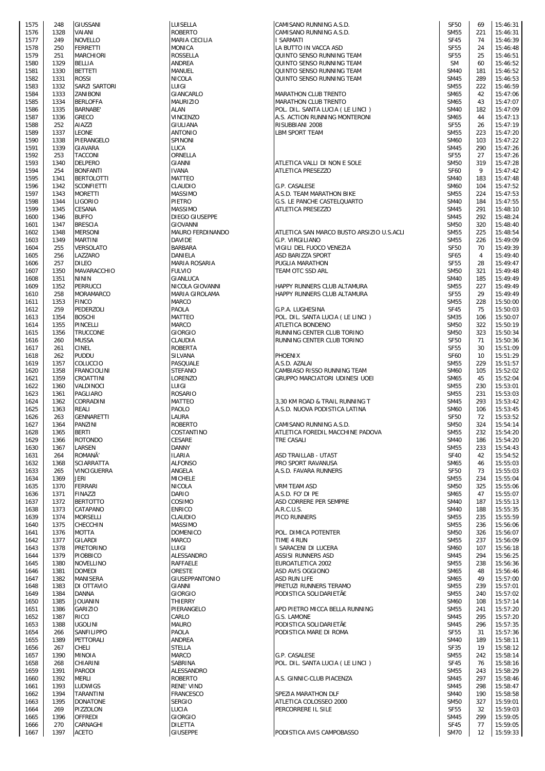| | | | | | | | |
|---|---|---|---|---|---|---|---|
| 1575 | 248 | GIUSSANI | LUISELLA | CAMISANO RUNNING A.S.D. | SF50 | 69 | 15:46:31 |
| 1576 | 1328 | VAIANI | ROBERTO | CAMISANO RUNNING A.S.D. | SM55 | 221 | 15:46:31 |
| 1577 | 249 | NOVELLO | MARIA CECILIA | I SARMATI | SF45 | 74 | 15:46:39 |
| 1578 | 250 | FERRETTI | MONICA | LA BUTTO IN VACCA ASD | SF55 | 24 | 15:46:48 |
| 1579 | 251 | MARCHIORI | ROSSELLA | QUINTO SENSO RUNNING TEAM | SF55 | 25 | 15:46:51 |
| 1580 | 1329 | BELLIA | ANDREA | QUINTO SENSO RUNNING TEAM | SM | 60 | 15:46:52 |
| 1581 | 1330 | BETTETI | MANUEL | QUINTO SENSO RUNNING TEAM | SM40 | 181 | 15:46:52 |
| 1582 | 1331 | ROSSI | NICOLA | QUINTO SENSO RUNNING TEAM | SM45 | 289 | 15:46:53 |
| 1583 | 1332 | SARZI SARTORI | LUIGI | | SM55 | 222 | 15:46:59 |
| 1584 | 1333 | ZANIBONI | GIANCARLO | MARATHON CLUB TRENTO | SM65 | 42 | 15:47:06 |
| 1585 | 1334 | BERLOFFA | MAURIZIO | MARATHON CLUB TRENTO | SM65 | 43 | 15:47:07 |
| 1586 | 1335 | BARNABE' | ALAN | POL. DIL. SANTA LUCIA ( LE LINCI ) | SM40 | 182 | 15:47:09 |
| 1587 | 1336 | GRECO | VINCENZO | A.S. ACTION RUNNING MONTERONI | SM65 | 44 | 15:47:13 |
| 1588 | 252 | AIAZZI | GIULIANA | RISUBBIANI 2008 | SF55 | 26 | 15:47:19 |
| 1589 | 1337 | LEONE | ANTONIO | LBM SPORT TEAM | SM55 | 223 | 15:47:20 |
| 1590 | 1338 | PIERANGELO | SPINONI | | SM60 | 103 | 15:47:22 |
| 1591 | 1339 | GIAVARA | LUCA | | SM45 | 290 | 15:47:26 |
| 1592 | 253 | TACCONI | ORNELLA | | SF55 | 27 | 15:47:26 |
| 1593 | 1340 | DELPERO | GIANNI | ATLETICA VALLI DI NON E SOLE | SM50 | 319 | 15:47:28 |
| 1594 | 254 | BONFANTI | IVANA | ATLETICA PRESEZZO | SF60 | 9 | 15:47:42 |
| 1595 | 1341 | BERTOLOTTI | MATTEO | | SM40 | 183 | 15:47:48 |
| 1596 | 1342 | SCONFIETTI | CLAUDIO | G.P. CASALESE | SM60 | 104 | 15:47:52 |
| 1597 | 1343 | MORETTI | MASSIMO | A.S.D. TEAM MARATHON BIKE | SM55 | 224 | 15:47:53 |
| 1598 | 1344 | LIGORIO | PIETRO | G.S. LE PANCHE CASTELQUARTO | SM40 | 184 | 15:47:55 |
| 1599 | 1345 | CESANA | MASSIMO | ATLETICA PRESEZZO | SM45 | 291 | 15:48:10 |
| 1600 | 1346 | BUFFO | DIEGO GIUSEPPE | | SM45 | 292 | 15:48:24 |
| 1601 | 1347 | BRESCIA | GIOVANNI | | SM50 | 320 | 15:48:40 |
| 1602 | 1348 | MERSONI | MAURO FERDINANDO | ATLETICA SAN MARCO BUSTO ARSIZIO U.S.ACLI | SM55 | 225 | 15:48:54 |
| 1603 | 1349 | MARTINI | DAVIDE | G.P. VIRGILIANO | SM55 | 226 | 15:49:09 |
| 1604 | 255 | VERSOLATO | BARBARA | VIGILI DEL FUOCO VENEZIA | SF50 | 70 | 15:49:39 |
| 1605 | 256 | LAZZARO | DANIELA | ASD BARIZZA SPORT | SF65 | 4 | 15:49:40 |
| 1606 | 257 | DILEO | MARIA ROSARIA | PUGLIA MARATHON | SF55 | 28 | 15:49:47 |
| 1607 | 1350 | MAVARACCHIO | FULVIO | TEAM OTC SSD ARL | SM50 | 321 | 15:49:48 |
| 1608 | 1351 | NININ | GIANLUCA | | SM40 | 185 | 15:49:49 |
| 1609 | 1352 | PERRUCCI | NICOLA GIOVANNI | HAPPY RUNNERS CLUB ALTAMURA | SM55 | 227 | 15:49:49 |
| 1610 | 258 | MORAMARCO | MARIA GIROLAMA | HAPPY RUNNERS CLUB ALTAMURA | SF55 | 29 | 15:49:49 |
| 1611 | 1353 | FINCO | MARCO | | SM55 | 228 | 15:50:00 |
| 1612 | 259 | PEDERZOLI | PAOLA | G.P.A. LUGHESINA | SF45 | 75 | 15:50:03 |
| 1613 | 1354 | BOSCHI | MATTEO | POL. DIL. SANTA LUCIA ( LE LINCI ) | SM35 | 106 | 15:50:07 |
| 1614 | 1355 | PINCELLI | MARCO | ATLETICA BONDENO | SM50 | 322 | 15:50:19 |
| 1615 | 1356 | TRUCCONE | GIORGIO | RUNNING CENTER CLUB TORINO | SM50 | 323 | 15:50:34 |
| 1616 | 260 | MUSSA | CLAUDIA | RUNNING CENTER CLUB TORINO | SF50 | 71 | 15:50:36 |
| 1617 | 261 | CINEL | ROBERTA | | SF55 | 30 | 15:51:09 |
| 1618 | 262 | PUDDU | SILVANA | PHOENIX | SF60 | 10 | 15:51:29 |
| 1619 | 1357 | COLUCCIO | PASQUALE | A.S.D. AZALAI | SM55 | 229 | 15:51:57 |
| 1620 | 1358 | FRANCIOLINI | STEFANO | CAMBIASO RISSO RUNNING TEAM | SM60 | 105 | 15:52:02 |
| 1621 | 1359 | CROATTINI | LORENZO | GRUPPO MARCIATORI UDINESI UOEI | SM65 | 45 | 15:52:04 |
| 1622 | 1360 | VALDINOCI | LUIGI | | SM55 | 230 | 15:53:01 |
| 1623 | 1361 | PAGLIARO | ROSARIO | | SM55 | 231 | 15:53:03 |
| 1624 | 1362 | CORRADINI | MATTEO | 3,30 KM ROAD & TRAIL RUNNING T | SM45 | 293 | 15:53:42 |
| 1625 | 1363 | REALI | PAOLO | A.S.D. NUOVA PODISTICA LATINA | SM60 | 106 | 15:53:45 |
| 1626 | 263 | GENNARETTI | LAURA | | SF50 | 72 | 15:53:52 |
| 1627 | 1364 | PANZINI | ROBERTO | CAMISANO RUNNING A.S.D. | SM50 | 324 | 15:54:14 |
| 1628 | 1365 | BERTI | COSTANTINO | ATLETICA FOREDIL MACCHINE PADOVA | SM55 | 232 | 15:54:20 |
| 1629 | 1366 | ROTONDO | CESARE | TRE CASALI | SM40 | 186 | 15:54:20 |
| 1630 | 1367 | LARSEN | DANNY | | SM55 | 233 | 15:54:43 |
| 1631 | 264 | ROMANÃ' | ILARIA | ASD TRAILLAB - UTA5T | SF40 | 42 | 15:54:52 |
| 1632 | 1368 | SCIARRATTA | ALFONSO | PRO SPORT RAVANUSA | SM65 | 46 | 15:55:03 |
| 1633 | 265 | VINCIGUERRA | ANGELA | A.S.D. FAVARA RUNNERS | SF50 | 73 | 15:55:03 |
| 1634 | 1369 | JERI | MICHELE | | SM55 | 234 | 15:55:04 |
| 1635 | 1370 | FERRARI | NICOLA | VRM TEAM ASD | SM50 | 325 | 15:55:06 |
| 1636 | 1371 | FINAZZI | DARIO | A.S.D. FO' DI PE | SM65 | 47 | 15:55:07 |
| 1637 | 1372 | BERTOTTO | COSIMO | ASD CORRERE PER SEMPRE | SM40 | 187 | 15:55:13 |
| 1638 | 1373 | CATAPANO | ENRICO | A.R.C.U.S. | SM40 | 188 | 15:55:35 |
| 1639 | 1374 | MORSELLI | CLAUDIO | PICO RUNNERS | SM55 | 235 | 15:55:59 |
| 1640 | 1375 | CHECCHIN | MASSIMO | | SM55 | 236 | 15:56:06 |
| 1641 | 1376 | MOTTA | DOMENICO | POL. DIMICA POTENTER | SM50 | 326 | 15:56:07 |
| 1642 | 1377 | GILARDI | MARCO | TIME 4 RUN | SM55 | 237 | 15:56:09 |
| 1643 | 1378 | PRETORINO | LUIGI | I SARACENI DI LUCERA | SM60 | 107 | 15:56:18 |
| 1644 | 1379 | PIOBBICO | ALESSANDRO | ASSISI RUNNERS ASD | SM45 | 294 | 15:56:25 |
| 1645 | 1380 | NOVELLINO | RAFFAELE | EUROATLETICA 2002 | SM55 | 238 | 15:56:36 |
| 1646 | 1381 | DOMEDI | ORESTE | ASD AVIS OGGIONO | SM65 | 48 | 15:56:46 |
| 1647 | 1382 | MANISERA | GIUSEPPANTONIO | ASD RUN LIFE | SM65 | 49 | 15:57:00 |
| 1648 | 1383 | DI OTTAVIO | GIANNI | PRETUZI RUNNERS TERAMO | SM55 | 239 | 15:57:01 |
| 1649 | 1384 | DANNA | GIORGIO | PODISTICA SOLIDARIETÃ€ | SM55 | 240 | 15:57:02 |
| 1650 | 1385 | JOUANIN | THIERRY | | SM60 | 108 | 15:57:14 |
| 1651 | 1386 | GARIZIO | PIERANGELO | APD PIETRO MICCA BELLA RUNNING | SM55 | 241 | 15:57:20 |
| 1652 | 1387 | RICCI | CARLO | G.S. LAMONE | SM45 | 295 | 15:57:20 |
| 1653 | 1388 | UGOLINI | MAURO | PODISTICA SOLIDARIETÃ€ | SM45 | 296 | 15:57:35 |
| 1654 | 266 | SANFILIPPO | PAOLA | PODISTICA MARE DI ROMA | SF55 | 31 | 15:57:36 |
| 1655 | 1389 | PETTORALI | ANDREA | | SM40 | 189 | 15:58:11 |
| 1656 | 267 | CHELI | STELLA | | SF35 | 19 | 15:58:12 |
| 1657 | 1390 | MINOIA | MARCO | G.P. CASALESE | SM55 | 242 | 15:58:14 |
| 1658 | 268 | CHIARINI | SABRINA | POL. DIL. SANTA LUCIA ( LE LINCI ) | SF45 | 76 | 15:58:16 |
| 1659 | 1391 | PARODI | ALESSANDRO | | SM55 | 243 | 15:58:29 |
| 1660 | 1392 | MERLI | ROBERTO | A.S. GINNIC-CLUB PIACENZA | SM45 | 297 | 15:58:46 |
| 1661 | 1393 | LUDWIGS | RENE' VIND | | SM45 | 298 | 15:58:47 |
| 1662 | 1394 | TARANTINI | FRANCESCO | SPEZIA MARATHON DLF | SM40 | 190 | 15:58:58 |
| 1663 | 1395 | DONATONE | SERGIO | ATLETICA COLOSSEO 2000 | SM50 | 327 | 15:59:01 |
| 1664 | 269 | PIZZOLON | LUCIA | PERCORRERE IL SILE | SF55 | 32 | 15:59:03 |
| 1665 | 1396 | OFFREDI | GIORGIO | | SM45 | 299 | 15:59:05 |
| 1666 | 270 | CARNAGHI | DILETTA | | SF45 | 77 | 15:59:05 |
| 1667 | 1397 | ACETO | GIUSEPPE | PODISTICA AVIS CAMPOBASSO | SM70 | 12 | 15:59:33 |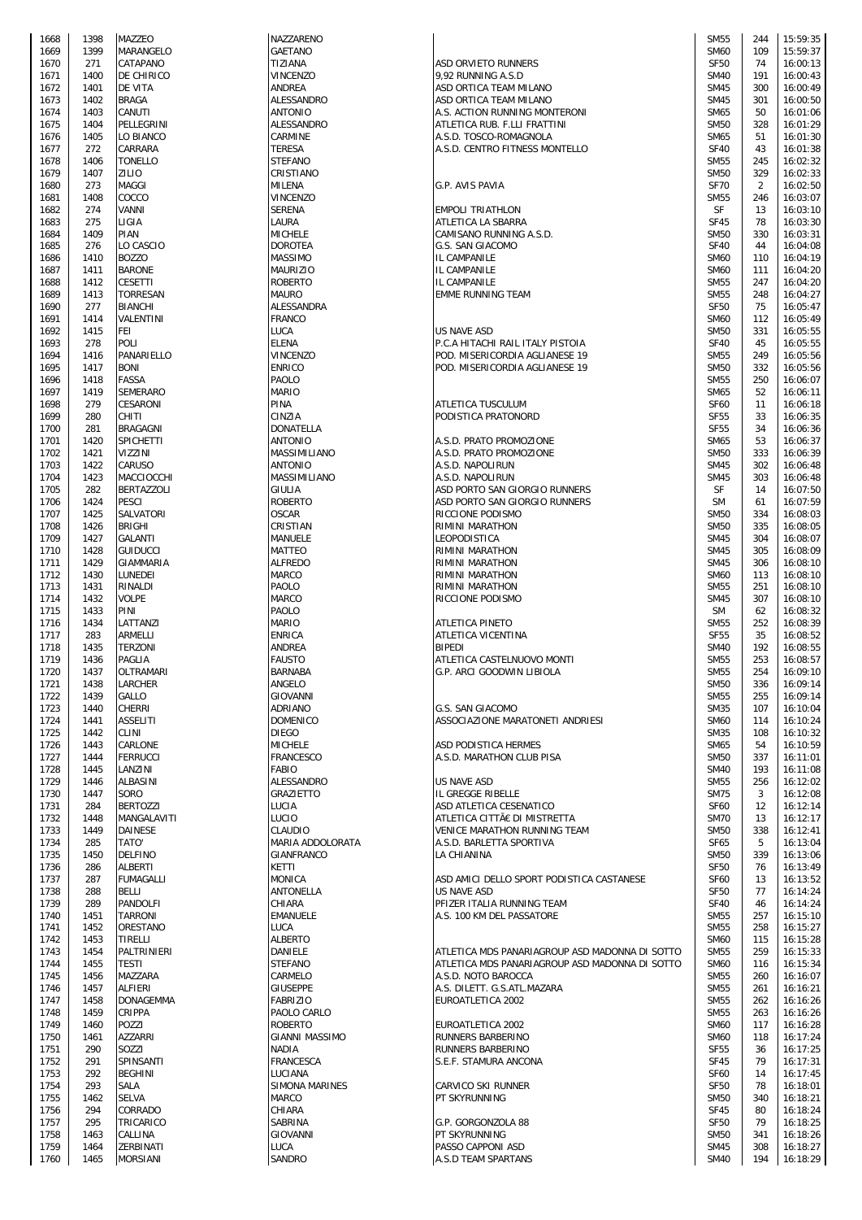| | | | | | | | |
|---|---|---|---|---|---|---|---|
| 1668 | 1398 | MAZZEO | NAZZARENO | | SM55 | 244 | 15:59:35 |
| 1669 | 1399 | MARANGELO | GAETANO | | SM60 | 109 | 15:59:37 |
| 1670 | 271 | CATAPANO | TIZIANA | ASD ORVIETO RUNNERS | SF50 | 74 | 16:00:13 |
| 1671 | 1400 | DE CHIRICO | VINCENZO | 9,92 RUNNING A.S.D | SM40 | 191 | 16:00:43 |
| 1672 | 1401 | DE VITA | ANDREA | ASD ORTICA TEAM MILANO | SM45 | 300 | 16:00:49 |
| 1673 | 1402 | BRAGA | ALESSANDRO | ASD ORTICA TEAM MILANO | SM45 | 301 | 16:00:50 |
| 1674 | 1403 | CANUTI | ANTONIO | A.S. ACTION RUNNING MONTERONI | SM65 | 50 | 16:01:06 |
| 1675 | 1404 | PELLEGRINI | ALESSANDRO | ATLETICA RUB. F.LLI FRATTINI | SM50 | 328 | 16:01:29 |
| 1676 | 1405 | LO BIANCO | CARMINE | A.S.D. TOSCO-ROMAGNOLA | SM65 | 51 | 16:01:30 |
| 1677 | 272 | CARRARA | TERESA | A.S.D. CENTRO FITNESS MONTELLO | SF40 | 43 | 16:01:38 |
| 1678 | 1406 | TONELLO | STEFANO | | SM55 | 245 | 16:02:32 |
| 1679 | 1407 | ZILIO | CRISTIANO | | SM50 | 329 | 16:02:33 |
| 1680 | 273 | MAGGI | MILENA | G.P. AVIS PAVIA | SF70 | 2 | 16:02:50 |
| 1681 | 1408 | COCCO | VINCENZO | | SM55 | 246 | 16:03:07 |
| 1682 | 274 | VANNI | SERENA | EMPOLI TRIATHLON | SF | 13 | 16:03:10 |
| 1683 | 275 | LIGIA | LAURA | ATLETICA LA SBARRA | SF45 | 78 | 16:03:30 |
| 1684 | 1409 | PIAN | MICHELE | CAMISANO RUNNING A.S.D. | SM50 | 330 | 16:03:31 |
| 1685 | 276 | LO CASCIO | DOROTEA | G.S. SAN GIACOMO | SF40 | 44 | 16:04:08 |
| 1686 | 1410 | BOZZO | MASSIMO | IL CAMPANILE | SM60 | 110 | 16:04:19 |
| 1687 | 1411 | BARONE | MAURIZIO | IL CAMPANILE | SM60 | 111 | 16:04:20 |
| 1688 | 1412 | CESETTI | ROBERTO | IL CAMPANILE | SM55 | 247 | 16:04:20 |
| 1689 | 1413 | TORRESAN | MAURO | EMME RUNNING TEAM | SM55 | 248 | 16:04:27 |
| 1690 | 277 | BIANCHI | ALESSANDRA | | SF50 | 75 | 16:05:47 |
| 1691 | 1414 | VALENTINI | FRANCO | | SM60 | 112 | 16:05:49 |
| 1692 | 1415 | FEI | LUCA | US NAVE ASD | SM50 | 331 | 16:05:55 |
| 1693 | 278 | POLI | ELENA | P.C.A HITACHI RAIL ITALY PISTOIA | SF40 | 45 | 16:05:55 |
| 1694 | 1416 | PANARIELLO | VINCENZO | POD. MISERICORDIA AGLIANESE 19 | SM55 | 249 | 16:05:56 |
| 1695 | 1417 | BONI | ENRICO | POD. MISERICORDIA AGLIANESE 19 | SM50 | 332 | 16:05:56 |
| 1696 | 1418 | FASSA | PAOLO | | SM55 | 250 | 16:06:07 |
| 1697 | 1419 | SEMERARO | MARIO | | SM65 | 52 | 16:06:11 |
| 1698 | 279 | CESARONI | PINA | ATLETICA TUSCULUM | SF60 | 11 | 16:06:18 |
| 1699 | 280 | CHITI | CINZIA | PODISTICA PRATONORD | SF55 | 33 | 16:06:35 |
| 1700 | 281 | BRAGAGNI | DONATELLA | | SF55 | 34 | 16:06:36 |
| 1701 | 1420 | SPICHETTI | ANTONIO | A.S.D. PRATO PROMOZIONE | SM65 | 53 | 16:06:37 |
| 1702 | 1421 | VIZZINI | MASSIMILIANO | A.S.D. PRATO PROMOZIONE | SM50 | 333 | 16:06:39 |
| 1703 | 1422 | CARUSO | ANTONIO | A.S.D. NAPOLIRUN | SM45 | 302 | 16:06:48 |
| 1704 | 1423 | MACCIOCCHI | MASSIMILIANO | A.S.D. NAPOLIRUN | SM45 | 303 | 16:06:48 |
| 1705 | 282 | BERTAZZOLI | GIULIA | ASD PORTO SAN GIORGIO RUNNERS | SF | 14 | 16:07:50 |
| 1706 | 1424 | PESCI | ROBERTO | ASD PORTO SAN GIORGIO RUNNERS | SM | 61 | 16:07:59 |
| 1707 | 1425 | SALVATORI | OSCAR | RICCIONE PODISMO | SM50 | 334 | 16:08:03 |
| 1708 | 1426 | BRIGHI | CRISTIAN | RIMINI MARATHON | SM50 | 335 | 16:08:05 |
| 1709 | 1427 | GALANTI | MANUELE | LEOPODISTICA | SM45 | 304 | 16:08:07 |
| 1710 | 1428 | GUIDUCCI | MATTEO | RIMINI MARATHON | SM45 | 305 | 16:08:09 |
| 1711 | 1429 | GIAMMARIA | ALFREDO | RIMINI MARATHON | SM45 | 306 | 16:08:10 |
| 1712 | 1430 | LUNEDEI | MARCO | RIMINI MARATHON | SM60 | 113 | 16:08:10 |
| 1713 | 1431 | RINALDI | PAOLO | RIMINI MARATHON | SM55 | 251 | 16:08:10 |
| 1714 | 1432 | VOLPE | MARCO | RICCIONE PODISMO | SM45 | 307 | 16:08:10 |
| 1715 | 1433 | PINI | PAOLO | | SM | 62 | 16:08:32 |
| 1716 | 1434 | LATTANZI | MARIO | ATLETICA PINETO | SM55 | 252 | 16:08:39 |
| 1717 | 283 | ARMELLI | ENRICA | ATLETICA VICENTINA | SF55 | 35 | 16:08:52 |
| 1718 | 1435 | TERZONI | ANDREA | BIPEDI | SM40 | 192 | 16:08:55 |
| 1719 | 1436 | PAGLIA | FAUSTO | ATLETICA CASTELNUOVO MONTI | SM55 | 253 | 16:08:57 |
| 1720 | 1437 | OLTRAMARI | BARNABA | G.P. ARCI GOODWIN LIBIOLA | SM55 | 254 | 16:09:10 |
| 1721 | 1438 | LARCHER | ANGELO | | SM50 | 336 | 16:09:14 |
| 1722 | 1439 | GALLO | GIOVANNI | | SM55 | 255 | 16:09:14 |
| 1723 | 1440 | CHERRI | ADRIANO | G.S. SAN GIACOMO | SM35 | 107 | 16:10:04 |
| 1724 | 1441 | ASSELITI | DOMENICO | ASSOCIAZIONE MARATONETI ANDRIESI | SM60 | 114 | 16:10:24 |
| 1725 | 1442 | CLINI | DIEGO | | SM35 | 108 | 16:10:32 |
| 1726 | 1443 | CARLONE | MICHELE | ASD PODISTICA HERMES | SM65 | 54 | 16:10:59 |
| 1727 | 1444 | FERRUCCI | FRANCESCO | A.S.D. MARATHON CLUB PISA | SM50 | 337 | 16:11:01 |
| 1728 | 1445 | LANZINI | FABIO | | SM40 | 193 | 16:11:08 |
| 1729 | 1446 | ALBASINI | ALESSANDRO | US NAVE ASD | SM55 | 256 | 16:12:02 |
| 1730 | 1447 | SORO | GRAZIETTO | IL GREGGE RIBELLE | SM75 | 3 | 16:12:08 |
| 1731 | 284 | BERTOZZI | LUCIA | ASD ATLETICA CESENATICO | SF60 | 12 | 16:12:14 |
| 1732 | 1448 | MANGALAVITI | LUCIO | ATLETICA CITTÃ€ DI MISTRETTA | SM70 | 13 | 16:12:17 |
| 1733 | 1449 | DAINESE | CLAUDIO | VENICE MARATHON RUNNING TEAM | SM50 | 338 | 16:12:41 |
| 1734 | 285 | TATO' | MARIA ADDOLORATA | A.S.D. BARLETTA SPORTIVA | SF65 | 5 | 16:13:04 |
| 1735 | 1450 | DELFINO | GIANFRANCO | LA CHIANINA | SM50 | 339 | 16:13:06 |
| 1736 | 286 | ALBERTI | KETTI | | SF50 | 76 | 16:13:49 |
| 1737 | 287 | FUMAGALLI | MONICA | ASD AMICI DELLO SPORT PODISTICA CASTANESE | SF60 | 13 | 16:13:52 |
| 1738 | 288 | BELLI | ANTONELLA | US NAVE ASD | SF50 | 77 | 16:14:24 |
| 1739 | 289 | PANDOLFI | CHIARA | PFIZER ITALIA RUNNING TEAM | SF40 | 46 | 16:14:24 |
| 1740 | 1451 | TARRONI | EMANUELE | A.S. 100 KM DEL PASSATORE | SM55 | 257 | 16:15:10 |
| 1741 | 1452 | ORESTANO | LUCA | | SM55 | 258 | 16:15:27 |
| 1742 | 1453 | TIRELLI | ALBERTO | | SM60 | 115 | 16:15:28 |
| 1743 | 1454 | PALTRINIERI | DANIELE | ATLETICA MDS PANARIAGROUP ASD MADONNA DI SOTTO | SM55 | 259 | 16:15:33 |
| 1744 | 1455 | TESTI | STEFANO | ATLETICA MDS PANARIAGROUP ASD MADONNA DI SOTTO | SM60 | 116 | 16:15:34 |
| 1745 | 1456 | MAZZARA | CARMELO | A.S.D. NOTO BAROCCA | SM55 | 260 | 16:16:07 |
| 1746 | 1457 | ALFIERI | GIUSEPPE | A.S. DILETT. G.S.ATL.MAZARA | SM55 | 261 | 16:16:21 |
| 1747 | 1458 | DONAGEMMA | FABRIZIO | EUROATLETICA 2002 | SM55 | 262 | 16:16:26 |
| 1748 | 1459 | CRIPPA | PAOLO CARLO | | SM55 | 263 | 16:16:26 |
| 1749 | 1460 | POZZI | ROBERTO | EUROATLETICA 2002 | SM60 | 117 | 16:16:28 |
| 1750 | 1461 | AZZARRI | GIANNI MASSIMO | RUNNERS BARBERINO | SM60 | 118 | 16:17:24 |
| 1751 | 290 | SOZZI | NADIA | RUNNERS BARBERINO | SF55 | 36 | 16:17:25 |
| 1752 | 291 | SPINSANTI | FRANCESCA | S.E.F. STAMURA ANCONA | SF45 | 79 | 16:17:31 |
| 1753 | 292 | BEGHINI | LUCIANA | | SF60 | 14 | 16:17:45 |
| 1754 | 293 | SALA | SIMONA MARINES | CARVICO SKI RUNNER | SF50 | 78 | 16:18:01 |
| 1755 | 1462 | SELVA | MARCO | PT SKYRUNNING | SM50 | 340 | 16:18:21 |
| 1756 | 294 | CORRADO | CHIARA | | SF45 | 80 | 16:18:24 |
| 1757 | 295 | TRICARICO | SABRINA | G.P. GORGONZOLA 88 | SF50 | 79 | 16:18:25 |
| 1758 | 1463 | CALLINA | GIOVANNI | PT SKYRUNNING | SM50 | 341 | 16:18:26 |
| 1759 | 1464 | ZERBINATI | LUCA | PASSO CAPPONI ASD | SM45 | 308 | 16:18:27 |
| 1760 | 1465 | MORSIANI | SANDRO | A.S.D TEAM SPARTANS | SM40 | 194 | 16:18:29 |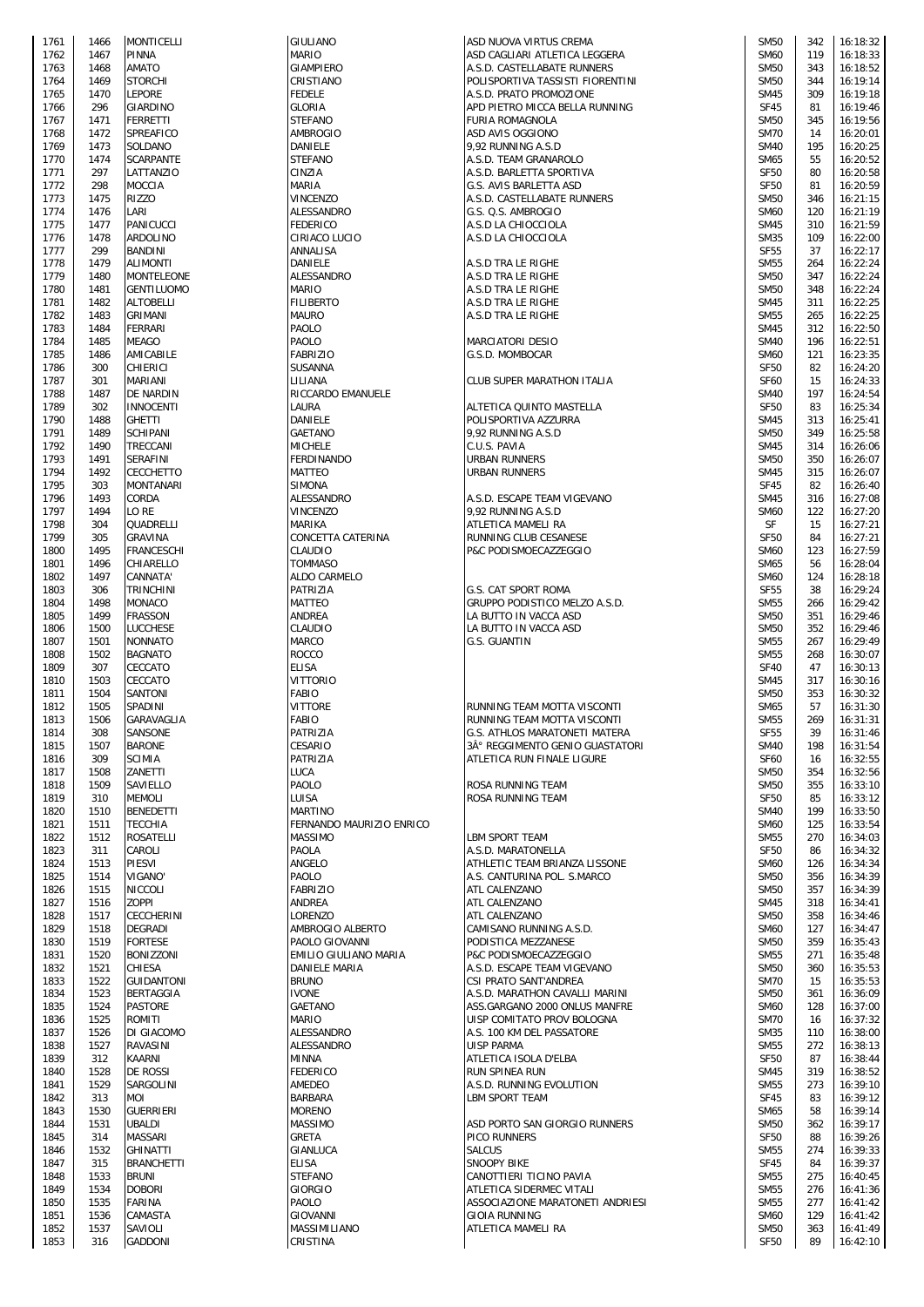| | | | | | | | |
|---|---|---|---|---|---|---|---|
| 1761 | 1466 | MONTICELLI | GIULIANO | ASD NUOVA VIRTUS CREMA | SM50 | 342 | 16:18:32 |
| 1762 | 1467 | PINNA | MARIO | ASD CAGLIARI ATLETICA LEGGERA | SM60 | 119 | 16:18:33 |
| 1763 | 1468 | AMATO | GIAMPIERO | A.S.D. CASTELLABATE RUNNERS | SM50 | 343 | 16:18:52 |
| 1764 | 1469 | STORCHI | CRISTIANO | POLISPORTIVA TASSISTI FIORENTINI | SM50 | 344 | 16:19:14 |
| 1765 | 1470 | LEPORE | FEDELE | A.S.D. PRATO PROMOZIONE | SM45 | 309 | 16:19:18 |
| 1766 | 296 | GIARDINO | GLORIA | APD PIETRO MICCA BELLA RUNNING | SF45 | 81 | 16:19:46 |
| 1767 | 1471 | FERRETTI | STEFANO | FURIA ROMAGNOLA | SM50 | 345 | 16:19:56 |
| 1768 | 1472 | SPREAFICO | AMBROGIO | ASD AVIS OGGIONO | SM70 | 14 | 16:20:01 |
| 1769 | 1473 | SOLDANO | DANIELE | 9,92 RUNNING A.S.D | SM40 | 195 | 16:20:25 |
| 1770 | 1474 | SCARPANTE | STEFANO | A.S.D. TEAM GRANAROLO | SM65 | 55 | 16:20:52 |
| 1771 | 297 | LATTANZIO | CINZIA | A.S.D. BARLETTA SPORTIVA | SF50 | 80 | 16:20:58 |
| 1772 | 298 | MOCCIA | MARIA | G.S. AVIS BARLETTA ASD | SF50 | 81 | 16:20:59 |
| 1773 | 1475 | RIZZO | VINCENZO | A.S.D. CASTELLABATE RUNNERS | SM50 | 346 | 16:21:15 |
| 1774 | 1476 | LARI | ALESSANDRO | G.S. Q.S. AMBROGIO | SM60 | 120 | 16:21:19 |
| 1775 | 1477 | PANICUCCI | FEDERICO | A.S.D LA CHIOCCIOLA | SM45 | 310 | 16:21:59 |
| 1776 | 1478 | ARDOLINO | CIRIACO LUCIO | A.S.D LA CHIOCCIOLA | SM35 | 109 | 16:22:00 |
| 1777 | 299 | BANDINI | ANNALISA | | SF55 | 37 | 16:22:17 |
| 1778 | 1479 | ALIMONTI | DANIELE | A.S.D TRA LE RIGHE | SM55 | 264 | 16:22:24 |
| 1779 | 1480 | MONTELEONE | ALESSANDRO | A.S.D TRA LE RIGHE | SM50 | 347 | 16:22:24 |
| 1780 | 1481 | GENTILUOMO | MARIO | A.S.D TRA LE RIGHE | SM50 | 348 | 16:22:24 |
| 1781 | 1482 | ALTOBELLI | FILIBERTO | A.S.D TRA LE RIGHE | SM45 | 311 | 16:22:25 |
| 1782 | 1483 | GRIMANI | MAURO | A.S.D TRA LE RIGHE | SM55 | 265 | 16:22:25 |
| 1783 | 1484 | FERRARI | PAOLO | | SM45 | 312 | 16:22:50 |
| 1784 | 1485 | MEAGO | PAOLO | MARCIATORI DESIO | SM40 | 196 | 16:22:51 |
| 1785 | 1486 | AMICABILE | FABRIZIO | G.S.D. MOMBOCAR | SM60 | 121 | 16:23:35 |
| 1786 | 300 | CHIERICI | SUSANNA | | SF50 | 82 | 16:24:20 |
| 1787 | 301 | MARIANI | LILIANA | CLUB SUPER MARATHON ITALIA | SF60 | 15 | 16:24:33 |
| 1788 | 1487 | DE NARDIN | RICCARDO EMANUELE | | SM40 | 197 | 16:24:54 |
| 1789 | 302 | INNOCENTI | LAURA | ALTETICA QUINTO MASTELLA | SF50 | 83 | 16:25:34 |
| 1790 | 1488 | GHETTI | DANIELE | POLISPORTIVA AZZURRA | SM45 | 313 | 16:25:41 |
| 1791 | 1489 | SCHIPANI | GAETANO | 9,92 RUNNING A.S.D | SM50 | 349 | 16:25:58 |
| 1792 | 1490 | TRECCANI | MICHELE | C.U.S. PAVIA | SM45 | 314 | 16:26:06 |
| 1793 | 1491 | SERAFINI | FERDINANDO | URBAN RUNNERS | SM50 | 350 | 16:26:07 |
| 1794 | 1492 | CECCHETTO | MATTEO | URBAN RUNNERS | SM45 | 315 | 16:26:07 |
| 1795 | 303 | MONTANARI | SIMONA | | SF45 | 82 | 16:26:40 |
| 1796 | 1493 | CORDA | ALESSANDRO | A.S.D. ESCAPE TEAM VIGEVANO | SM45 | 316 | 16:27:08 |
| 1797 | 1494 | LO RE | VINCENZO | 9,92 RUNNING A.S.D | SM60 | 122 | 16:27:20 |
| 1798 | 304 | QUADRELLI | MARIKA | ATLETICA MAMELI RA | SF | 15 | 16:27:21 |
| 1799 | 305 | GRAVINA | CONCETTA CATERINA | RUNNING CLUB CESANESE | SF50 | 84 | 16:27:21 |
| 1800 | 1495 | FRANCESCHI | CLAUDIO | P&C PODISMOECAZZEGGIO | SM60 | 123 | 16:27:59 |
| 1801 | 1496 | CHIARELLO | TOMMASO | | SM65 | 56 | 16:28:04 |
| 1802 | 1497 | CANNATA' | ALDO CARMELO | | SM60 | 124 | 16:28:18 |
| 1803 | 306 | TRINCHINI | PATRIZIA | G.S. CAT SPORT ROMA | SF55 | 38 | 16:29:24 |
| 1804 | 1498 | MONACO | MATTEO | GRUPPO PODISTICO MELZO A.S.D. | SM55 | 266 | 16:29:42 |
| 1805 | 1499 | FRASSON | ANDREA | LA BUTTO IN VACCA ASD | SM50 | 351 | 16:29:46 |
| 1806 | 1500 | LUCCHESE | CLAUDIO | LA BUTTO IN VACCA ASD | SM50 | 352 | 16:29:46 |
| 1807 | 1501 | NONNATO | MARCO | G.S. GUANTIN | SM55 | 267 | 16:29:49 |
| 1808 | 1502 | BAGNATO | ROCCO | | SM55 | 268 | 16:30:07 |
| 1809 | 307 | CECCATO | ELISA | | SF40 | 47 | 16:30:13 |
| 1810 | 1503 | CECCATO | VITTORIO | | SM45 | 317 | 16:30:16 |
| 1811 | 1504 | SANTONI | FABIO | | SM50 | 353 | 16:30:32 |
| 1812 | 1505 | SPADINI | VITTORE | RUNNING TEAM MOTTA VISCONTI | SM65 | 57 | 16:31:30 |
| 1813 | 1506 | GARAVAGLIA | FABIO | RUNNING TEAM MOTTA VISCONTI | SM55 | 269 | 16:31:31 |
| 1814 | 308 | SANSONE | PATRIZIA | G.S. ATHLOS MARATONETI MATERA | SF55 | 39 | 16:31:46 |
| 1815 | 1507 | BARONE | CESARIO | 3Â° REGGIMENTO GENIO GUASTATORI | SM40 | 198 | 16:31:54 |
| 1816 | 309 | SCIMIA | PATRIZIA | ATLETICA RUN FINALE LIGURE | SF60 | 16 | 16:32:55 |
| 1817 | 1508 | ZANETTI | LUCA | | SM50 | 354 | 16:32:56 |
| 1818 | 1509 | SAVIELLO | PAOLO | ROSA RUNNING TEAM | SM50 | 355 | 16:33:10 |
| 1819 | 310 | MEMOLI | LUISA | ROSA RUNNING TEAM | SF50 | 85 | 16:33:12 |
| 1820 | 1510 | BENEDETTI | MARTINO | | SM40 | 199 | 16:33:50 |
| 1821 | 1511 | TECCHIA | FERNANDO MAURIZIO ENRICO | | SM60 | 125 | 16:33:54 |
| 1822 | 1512 | ROSATELLI | MASSIMO | LBM SPORT TEAM | SM55 | 270 | 16:34:03 |
| 1823 | 311 | CAROLI | PAOLA | A.S.D. MARATONELLA | SF50 | 86 | 16:34:32 |
| 1824 | 1513 | PIESVI | ANGELO | ATHLETIC TEAM BRIANZA LISSONE | SM60 | 126 | 16:34:34 |
| 1825 | 1514 | VIGANO' | PAOLO | A.S. CANTURINA POL. S.MARCO | SM50 | 356 | 16:34:39 |
| 1826 | 1515 | NICCOLI | FABRIZIO | ATL CALENZANO | SM50 | 357 | 16:34:39 |
| 1827 | 1516 | ZOPPI | ANDREA | ATL CALENZANO | SM45 | 318 | 16:34:41 |
| 1828 | 1517 | CECCHERINI | LORENZO | ATL CALENZANO | SM50 | 358 | 16:34:46 |
| 1829 | 1518 | DEGRADI | AMBROGIO ALBERTO | CAMISANO RUNNING A.S.D. | SM60 | 127 | 16:34:47 |
| 1830 | 1519 | FORTESE | PAOLO GIOVANNI | PODISTICA MEZZANESE | SM50 | 359 | 16:35:43 |
| 1831 | 1520 | BONIZZONI | EMILIO GIULIANO MARIA | P&C PODISMOECAZZEGGIO | SM55 | 271 | 16:35:48 |
| 1832 | 1521 | CHIESA | DANIELE MARIA | A.S.D. ESCAPE TEAM VIGEVANO | SM50 | 360 | 16:35:53 |
| 1833 | 1522 | GUIDANTONI | BRUNO | CSI PRATO SANT'ANDREA | SM70 | 15 | 16:35:53 |
| 1834 | 1523 | BERTAGGIA | IVONE | A.S.D. MARATHON CAVALLI MARINI | SM50 | 361 | 16:36:09 |
| 1835 | 1524 | PASTORE | GAETANO | ASS.GARGANO 2000 ONLUS MANFRE | SM60 | 128 | 16:37:00 |
| 1836 | 1525 | ROMITI | MARIO | UISP COMITATO PROV BOLOGNA | SM70 | 16 | 16:37:32 |
| 1837 | 1526 | DI GIACOMO | ALESSANDRO | A.S. 100 KM DEL PASSATORE | SM35 | 110 | 16:38:00 |
| 1838 | 1527 | RAVASINI | ALESSANDRO | UISP PARMA | SM55 | 272 | 16:38:13 |
| 1839 | 312 | KAARNI | MINNA | ATLETICA ISOLA D'ELBA | SF50 | 87 | 16:38:44 |
| 1840 | 1528 | DE ROSSI | FEDERICO | RUN SPINEA RUN | SM45 | 319 | 16:38:52 |
| 1841 | 1529 | SARGOLINI | AMEDEO | A.S.D. RUNNING EVOLUTION | SM55 | 273 | 16:39:10 |
| 1842 | 313 | MOI | BARBARA | LBM SPORT TEAM | SF45 | 83 | 16:39:12 |
| 1843 | 1530 | GUERRIERI | MORENO | | SM65 | 58 | 16:39:14 |
| 1844 | 1531 | UBALDI | MASSIMO | ASD PORTO SAN GIORGIO RUNNERS | SM50 | 362 | 16:39:17 |
| 1845 | 314 | MASSARI | GRETA | PICO RUNNERS | SF50 | 88 | 16:39:26 |
| 1846 | 1532 | GHINATTI | GIANLUCA | SALCUS | SM55 | 274 | 16:39:33 |
| 1847 | 315 | BRANCHETTI | ELISA | SNOOPY BIKE | SF45 | 84 | 16:39:37 |
| 1848 | 1533 | BRUNI | STEFANO | CANOTTIERI TICINO PAVIA | SM55 | 275 | 16:40:45 |
| 1849 | 1534 | DOBORI | GIORGIO | ATLETICA SIDERMEC VITALI | SM55 | 276 | 16:41:36 |
| 1850 | 1535 | FARINA | PAOLO | ASSOCIAZIONE MARATONETI ANDRIESI | SM55 | 277 | 16:41:42 |
| 1851 | 1536 | CAMASTA | GIOVANNI | GIOIA RUNNING | SM60 | 129 | 16:41:42 |
| 1852 | 1537 | SAVIOLI | MASSIMILIANO | ATLETICA MAMELI RA | SM50 | 363 | 16:41:49 |
| 1853 | 316 | GADDONI | CRISTINA | | SF50 | 89 | 16:42:10 |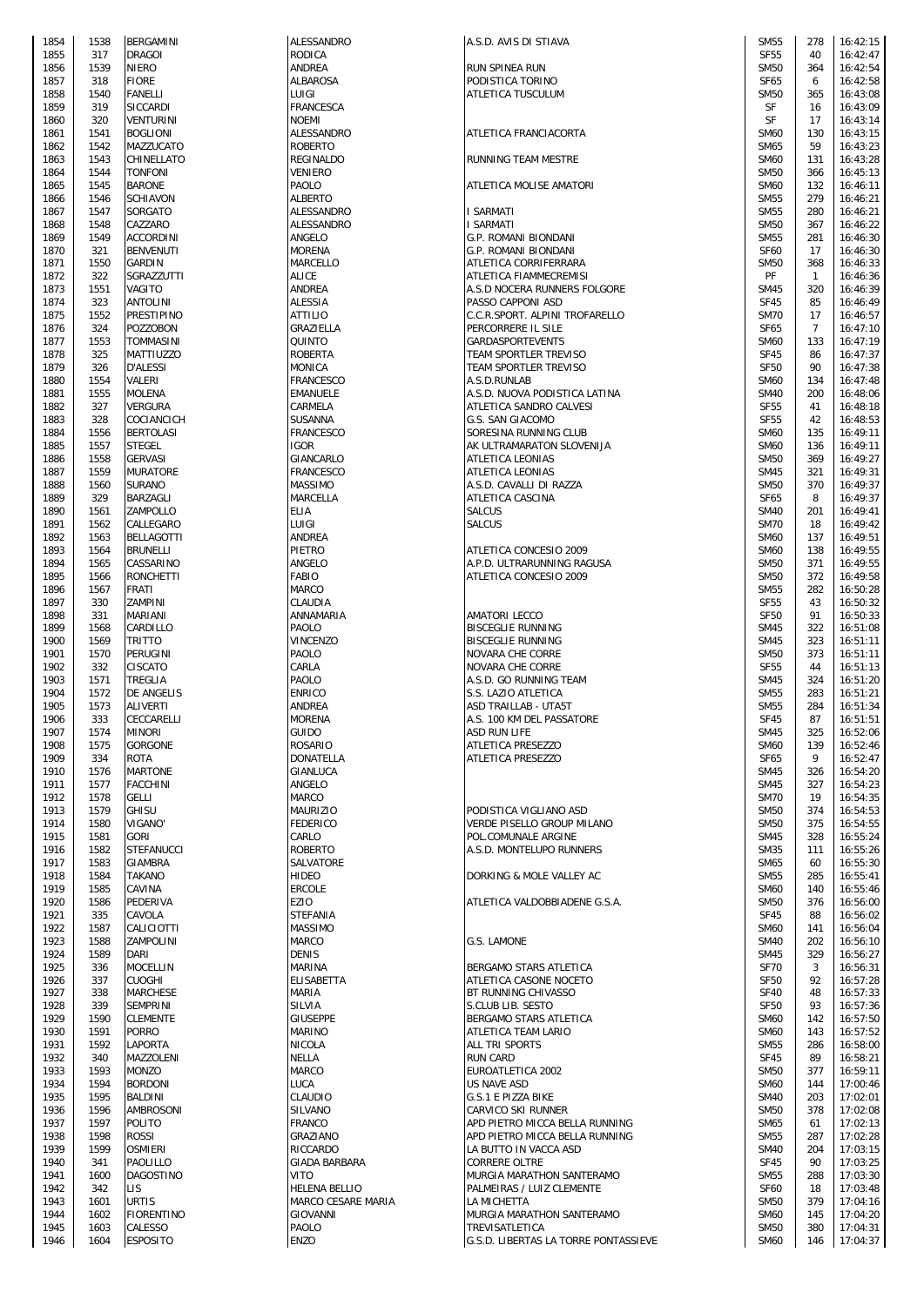| | | | | | | | |
|---|---|---|---|---|---|---|---|
| 1854 | 1538 | BERGAMINI | ALESSANDRO | A.S.D. AVIS DI STIAVA | SM55 | 278 | 16:42:15 |
| 1855 | 317 | DRAGOI | RODICA | | SF55 | 40 | 16:42:47 |
| 1856 | 1539 | NIERO | ANDREA | RUN SPINEA RUN | SM50 | 364 | 16:42:54 |
| 1857 | 318 | FIORE | ALBAROSA | PODISTICA TORINO | SF65 | 6 | 16:42:58 |
| 1858 | 1540 | FANELLI | LUIGI | ATLETICA TUSCULUM | SM50 | 365 | 16:43:08 |
| 1859 | 319 | SICCARDI | FRANCESCA | | SF | 16 | 16:43:09 |
| 1860 | 320 | VENTURINI | NOEMI | | SF | 17 | 16:43:14 |
| 1861 | 1541 | BOGLIONI | ALESSANDRO | ATLETICA FRANCIACORTA | SM60 | 130 | 16:43:15 |
| 1862 | 1542 | MAZZUCATO | ROBERTO | | SM65 | 59 | 16:43:23 |
| 1863 | 1543 | CHINELLATO | REGINALDO | RUNNING TEAM MESTRE | SM60 | 131 | 16:43:28 |
| 1864 | 1544 | TONFONI | VENIERO | | SM50 | 366 | 16:45:13 |
| 1865 | 1545 | BARONE | PAOLO | ATLETICA MOLISE AMATORI | SM60 | 132 | 16:46:11 |
| 1866 | 1546 | SCHIAVON | ALBERTO | | SM55 | 279 | 16:46:21 |
| 1867 | 1547 | SORGATO | ALESSANDRO | I SARMATI | SM55 | 280 | 16:46:21 |
| 1868 | 1548 | CAZZARO | ALESSANDRO | I SARMATI | SM50 | 367 | 16:46:22 |
| 1869 | 1549 | ACCORDINI | ANGELO | G.P. ROMANI BIONDANI | SM55 | 281 | 16:46:30 |
| 1870 | 321 | BENVENUTI | MORENA | G.P. ROMANI BIONDANI | SF60 | 17 | 16:46:30 |
| 1871 | 1550 | GARDIN | MARCELLO | ATLETICA CORRIFERRARA | SM50 | 368 | 16:46:33 |
| 1872 | 322 | SGRAZZUTTI | ALICE | ATLETICA FIAMMECREMISI | PF | 1 | 16:46:36 |
| 1873 | 1551 | VAGITO | ANDREA | A.S.D NOCERA RUNNERS FOLGORE | SM45 | 320 | 16:46:39 |
| 1874 | 323 | ANTOLINI | ALESSIA | PASSO CAPPONI ASD | SF45 | 85 | 16:46:49 |
| 1875 | 1552 | PRESTIPINO | ATTILIO | C.C.R.SPORT. ALPINI TROFARELLO | SM70 | 17 | 16:46:57 |
| 1876 | 324 | POZZOBON | GRAZIELLA | PERCORRERE IL SILE | SF65 | 7 | 16:47:10 |
| 1877 | 1553 | TOMMASINI | QUINTO | GARDASPORTEVENTS | SM60 | 133 | 16:47:19 |
| 1878 | 325 | MATTIUZZO | ROBERTA | TEAM SPORTLER TREVISO | SF45 | 86 | 16:47:37 |
| 1879 | 326 | D'ALESSI | MONICA | TEAM SPORTLER TREVISO | SF50 | 90 | 16:47:38 |
| 1880 | 1554 | VALERI | FRANCESCO | A.S.D.RUNLAB | SM60 | 134 | 16:47:48 |
| 1881 | 1555 | MOLENA | EMANUELE | A.S.D. NUOVA PODISTICA LATINA | SM40 | 200 | 16:48:06 |
| 1882 | 327 | VERGURA | CARMELA | ATLETICA SANDRO CALVESI | SF55 | 41 | 16:48:18 |
| 1883 | 328 | COCIANCICH | SUSANNA | G.S. SAN GIACOMO | SF55 | 42 | 16:48:53 |
| 1884 | 1556 | BERTOLASI | FRANCESCO | SORESINA RUNNING CLUB | SM60 | 135 | 16:49:11 |
| 1885 | 1557 | STEGEL | IGOR | AK ULTRAMARATON SLOVENIJA | SM60 | 136 | 16:49:11 |
| 1886 | 1558 | GERVASI | GIANCARLO | ATLETICA LEONIAS | SM50 | 369 | 16:49:27 |
| 1887 | 1559 | MURATORE | FRANCESCO | ATLETICA LEONIAS | SM45 | 321 | 16:49:31 |
| 1888 | 1560 | SURANO | MASSIMO | A.S.D. CAVALLI DI RAZZA | SM50 | 370 | 16:49:37 |
| 1889 | 329 | BARZAGLI | MARCELLA | ATLETICA CASCINA | SF65 | 8 | 16:49:37 |
| 1890 | 1561 | ZAMPOLLO | ELIA | SALCUS | SM40 | 201 | 16:49:41 |
| 1891 | 1562 | CALLEGARO | LUIGI | SALCUS | SM70 | 18 | 16:49:42 |
| 1892 | 1563 | BELLAGOTTI | ANDREA | | SM60 | 137 | 16:49:51 |
| 1893 | 1564 | BRUNELLI | PIETRO | ATLETICA CONCESIO 2009 | SM60 | 138 | 16:49:55 |
| 1894 | 1565 | CASSARINO | ANGELO | A.P.D. ULTRARUNNING RAGUSA | SM50 | 371 | 16:49:55 |
| 1895 | 1566 | RONCHETTI | FABIO | ATLETICA CONCESIO 2009 | SM50 | 372 | 16:49:58 |
| 1896 | 1567 | FRATI | MARCO | | SM55 | 282 | 16:50:28 |
| 1897 | 330 | ZAMPINI | CLAUDIA | | SF55 | 43 | 16:50:32 |
| 1898 | 331 | MARIANI | ANNAMARIA | AMATORI LECCO | SF50 | 91 | 16:50:33 |
| 1899 | 1568 | CARDILLO | PAOLO | BISCEGLIE RUNNING | SM45 | 322 | 16:51:08 |
| 1900 | 1569 | TRITTO | VINCENZO | BISCEGLIE RUNNING | SM45 | 323 | 16:51:11 |
| 1901 | 1570 | PERUGINI | PAOLO | NOVARA CHE CORRE | SM50 | 373 | 16:51:11 |
| 1902 | 332 | CISCATO | CARLA | NOVARA CHE CORRE | SF55 | 44 | 16:51:13 |
| 1903 | 1571 | TREGLIA | PAOLO | A.S.D. GO RUNNING TEAM | SM45 | 324 | 16:51:20 |
| 1904 | 1572 | DE ANGELIS | ENRICO | S.S. LAZIO ATLETICA | SM55 | 283 | 16:51:21 |
| 1905 | 1573 | ALIVERTI | ANDREA | ASD TRAILLAB - UTA5T | SM55 | 284 | 16:51:34 |
| 1906 | 333 | CECCARELLI | MORENA | A.S. 100 KM DEL PASSATORE | SF45 | 87 | 16:51:51 |
| 1907 | 1574 | MINORI | GUIDO | ASD RUN LIFE | SM45 | 325 | 16:52:06 |
| 1908 | 1575 | GORGONE | ROSARIO | ATLETICA PRESEZZO | SM60 | 139 | 16:52:46 |
| 1909 | 334 | ROTA | DONATELLA | ATLETICA PRESEZZO | SF65 | 9 | 16:52:47 |
| 1910 | 1576 | MARTONE | GIANLUCA | | SM45 | 326 | 16:54:20 |
| 1911 | 1577 | FACCHINI | ANGELO | | SM45 | 327 | 16:54:23 |
| 1912 | 1578 | GELLI | MARCO | | SM70 | 19 | 16:54:35 |
| 1913 | 1579 | GHISU | MAURIZIO | PODISTICA VIGLIANO ASD | SM50 | 374 | 16:54:53 |
| 1914 | 1580 | VIGANO' | FEDERICO | VERDE PISELLO GROUP MILANO | SM50 | 375 | 16:54:55 |
| 1915 | 1581 | GORI | CARLO | POL.COMUNALE ARGINE | SM45 | 328 | 16:55:24 |
| 1916 | 1582 | STEFANUCCI | ROBERTO | A.S.D. MONTELUPO RUNNERS | SM35 | 111 | 16:55:26 |
| 1917 | 1583 | GIAMBRA | SALVATORE | | SM65 | 60 | 16:55:30 |
| 1918 | 1584 | TAKANO | HIDEO | DORKING & MOLE VALLEY AC | SM55 | 285 | 16:55:41 |
| 1919 | 1585 | CAVINA | ERCOLE | | SM60 | 140 | 16:55:46 |
| 1920 | 1586 | PEDERIVA | EZIO | ATLETICA VALDOBBIADENE G.S.A. | SM50 | 376 | 16:56:00 |
| 1921 | 335 | CAVOLA | STEFANIA | | SF45 | 88 | 16:56:02 |
| 1922 | 1587 | CALICIOTTI | MASSIMO | | SM60 | 141 | 16:56:04 |
| 1923 | 1588 | ZAMPOLINI | MARCO | G.S. LAMONE | SM40 | 202 | 16:56:10 |
| 1924 | 1589 | DARI | DENIS | | SM45 | 329 | 16:56:27 |
| 1925 | 336 | MOCELLIN | MARINA | BERGAMO STARS ATLETICA | SF70 | 3 | 16:56:31 |
| 1926 | 337 | CUOGHI | ELISABETTA | ATLETICA CASONE NOCETO | SF50 | 92 | 16:57:28 |
| 1927 | 338 | MARCHESE | MARIA | BT RUNNING CHIVASSO | SF40 | 48 | 16:57:33 |
| 1928 | 339 | SEMPRINI | SILVIA | S.CLUB LIB. SESTO | SF50 | 93 | 16:57:36 |
| 1929 | 1590 | CLEMENTE | GIUSEPPE | BERGAMO STARS ATLETICA | SM60 | 142 | 16:57:50 |
| 1930 | 1591 | PORRO | MARINO | ATLETICA TEAM LARIO | SM60 | 143 | 16:57:52 |
| 1931 | 1592 | LAPORTA | NICOLA | ALL TRI SPORTS | SM55 | 286 | 16:58:00 |
| 1932 | 340 | MAZZOLENI | NELLA | RUN CARD | SF45 | 89 | 16:58:21 |
| 1933 | 1593 | MONZO | MARCO | EUROATLETICA 2002 | SM50 | 377 | 16:59:11 |
| 1934 | 1594 | BORDONI | LUCA | US NAVE ASD | SM60 | 144 | 17:00:46 |
| 1935 | 1595 | BALDINI | CLAUDIO | G.S.1 E PIZZA BIKE | SM40 | 203 | 17:02:01 |
| 1936 | 1596 | AMBROSONI | SILVANO | CARVICO SKI RUNNER | SM50 | 378 | 17:02:08 |
| 1937 | 1597 | POLITO | FRANCO | APD PIETRO MICCA BELLA RUNNING | SM65 | 61 | 17:02:13 |
| 1938 | 1598 | ROSSI | GRAZIANO | APD PIETRO MICCA BELLA RUNNING | SM55 | 287 | 17:02:28 |
| 1939 | 1599 | OSMIERI | RICCARDO | LA BUTTO IN VACCA ASD | SM40 | 204 | 17:03:15 |
| 1940 | 341 | PAOLILLO | GIADA BARBARA | CORRERE OLTRE | SF45 | 90 | 17:03:25 |
| 1941 | 1600 | DAGOSTINO | VITO | MURGIA MARATHON SANTERAMO | SM55 | 288 | 17:03:30 |
| 1942 | 342 | LIS | HELENA BELLIO | PALMEIRAS / LUIZ CLEMENTE | SF60 | 18 | 17:03:48 |
| 1943 | 1601 | URTIS | MARCO CESARE MARIA | LA MICHETTA | SM50 | 379 | 17:04:16 |
| 1944 | 1602 | FIORENTINO | GIOVANNI | MURGIA MARATHON SANTERAMO | SM60 | 145 | 17:04:20 |
| 1945 | 1603 | CALESSO | PAOLO | TREVISATLETICA | SM50 | 380 | 17:04:31 |
| 1946 | 1604 | ESPOSITO | ENZO | G.S.D. LIBERTAS LA TORRE PONTASSIEVE | SM60 | 146 | 17:04:37 |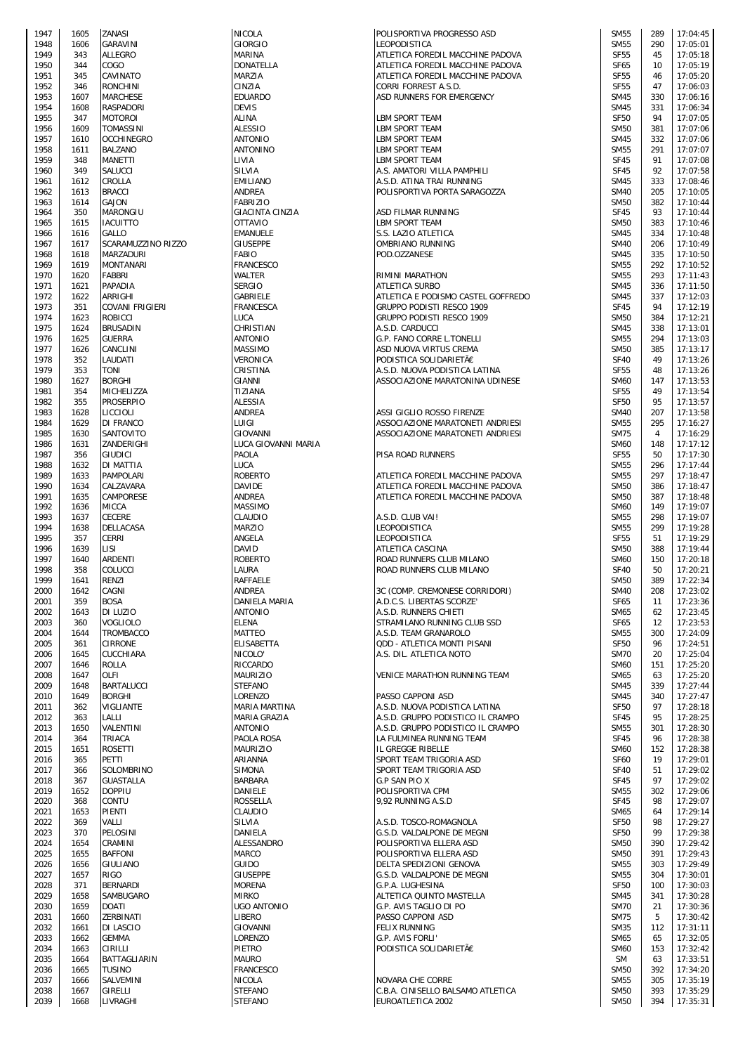| | | | | | | | |
|---|---|---|---|---|---|---|---|
| 1947 | 1605 | ZANASI | NICOLA | POLISPORTIVA PROGRESSO ASD | SM55 | 289 | 17:04:45 |
| 1948 | 1606 | GARAVINI | GIORGIO | LEOPODISTICA | SM55 | 290 | 17:05:01 |
| 1949 | 343 | ALLEGRO | MARINA | ATLETICA FOREDIL MACCHINE PADOVA | SF55 | 45 | 17:05:18 |
| 1950 | 344 | COGO | DONATELLA | ATLETICA FOREDIL MACCHINE PADOVA | SF65 | 10 | 17:05:19 |
| 1951 | 345 | CAVINATO | MARZIA | ATLETICA FOREDIL MACCHINE PADOVA | SF55 | 46 | 17:05:20 |
| 1952 | 346 | RONCHINI | CINZIA | CORRI FORREST A.S.D. | SF55 | 47 | 17:06:03 |
| 1953 | 1607 | MARCHESE | EDUARDO | ASD RUNNERS FOR EMERGENCY | SM45 | 330 | 17:06:16 |
| 1954 | 1608 | RASPADORI | DEVIS | | SM45 | 331 | 17:06:34 |
| 1955 | 347 | MOTOROI | ALINA | LBM SPORT TEAM | SF50 | 94 | 17:07:05 |
| 1956 | 1609 | TOMASSINI | ALESSIO | LBM SPORT TEAM | SM50 | 381 | 17:07:06 |
| 1957 | 1610 | OCCHINEGRO | ANTONIO | LBM SPORT TEAM | SM45 | 332 | 17:07:06 |
| 1958 | 1611 | BALZANO | ANTONINO | LBM SPORT TEAM | SM55 | 291 | 17:07:07 |
| 1959 | 348 | MANETTI | LIVIA | LBM SPORT TEAM | SF45 | 91 | 17:07:08 |
| 1960 | 349 | SALUCCI | SILVIA | A.S. AMATORI VILLA PAMPHILI | SF45 | 92 | 17:07:58 |
| 1961 | 1612 | CROLLA | EMILIANO | A.S.D. ATINA TRAI RUNNING | SM45 | 333 | 17:08:46 |
| 1962 | 1613 | BRACCI | ANDREA | POLISPORTIVA PORTA SARAGOZZA | SM40 | 205 | 17:10:05 |
| 1963 | 1614 | GAJON | FABRIZIO | | SM50 | 382 | 17:10:44 |
| 1964 | 350 | MARONGIU | GIACINTA CINZIA | ASD FILMAR RUNNING | SF45 | 93 | 17:10:44 |
| 1965 | 1615 | IACUITTO | OTTAVIO | LBM SPORT TEAM | SM50 | 383 | 17:10:46 |
| 1966 | 1616 | GALLO | EMANUELE | S.S. LAZIO ATLETICA | SM45 | 334 | 17:10:48 |
| 1967 | 1617 | SCARAMUZZINO RIZZO | GIUSEPPE | OMBRIANO RUNNING | SM40 | 206 | 17:10:49 |
| 1968 | 1618 | MARZADURI | FABIO | POD.OZZANESE | SM45 | 335 | 17:10:50 |
| 1969 | 1619 | MONTANARI | FRANCESCO | | SM55 | 292 | 17:10:52 |
| 1970 | 1620 | FABBRI | WALTER | RIMINI MARATHON | SM55 | 293 | 17:11:43 |
| 1971 | 1621 | PAPADIA | SERGIO | ATLETICA SURBO | SM45 | 336 | 17:11:50 |
| 1972 | 1622 | ARRIGHI | GABRIELE | ATLETICA E PODISMO CASTEL GOFFREDO | SM45 | 337 | 17:12:03 |
| 1973 | 351 | COVANI FRIGIERI | FRANCESCA | GRUPPO PODISTI RESCO 1909 | SF45 | 94 | 17:12:19 |
| 1974 | 1623 | ROBICCI | LUCA | GRUPPO PODISTI RESCO 1909 | SM50 | 384 | 17:12:21 |
| 1975 | 1624 | BRUSADIN | CHRISTIAN | A.S.D. CARDUCCI | SM45 | 338 | 17:13:01 |
| 1976 | 1625 | GUERRA | ANTONIO | G.P. FANO CORRE L.TONELLI | SM55 | 294 | 17:13:03 |
| 1977 | 1626 | CANCLINI | MASSIMO | ASD NUOVA VIRTUS CREMA | SM50 | 385 | 17:13:17 |
| 1978 | 352 | LAUDATI | VERONICA | PODISTICA SOLIDARIETÃ€ | SF40 | 49 | 17:13:26 |
| 1979 | 353 | TONI | CRISTINA | A.S.D. NUOVA PODISTICA LATINA | SF55 | 48 | 17:13:26 |
| 1980 | 1627 | BORGHI | GIANNI | ASSOCIAZIONE MARATONINA UDINESE | SM60 | 147 | 17:13:53 |
| 1981 | 354 | MICHELIZZA | TIZIANA | | SF55 | 49 | 17:13:54 |
| 1982 | 355 | PROSERPIO | ALESSIA | | SF50 | 95 | 17:13:57 |
| 1983 | 1628 | LICCIOLI | ANDREA | ASSI GIGLIO ROSSO FIRENZE | SM40 | 207 | 17:13:58 |
| 1984 | 1629 | DI FRANCO | LUIGI | ASSOCIAZIONE MARATONETI ANDRIESI | SM55 | 295 | 17:16:27 |
| 1985 | 1630 | SANTOVITO | GIOVANNI | ASSOCIAZIONE MARATONETI ANDRIESI | SM75 | 4 | 17:16:29 |
| 1986 | 1631 | ZANDERIGHI | LUCA GIOVANNI MARIA | | SM60 | 148 | 17:17:12 |
| 1987 | 356 | GIUDICI | PAOLA | PISA ROAD RUNNERS | SF55 | 50 | 17:17:30 |
| 1988 | 1632 | DI MATTIA | LUCA | | SM55 | 296 | 17:17:44 |
| 1989 | 1633 | PAMPOLARI | ROBERTO | ATLETICA FOREDIL MACCHINE PADOVA | SM55 | 297 | 17:18:47 |
| 1990 | 1634 | CALZAVARA | DAVIDE | ATLETICA FOREDIL MACCHINE PADOVA | SM50 | 386 | 17:18:47 |
| 1991 | 1635 | CAMPORESE | ANDREA | ATLETICA FOREDIL MACCHINE PADOVA | SM50 | 387 | 17:18:48 |
| 1992 | 1636 | MICCA | MASSIMO | | SM60 | 149 | 17:19:07 |
| 1993 | 1637 | CECERE | CLAUDIO | A.S.D. CLUB VAI! | SM55 | 298 | 17:19:07 |
| 1994 | 1638 | DELLACASA | MARZIO | LEOPODISTICA | SM55 | 299 | 17:19:28 |
| 1995 | 357 | CERRI | ANGELA | LEOPODISTICA | SF55 | 51 | 17:19:29 |
| 1996 | 1639 | LISI | DAVID | ATLETICA CASCINA | SM50 | 388 | 17:19:44 |
| 1997 | 1640 | ARDENTI | ROBERTO | ROAD RUNNERS CLUB MILANO | SM60 | 150 | 17:20:18 |
| 1998 | 358 | COLUCCI | LAURA | ROAD RUNNERS CLUB MILANO | SF40 | 50 | 17:20:21 |
| 1999 | 1641 | RENZI | RAFFAELE | | SM50 | 389 | 17:22:34 |
| 2000 | 1642 | CAGNI | ANDREA | 3C (COMP. CREMONESE CORRIDORI) | SM40 | 208 | 17:23:02 |
| 2001 | 359 | BOSA | DANIELA MARIA | A.D.C.S. LIBERTAS SCORZE' | SF65 | 11 | 17:23:36 |
| 2002 | 1643 | DI LUZIO | ANTONIO | A.S.D. RUNNERS CHIETI | SM65 | 62 | 17:23:45 |
| 2003 | 360 | VOGLIOLO | ELENA | STRAMILANO RUNNING CLUB SSD | SF65 | 12 | 17:23:53 |
| 2004 | 1644 | TROMBACCO | MATTEO | A.S.D. TEAM GRANAROLO | SM55 | 300 | 17:24:09 |
| 2005 | 361 | CIRRONE | ELISABETTA | QDD - ATLETICA MONTI PISANI | SF50 | 96 | 17:24:51 |
| 2006 | 1645 | CUCCHIARA | NICOLO' | A.S. DIL. ATLETICA NOTO | SM70 | 20 | 17:25:04 |
| 2007 | 1646 | ROLLA | RICCARDO | | SM60 | 151 | 17:25:20 |
| 2008 | 1647 | OLFI | MAURIZIO | VENICE MARATHON RUNNING TEAM | SM65 | 63 | 17:25:20 |
| 2009 | 1648 | BARTALUCCI | STEFANO | | SM45 | 339 | 17:27:44 |
| 2010 | 1649 | BORGHI | LORENZO | PASSO CAPPONI ASD | SM45 | 340 | 17:27:47 |
| 2011 | 362 | VIGLIANTE | MARIA MARTINA | A.S.D. NUOVA PODISTICA LATINA | SF50 | 97 | 17:28:18 |
| 2012 | 363 | LALLI | MARIA GRAZIA | A.S.D. GRUPPO PODISTICO IL CRAMPO | SF45 | 95 | 17:28:25 |
| 2013 | 1650 | VALENTINI | ANTONIO | A.S.D. GRUPPO PODISTICO IL CRAMPO | SM55 | 301 | 17:28:30 |
| 2014 | 364 | TRIACA | PAOLA ROSA | LA FULMINEA RUNNING TEAM | SF45 | 96 | 17:28:38 |
| 2015 | 1651 | ROSETTI | MAURIZIO | IL GREGGE RIBELLE | SM60 | 152 | 17:28:38 |
| 2016 | 365 | PETTI | ARIANNA | SPORT TEAM TRIGORIA ASD | SF60 | 19 | 17:29:01 |
| 2017 | 366 | SOLOMBRINO | SIMONA | SPORT TEAM TRIGORIA ASD | SF40 | 51 | 17:29:02 |
| 2018 | 367 | GUASTALLA | BARBARA | G.P SAN PIO X | SF45 | 97 | 17:29:02 |
| 2019 | 1652 | DOPPIU | DANIELE | POLISPORTIVA CPM | SM55 | 302 | 17:29:06 |
| 2020 | 368 | CONTU | ROSSELLA | 9,92 RUNNING A.S.D | SF45 | 98 | 17:29:07 |
| 2021 | 1653 | PIENTI | CLAUDIO | | SM65 | 64 | 17:29:14 |
| 2022 | 369 | VALLI | SILVIA | A.S.D. TOSCO-ROMAGNOLA | SF50 | 98 | 17:29:27 |
| 2023 | 370 | PELOSINI | DANIELA | G.S.D. VALDALPONE DE MEGNI | SF50 | 99 | 17:29:38 |
| 2024 | 1654 | CRAMINI | ALESSANDRO | POLISPORTIVA ELLERA ASD | SM50 | 390 | 17:29:42 |
| 2025 | 1655 | BAFFONI | MARCO | POLISPORTIVA ELLERA ASD | SM50 | 391 | 17:29:43 |
| 2026 | 1656 | GIULIANO | GUIDO | DELTA SPEDIZIONI GENOVA | SM55 | 303 | 17:29:49 |
| 2027 | 1657 | RIGO | GIUSEPPE | G.S.D. VALDALPONE DE MEGNI | SM55 | 304 | 17:30:01 |
| 2028 | 371 | BERNARDI | MORENA | G.P.A. LUGHESINA | SF50 | 100 | 17:30:03 |
| 2029 | 1658 | SAMBUGARO | MIRKO | ALTETICA QUINTO MASTELLA | SM45 | 341 | 17:30:28 |
| 2030 | 1659 | DOATI | UGO ANTONIO | G.P. AVIS TAGLIO DI PO | SM70 | 21 | 17:30:36 |
| 2031 | 1660 | ZERBINATI | LIBERO | PASSO CAPPONI ASD | SM75 | 5 | 17:30:42 |
| 2032 | 1661 | DI LASCIO | GIOVANNI | FELIX RUNNING | SM35 | 112 | 17:31:11 |
| 2033 | 1662 | GEMMA | LORENZO | G.P. AVIS FORLI' | SM65 | 65 | 17:32:05 |
| 2034 | 1663 | CIRILLI | PIETRO | PODISTICA SOLIDARIETÃ€ | SM60 | 153 | 17:32:42 |
| 2035 | 1664 | BATTAGLIARIN | MAURO | | SM | 63 | 17:33:51 |
| 2036 | 1665 | TUSINO | FRANCESCO | | SM50 | 392 | 17:34:20 |
| 2037 | 1666 | SALVEMINI | NICOLA | NOVARA CHE CORRE | SM55 | 305 | 17:35:19 |
| 2038 | 1667 | GIRELLI | STEFANO | C.B.A. CINISELLO BALSAMO ATLETICA | SM50 | 393 | 17:35:29 |
| 2039 | 1668 | LIVRAGHI | STEFANO | EUROATLETICA 2002 | SM50 | 394 | 17:35:31 |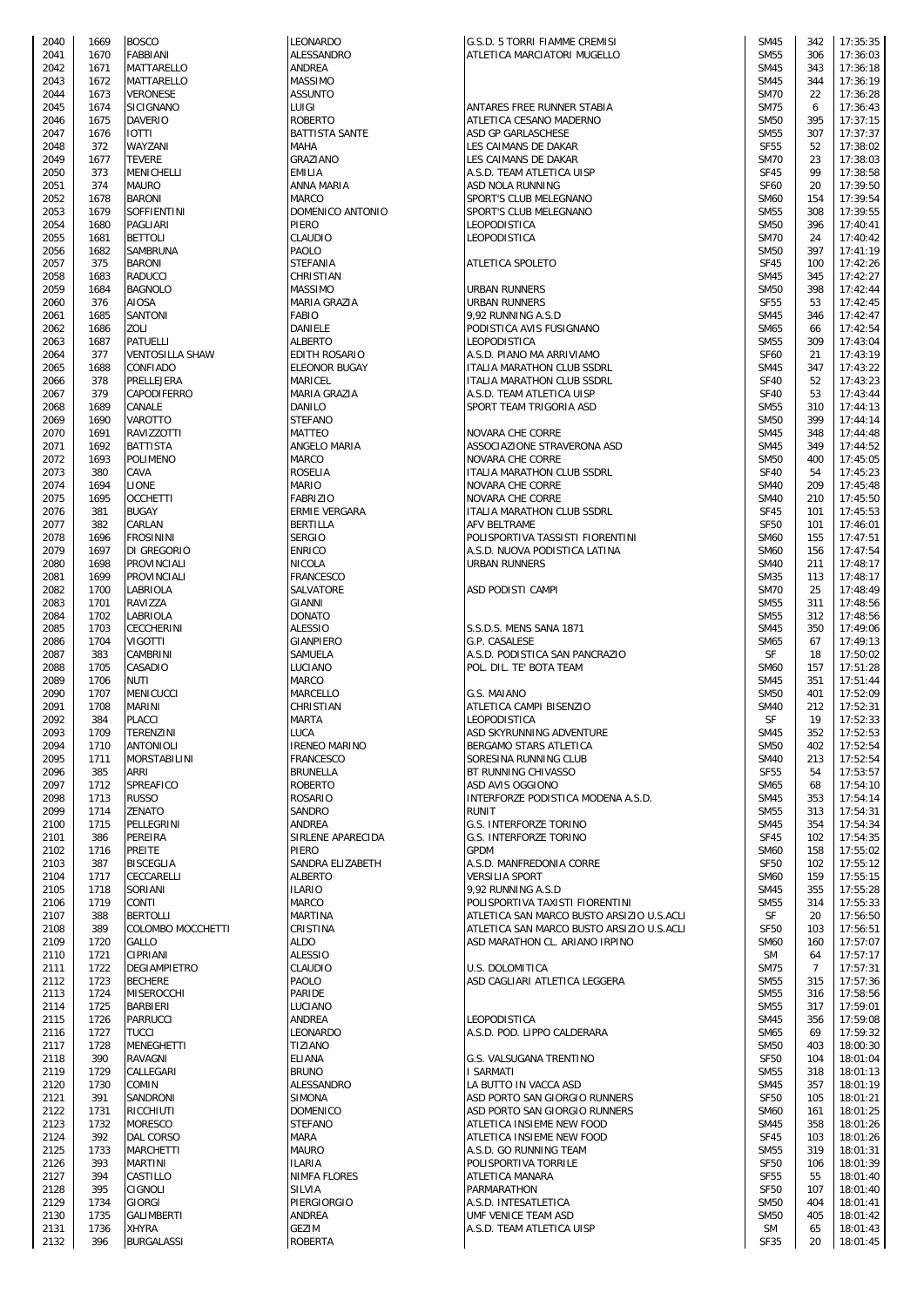| | | | | | | | |
|---|---|---|---|---|---|---|---|
| 2040 | 1669 | BOSCO | LEONARDO | G.S.D. 5 TORRI FIAMME CREMISI | SM45 | 342 | 17:35:35 |
| 2041 | 1670 | FABBIANI | ALESSANDRO | ATLETICA MARCIATORI MUGELLO | SM55 | 306 | 17:36:03 |
| 2042 | 1671 | MATTARELLO | ANDREA | | SM45 | 343 | 17:36:18 |
| 2043 | 1672 | MATTARELLO | MASSIMO | | SM45 | 344 | 17:36:19 |
| 2044 | 1673 | VERONESE | ASSUNTO | | SM70 | 22 | 17:36:28 |
| 2045 | 1674 | SICIGNANO | LUIGI | ANTARES FREE RUNNER STABIA | SM75 | 6 | 17:36:43 |
| 2046 | 1675 | DAVERIO | ROBERTO | ATLETICA CESANO MADERNO | SM50 | 395 | 17:37:15 |
| 2047 | 1676 | IOTTI | BATTISTA SANTE | ASD GP GARLASCHESE | SM55 | 307 | 17:37:37 |
| 2048 | 372 | WAYZANI | MAHA | LES CAIMANS DE DAKAR | SF55 | 52 | 17:38:02 |
| 2049 | 1677 | TEVERE | GRAZIANO | LES CAIMANS DE DAKAR | SM70 | 23 | 17:38:03 |
| 2050 | 373 | MENICHELLI | EMILIA | A.S.D. TEAM ATLETICA UISP | SF45 | 99 | 17:38:58 |
| 2051 | 374 | MAURO | ANNA MARIA | ASD NOLA RUNNING | SF60 | 20 | 17:39:50 |
| 2052 | 1678 | BARONI | MARCO | SPORT'S CLUB MELEGNANO | SM60 | 154 | 17:39:54 |
| 2053 | 1679 | SOFFIENTINI | DOMENICO ANTONIO | SPORT'S CLUB MELEGNANO | SM55 | 308 | 17:39:55 |
| 2054 | 1680 | PAGLIARI | PIERO | LEOPODISTICA | SM50 | 396 | 17:40:41 |
| 2055 | 1681 | BETTOLI | CLAUDIO | LEOPODISTICA | SM70 | 24 | 17:40:42 |
| 2056 | 1682 | SAMBRUNA | PAOLO | | SM50 | 397 | 17:41:19 |
| 2057 | 375 | BARONI | STEFANIA | ATLETICA SPOLETO | SF45 | 100 | 17:42:26 |
| 2058 | 1683 | RADUCCI | CHRISTIAN | | SM45 | 345 | 17:42:27 |
| 2059 | 1684 | BAGNOLO | MASSIMO | URBAN RUNNERS | SM50 | 398 | 17:42:44 |
| 2060 | 376 | AIOSA | MARIA GRAZIA | URBAN RUNNERS | SF55 | 53 | 17:42:45 |
| 2061 | 1685 | SANTONI | FABIO | 9,92 RUNNING A.S.D | SM45 | 346 | 17:42:47 |
| 2062 | 1686 | ZOLI | DANIELE | PODISTICA AVIS FUSIGNANO | SM65 | 66 | 17:42:54 |
| 2063 | 1687 | PATUELLI | ALBERTO | LEOPODISTICA | SM55 | 309 | 17:43:04 |
| 2064 | 377 | VENTOSILLA SHAW | EDITH ROSARIO | A.S.D. PIANO MA ARRIVIAMO | SF60 | 21 | 17:43:19 |
| 2065 | 1688 | CONFIADO | ELEONOR BUGAY | ITALIA MARATHON CLUB SSDRL | SM45 | 347 | 17:43:22 |
| 2066 | 378 | PRELLEJERA | MARICEL | ITALIA MARATHON CLUB SSDRL | SF40 | 52 | 17:43:23 |
| 2067 | 379 | CAPODIFERRO | MARIA GRAZIA | A.S.D. TEAM ATLETICA UISP | SF40 | 53 | 17:43:44 |
| 2068 | 1689 | CANALE | DANILO | SPORT TEAM TRIGORIA ASD | SM55 | 310 | 17:44:13 |
| 2069 | 1690 | VAROTTO | STEFANO | | SM50 | 399 | 17:44:14 |
| 2070 | 1691 | RAVIZZOTTI | MATTEO | NOVARA CHE CORRE | SM45 | 348 | 17:44:48 |
| 2071 | 1692 | BATTISTA | ANGELO MARIA | ASSOCIAZIONE STRAVERONA ASD | SM45 | 349 | 17:44:52 |
| 2072 | 1693 | POLIMENO | MARCO | NOVARA CHE CORRE | SM50 | 400 | 17:45:05 |
| 2073 | 380 | CAVA | ROSELIA | ITALIA MARATHON CLUB SSDRL | SF40 | 54 | 17:45:23 |
| 2074 | 1694 | LIONE | MARIO | NOVARA CHE CORRE | SM40 | 209 | 17:45:48 |
| 2075 | 1695 | OCCHETTI | FABRIZIO | NOVARA CHE CORRE | SM40 | 210 | 17:45:50 |
| 2076 | 381 | BUGAY | ERMIE VERGARA | ITALIA MARATHON CLUB SSDRL | SF45 | 101 | 17:45:53 |
| 2077 | 382 | CARLAN | BERTILLA | AFV BELTRAME | SF50 | 101 | 17:46:01 |
| 2078 | 1696 | FROSININI | SERGIO | POLISPORTIVA TASSISTI FIORENTINI | SM60 | 155 | 17:47:51 |
| 2079 | 1697 | DI GREGORIO | ENRICO | A.S.D. NUOVA PODISTICA LATINA | SM60 | 156 | 17:47:54 |
| 2080 | 1698 | PROVINCIALI | NICOLA | URBAN RUNNERS | SM40 | 211 | 17:48:17 |
| 2081 | 1699 | PROVINCIALI | FRANCESCO | | SM35 | 113 | 17:48:17 |
| 2082 | 1700 | LABRIOLA | SALVATORE | ASD PODISTI CAMPI | SM70 | 25 | 17:48:49 |
| 2083 | 1701 | RAVIZZA | GIANNI | | SM55 | 311 | 17:48:56 |
| 2084 | 1702 | LABRIOLA | DONATO | | SM55 | 312 | 17:48:56 |
| 2085 | 1703 | CECCHERINI | ALESSIO | S.S.D.S. MENS SANA 1871 | SM45 | 350 | 17:49:06 |
| 2086 | 1704 | VIGOTTI | GIANPIERO | G.P. CASALESE | SM65 | 67 | 17:49:13 |
| 2087 | 383 | CAMBRINI | SAMUELA | A.S.D. PODISTICA SAN PANCRAZIO | SF | 18 | 17:50:02 |
| 2088 | 1705 | CASADIO | LUCIANO | POL. DIL. TE' BOTA TEAM | SM60 | 157 | 17:51:28 |
| 2089 | 1706 | NUTI | MARCO | | SM45 | 351 | 17:51:44 |
| 2090 | 1707 | MENICUCCI | MARCELLO | G.S. MAIANO | SM50 | 401 | 17:52:09 |
| 2091 | 1708 | MARINI | CHRISTIAN | ATLETICA CAMPI BISENZIO | SM40 | 212 | 17:52:31 |
| 2092 | 384 | PLACCI | MARTA | LEOPODISTICA | SF | 19 | 17:52:33 |
| 2093 | 1709 | TERENZINI | LUCA | ASD SKYRUNNING ADVENTURE | SM45 | 352 | 17:52:53 |
| 2094 | 1710 | ANTONIOLI | IRENEO MARINO | BERGAMO STARS ATLETICA | SM50 | 402 | 17:52:54 |
| 2095 | 1711 | MORSTABILINI | FRANCESCO | SORESINA RUNNING CLUB | SM40 | 213 | 17:52:54 |
| 2096 | 385 | ARRI | BRUNELLA | BT RUNNING CHIVASSO | SF55 | 54 | 17:53:57 |
| 2097 | 1712 | SPREAFICO | ROBERTO | ASD AVIS OGGIONO | SM65 | 68 | 17:54:10 |
| 2098 | 1713 | RUSSO | ROSARIO | INTERFORZE PODISTICA MODENA A.S.D. | SM45 | 353 | 17:54:14 |
| 2099 | 1714 | ZENATO | SANDRO | RUNIT | SM55 | 313 | 17:54:31 |
| 2100 | 1715 | PELLEGRINI | ANDREA | G.S. INTERFORZE TORINO | SM45 | 354 | 17:54:34 |
| 2101 | 386 | PEREIRA | SIRLENE APARECIDA | G.S. INTERFORZE TORINO | SF45 | 102 | 17:54:35 |
| 2102 | 1716 | PREITE | PIERO | GPDM | SM60 | 158 | 17:55:02 |
| 2103 | 387 | BISCEGLIA | SANDRA ELIZABETH | A.S.D. MANFREDONIA CORRE | SF50 | 102 | 17:55:12 |
| 2104 | 1717 | CECCARELLI | ALBERTO | VERSILIA SPORT | SM60 | 159 | 17:55:15 |
| 2105 | 1718 | SORIANI | ILARIO | 9,92 RUNNING A.S.D | SM45 | 355 | 17:55:28 |
| 2106 | 1719 | CONTI | MARCO | POLISPORTIVA TAXISTI FIORENTINI | SM55 | 314 | 17:55:33 |
| 2107 | 388 | BERTOLLI | MARTINA | ATLETICA SAN MARCO BUSTO ARSIZIO U.S.ACLI | SF | 20 | 17:56:50 |
| 2108 | 389 | COLOMBO MOCCHETTI | CRISTINA | ATLETICA SAN MARCO BUSTO ARSIZIO U.S.ACLI | SF50 | 103 | 17:56:51 |
| 2109 | 1720 | GALLO | ALDO | ASD MARATHON CL. ARIANO IRPINO | SM60 | 160 | 17:57:07 |
| 2110 | 1721 | CIPRIANI | ALESSIO | | SM | 64 | 17:57:17 |
| 2111 | 1722 | DEGIAMPIETRO | CLAUDIO | U.S. DOLOMITICA | SM75 | 7 | 17:57:31 |
| 2112 | 1723 | BECHERE | PAOLO | ASD CAGLIARI ATLETICA LEGGERA | SM55 | 315 | 17:57:36 |
| 2113 | 1724 | MISEROCCHI | PARIDE | | SM55 | 316 | 17:58:56 |
| 2114 | 1725 | BARBIERI | LUCIANO | | SM55 | 317 | 17:59:01 |
| 2115 | 1726 | PARRUCCI | ANDREA | LEOPODISTICA | SM45 | 356 | 17:59:08 |
| 2116 | 1727 | TUCCI | LEONARDO | A.S.D. POD. LIPPO CALDERARA | SM65 | 69 | 17:59:32 |
| 2117 | 1728 | MENEGHETTI | TIZIANO | | SM50 | 403 | 18:00:30 |
| 2118 | 390 | RAVAGNI | ELIANA | G.S. VALSUGANA TRENTINO | SF50 | 104 | 18:01:04 |
| 2119 | 1729 | CALLEGARI | BRUNO | I SARMATI | SM55 | 318 | 18:01:13 |
| 2120 | 1730 | COMIN | ALESSANDRO | LA BUTTO IN VACCA ASD | SM45 | 357 | 18:01:19 |
| 2121 | 391 | SANDRONI | SIMONA | ASD PORTO SAN GIORGIO RUNNERS | SF50 | 105 | 18:01:21 |
| 2122 | 1731 | RICCHIUTI | DOMENICO | ASD PORTO SAN GIORGIO RUNNERS | SM60 | 161 | 18:01:25 |
| 2123 | 1732 | MORESCO | STEFANO | ATLETICA INSIEME NEW FOOD | SM45 | 358 | 18:01:26 |
| 2124 | 392 | DAL CORSO | MARA | ATLETICA INSIEME NEW FOOD | SF45 | 103 | 18:01:26 |
| 2125 | 1733 | MARCHETTI | MAURO | A.S.D. GO RUNNING TEAM | SM55 | 319 | 18:01:31 |
| 2126 | 393 | MARTINI | ILARIA | POLISPORTIVA TORRILE | SF50 | 106 | 18:01:39 |
| 2127 | 394 | CASTILLO | NIMFA FLORES | ATLETICA MANARA | SF55 | 55 | 18:01:40 |
| 2128 | 395 | CIGNOLI | SILVIA | PARMARATHON | SF50 | 107 | 18:01:40 |
| 2129 | 1734 | GIORGI | PIERGIORGIO | A.S.D. INTESATLETICA | SM50 | 404 | 18:01:41 |
| 2130 | 1735 | GALIMBERTI | ANDREA | UMF VENICE TEAM ASD | SM50 | 405 | 18:01:42 |
| 2131 | 1736 | XHYRA | GEZIM | A.S.D. TEAM ATLETICA UISP | SM | 65 | 18:01:43 |
| 2132 | 396 | BURGALASSI | ROBERTA | | SF35 | 20 | 18:01:45 |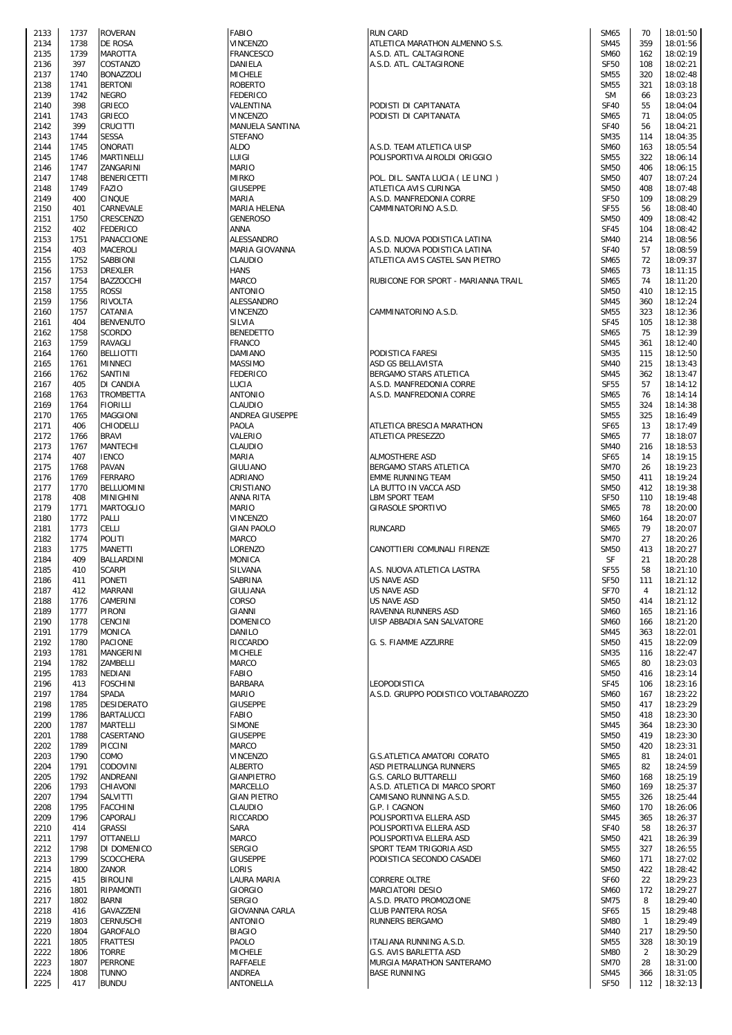| | | | | | | | |
|---|---|---|---|---|---|---|---|
| 2133 | 1737 | ROVERAN | FABIO | RUN CARD | SM65 | 70 | 18:01:50 |
| 2134 | 1738 | DE ROSA | VINCENZO | ATLETICA MARATHON ALMENNO S.S. | SM45 | 359 | 18:01:56 |
| 2135 | 1739 | MAROTTA | FRANCESCO | A.S.D. ATL. CALTAGIRONE | SM60 | 162 | 18:02:19 |
| 2136 | 397 | COSTANZO | DANIELA | A.S.D. ATL. CALTAGIRONE | SF50 | 108 | 18:02:21 |
| 2137 | 1740 | BONAZZOLI | MICHELE | | SM55 | 320 | 18:02:48 |
| 2138 | 1741 | BERTONI | ROBERTO | | SM55 | 321 | 18:03:18 |
| 2139 | 1742 | NEGRO | FEDERICO | | SM | 66 | 18:03:23 |
| 2140 | 398 | GRIECO | VALENTINA | PODISTI DI CAPITANATA | SF40 | 55 | 18:04:04 |
| 2141 | 1743 | GRIECO | VINCENZO | PODISTI DI CAPITANATA | SM65 | 71 | 18:04:05 |
| 2142 | 399 | CRUCITTI | MANUELA SANTINA | | SF40 | 56 | 18:04:21 |
| 2143 | 1744 | SESSA | STEFANO | | SM35 | 114 | 18:04:35 |
| 2144 | 1745 | ONORATI | ALDO | A.S.D. TEAM ATLETICA UISP | SM60 | 163 | 18:05:54 |
| 2145 | 1746 | MARTINELLI | LUIGI | POLISPORTIVA AIROLDI ORIGGIO | SM55 | 322 | 18:06:14 |
| 2146 | 1747 | ZANGARINI | MARIO | | SM50 | 406 | 18:06:15 |
| 2147 | 1748 | BENERICETTI | MIRKO | POL. DIL. SANTA LUCIA ( LE LINCI ) | SM50 | 407 | 18:07:24 |
| 2148 | 1749 | FAZIO | GIUSEPPE | ATLETICA AVIS CURINGA | SM50 | 408 | 18:07:48 |
| 2149 | 400 | CINQUE | MARIA | A.S.D. MANFREDONIA CORRE | SF50 | 109 | 18:08:29 |
| 2150 | 401 | CARNEVALE | MARIA HELENA | CAMMINATORINO A.S.D. | SF55 | 56 | 18:08:40 |
| 2151 | 1750 | CRESCENZO | GENEROSO | | SM50 | 409 | 18:08:42 |
| 2152 | 402 | FEDERICO | ANNA | | SF45 | 104 | 18:08:42 |
| 2153 | 1751 | PANACCIONE | ALESSANDRO | A.S.D. NUOVA PODISTICA LATINA | SM40 | 214 | 18:08:56 |
| 2154 | 403 | MACEROLI | MARIA GIOVANNA | A.S.D. NUOVA PODISTICA LATINA | SF40 | 57 | 18:08:59 |
| 2155 | 1752 | SABBIONI | CLAUDIO | ATLETICA AVIS CASTEL SAN PIETRO | SM65 | 72 | 18:09:37 |
| 2156 | 1753 | DREXLER | HANS | | SM65 | 73 | 18:11:15 |
| 2157 | 1754 | BAZZOCCHI | MARCO | RUBICONE FOR SPORT - MARIANNA TRAIL | SM65 | 74 | 18:11:20 |
| 2158 | 1755 | ROSSI | ANTONIO | | SM50 | 410 | 18:12:15 |
| 2159 | 1756 | RIVOLTA | ALESSANDRO | | SM45 | 360 | 18:12:24 |
| 2160 | 1757 | CATANIA | VINCENZO | CAMMINATORINO A.S.D. | SM55 | 323 | 18:12:36 |
| 2161 | 404 | BENVENUTO | SILVIA | | SF45 | 105 | 18:12:38 |
| 2162 | 1758 | SCORDO | BENEDETTO | | SM65 | 75 | 18:12:39 |
| 2163 | 1759 | RAVAGLI | FRANCO | | SM45 | 361 | 18:12:40 |
| 2164 | 1760 | BELLIOTTI | DAMIANO | PODISTICA FARESI | SM35 | 115 | 18:12:50 |
| 2165 | 1761 | MINNECI | MASSIMO | ASD GS BELLAVISTA | SM40 | 215 | 18:13:43 |
| 2166 | 1762 | SANTINI | FEDERICO | BERGAMO STARS ATLETICA | SM45 | 362 | 18:13:47 |
| 2167 | 405 | DI CANDIA | LUCIA | A.S.D. MANFREDONIA CORRE | SF55 | 57 | 18:14:12 |
| 2168 | 1763 | TROMBETTA | ANTONIO | A.S.D. MANFREDONIA CORRE | SM65 | 76 | 18:14:14 |
| 2169 | 1764 | FIORILLI | CLAUDIO | | SM55 | 324 | 18:14:38 |
| 2170 | 1765 | MAGGIONI | ANDREA GIUSEPPE | | SM55 | 325 | 18:16:49 |
| 2171 | 406 | CHIODELLI | PAOLA | ATLETICA BRESCIA MARATHON | SF65 | 13 | 18:17:49 |
| 2172 | 1766 | BRAVI | VALERIO | ATLETICA PRESEZZO | SM65 | 77 | 18:18:07 |
| 2173 | 1767 | MANTECHI | CLAUDIO | | SM40 | 216 | 18:18:53 |
| 2174 | 407 | IENCO | MARIA | ALMOSTHERE ASD | SF65 | 14 | 18:19:15 |
| 2175 | 1768 | PAVAN | GIULIANO | BERGAMO STARS ATLETICA | SM70 | 26 | 18:19:23 |
| 2176 | 1769 | FERRARO | ADRIANO | EMME RUNNING TEAM | SM50 | 411 | 18:19:24 |
| 2177 | 1770 | BELLUOMINI | CRISTIANO | LA BUTTO IN VACCA ASD | SM50 | 412 | 18:19:38 |
| 2178 | 408 | MINIGHINI | ANNA RITA | LBM SPORT TEAM | SF50 | 110 | 18:19:48 |
| 2179 | 1771 | MARTOGLIO | MARIO | GIRASOLE SPORTIVO | SM65 | 78 | 18:20:00 |
| 2180 | 1772 | PALLI | VINCENZO | | SM60 | 164 | 18:20:07 |
| 2181 | 1773 | CELLI | GIAN PAOLO | RUNCARD | SM65 | 79 | 18:20:07 |
| 2182 | 1774 | POLITI | MARCO | | SM70 | 27 | 18:20:26 |
| 2183 | 1775 | MANETTI | LORENZO | CANOTTIERI COMUNALI FIRENZE | SM50 | 413 | 18:20:27 |
| 2184 | 409 | BALLARDINI | MONICA | | SF | 21 | 18:20:28 |
| 2185 | 410 | SCARPI | SILVANA | A.S. NUOVA ATLETICA LASTRA | SF55 | 58 | 18:21:10 |
| 2186 | 411 | PONETI | SABRINA | US NAVE ASD | SF50 | 111 | 18:21:12 |
| 2187 | 412 | MARRANI | GIULIANA | US NAVE ASD | SF70 | 4 | 18:21:12 |
| 2188 | 1776 | CAMERINI | CORSO | US NAVE ASD | SM50 | 414 | 18:21:12 |
| 2189 | 1777 | PIRONI | GIANNI | RAVENNA RUNNERS ASD | SM60 | 165 | 18:21:16 |
| 2190 | 1778 | CENCINI | DOMENICO | UISP ABBADIA SAN SALVATORE | SM60 | 166 | 18:21:20 |
| 2191 | 1779 | MONICA | DANILO | | SM45 | 363 | 18:22:01 |
| 2192 | 1780 | PACIONE | RICCARDO | G. S. FIAMME AZZURRE | SM50 | 415 | 18:22:09 |
| 2193 | 1781 | MANGERINI | MICHELE | | SM35 | 116 | 18:22:47 |
| 2194 | 1782 | ZAMBELLI | MARCO | | SM65 | 80 | 18:23:03 |
| 2195 | 1783 | NEDIANI | FABIO | | SM50 | 416 | 18:23:14 |
| 2196 | 413 | FOSCHINI | BARBARA | LEOPODISTICA | SF45 | 106 | 18:23:16 |
| 2197 | 1784 | SPADA | MARIO | A.S.D. GRUPPO PODISTICO VOLTABAROZZO | SM60 | 167 | 18:23:22 |
| 2198 | 1785 | DESIDERATO | GIUSEPPE | | SM50 | 417 | 18:23:29 |
| 2199 | 1786 | BARTALUCCI | FABIO | | SM50 | 418 | 18:23:30 |
| 2200 | 1787 | MARTELLI | SIMONE | | SM45 | 364 | 18:23:30 |
| 2201 | 1788 | CASERTANO | GIUSEPPE | | SM50 | 419 | 18:23:30 |
| 2202 | 1789 | PICCINI | MARCO | | SM50 | 420 | 18:23:31 |
| 2203 | 1790 | COMO | VINCENZO | G.S.ATLETICA AMATORI CORATO | SM65 | 81 | 18:24:01 |
| 2204 | 1791 | CODOVINI | ALBERTO | ASD PIETRALUNGA RUNNERS | SM65 | 82 | 18:24:59 |
| 2205 | 1792 | ANDREANI | GIANPIETRO | G.S. CARLO BUTTARELLI | SM60 | 168 | 18:25:19 |
| 2206 | 1793 | CHIAVONI | MARCELLO | A.S.D. ATLETICA DI MARCO SPORT | SM60 | 169 | 18:25:37 |
| 2207 | 1794 | SALVITTI | GIAN PIETRO | CAMISANO RUNNING A.S.D. | SM55 | 326 | 18:25:44 |
| 2208 | 1795 | FACCHINI | CLAUDIO | G.P. I CAGNON | SM60 | 170 | 18:26:06 |
| 2209 | 1796 | CAPORALI | RICCARDO | POLISPORTIVA ELLERA ASD | SM45 | 365 | 18:26:37 |
| 2210 | 414 | GRASSI | SARA | POLISPORTIVA ELLERA ASD | SF40 | 58 | 18:26:37 |
| 2211 | 1797 | OTTANELLI | MARCO | POLISPORTIVA ELLERA ASD | SM50 | 421 | 18:26:39 |
| 2212 | 1798 | DI DOMENICO | SERGIO | SPORT TEAM TRIGORIA ASD | SM55 | 327 | 18:26:55 |
| 2213 | 1799 | SCOCCHERA | GIUSEPPE | PODISTICA SECONDO CASADEI | SM60 | 171 | 18:27:02 |
| 2214 | 1800 | ZANOR | LORIS | | SM50 | 422 | 18:28:42 |
| 2215 | 415 | BIROLINI | LAURA MARIA | CORRERE OLTRE | SF60 | 22 | 18:29:23 |
| 2216 | 1801 | RIPAMONTI | GIORGIO | MARCIATORI DESIO | SM60 | 172 | 18:29:27 |
| 2217 | 1802 | BARNI | SERGIO | A.S.D. PRATO PROMOZIONE | SM75 | 8 | 18:29:40 |
| 2218 | 416 | GAVAZZENI | GIOVANNA CARLA | CLUB PANTERA ROSA | SF65 | 15 | 18:29:48 |
| 2219 | 1803 | CERNUSCHI | ANTONIO | RUNNERS BERGAMO | SM80 | 1 | 18:29:49 |
| 2220 | 1804 | GAROFALO | BIAGIO | | SM40 | 217 | 18:29:50 |
| 2221 | 1805 | FRATTESI | PAOLO | ITALIANA RUNNING A.S.D. | SM55 | 328 | 18:30:19 |
| 2222 | 1806 | TORRE | MICHELE | G.S. AVIS BARLETTA ASD | SM80 | 2 | 18:30:29 |
| 2223 | 1807 | PERRONE | RAFFAELE | MURGIA MARATHON SANTERAMO | SM70 | 28 | 18:31:00 |
| 2224 | 1808 | TUNNO | ANDREA | BASE RUNNING | SM45 | 366 | 18:31:05 |
| 2225 | 417 | BUNDU | ANTONELLA | | SF50 | 112 | 18:32:13 |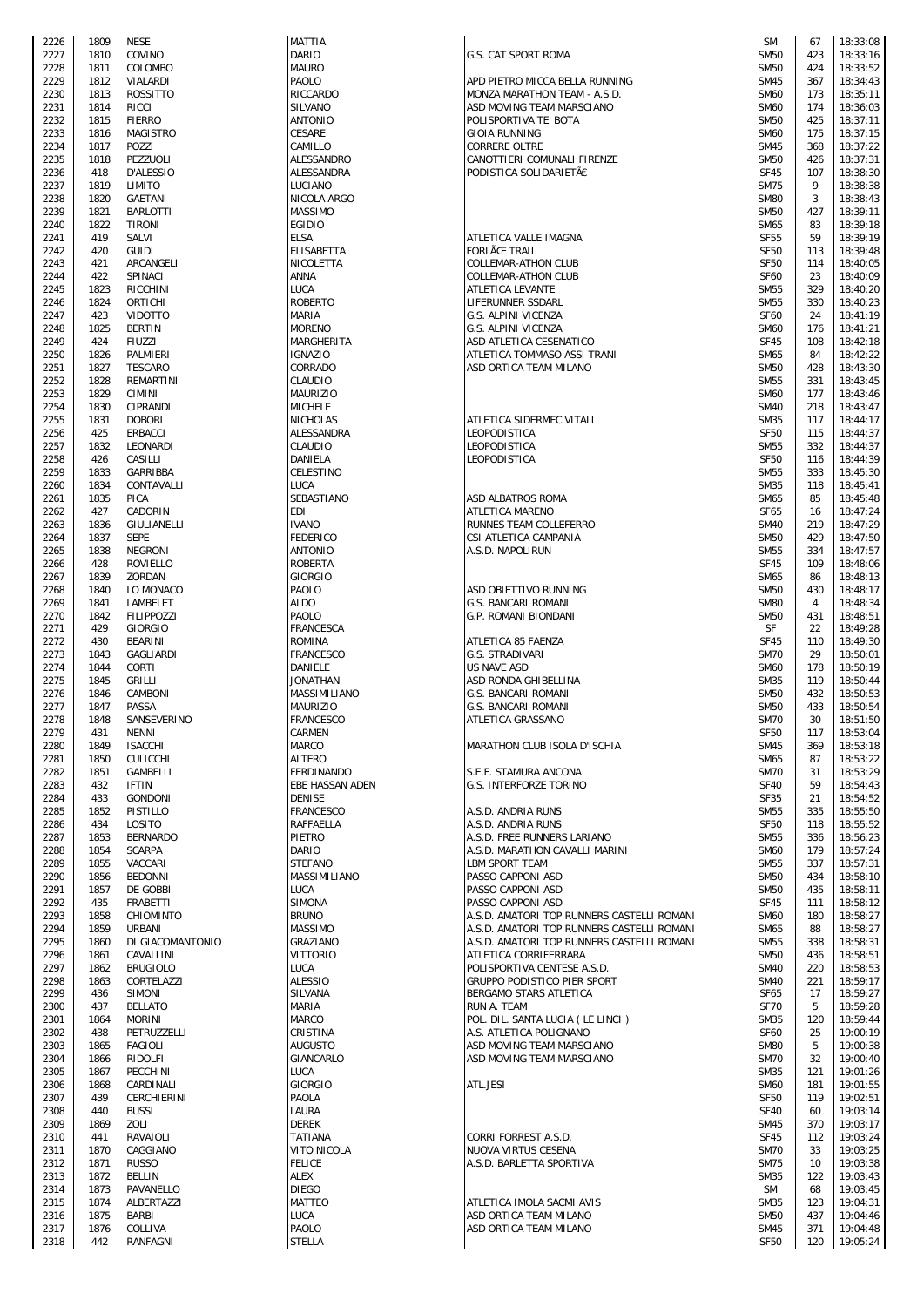| | | | | | | | |
|---|---|---|---|---|---|---|---|
| 2226 | 1809 | NESE | MATTIA | | SM | 67 | 18:33:08 |
| 2227 | 1810 | COVINO | DARIO | G.S. CAT SPORT ROMA | SM50 | 423 | 18:33:16 |
| 2228 | 1811 | COLOMBO | MAURO | | SM50 | 424 | 18:33:52 |
| 2229 | 1812 | VIALARDI | PAOLO | APD PIETRO MICCA BELLA RUNNING | SM45 | 367 | 18:34:43 |
| 2230 | 1813 | ROSSITTO | RICCARDO | MONZA MARATHON TEAM - A.S.D. | SM60 | 173 | 18:35:11 |
| 2231 | 1814 | RICCI | SILVANO | ASD MOVING TEAM MARSCIANO | SM60 | 174 | 18:36:03 |
| 2232 | 1815 | FIERRO | ANTONIO | POLISPORTIVA TE' BOTA | SM50 | 425 | 18:37:11 |
| 2233 | 1816 | MAGISTRO | CESARE | GIOIA RUNNING | SM60 | 175 | 18:37:15 |
| 2234 | 1817 | POZZI | CAMILLO | CORRERE OLTRE | SM45 | 368 | 18:37:22 |
| 2235 | 1818 | PEZZUOLI | ALESSANDRO | CANOTTIERI COMUNALI FIRENZE | SM50 | 426 | 18:37:31 |
| 2236 | 418 | D'ALESSIO | ALESSANDRA | PODISTICA SOLIDARIETÃ€ | SF45 | 107 | 18:38:30 |
| 2237 | 1819 | LIMITO | LUCIANO | | SM75 | 9 | 18:38:38 |
| 2238 | 1820 | GAETANI | NICOLA ARGO | | SM80 | 3 | 18:38:43 |
| 2239 | 1821 | BARLOTTI | MASSIMO | | SM50 | 427 | 18:39:11 |
| 2240 | 1822 | TIRONI | EGIDIO | | SM65 | 83 | 18:39:18 |
| 2241 | 419 | SALVI | ELSA | ATLETICA VALLE IMAGNA | SF55 | 59 | 18:39:19 |
| 2242 | 420 | GUIDI | ELISABETTA | FORLÃŒ TRAIL | SF50 | 113 | 18:39:48 |
| 2243 | 421 | ARCANGELI | NICOLETTA | COLLEMAR-ATHON CLUB | SF50 | 114 | 18:40:05 |
| 2244 | 422 | SPINACI | ANNA | COLLEMAR-ATHON CLUB | SF60 | 23 | 18:40:09 |
| 2245 | 1823 | RICCHINI | LUCA | ATLETICA LEVANTE | SM55 | 329 | 18:40:20 |
| 2246 | 1824 | ORTICHI | ROBERTO | LIFERUNNER SSDARL | SM55 | 330 | 18:40:23 |
| 2247 | 423 | VIDOTTO | MARIA | G.S. ALPINI VICENZA | SF60 | 24 | 18:41:19 |
| 2248 | 1825 | BERTIN | MORENO | G.S. ALPINI VICENZA | SM60 | 176 | 18:41:21 |
| 2249 | 424 | FIUZZI | MARGHERITA | ASD ATLETICA CESENATICO | SF45 | 108 | 18:42:18 |
| 2250 | 1826 | PALMIERI | IGNAZIO | ATLETICA TOMMASO ASSI TRANI | SM65 | 84 | 18:42:22 |
| 2251 | 1827 | TESCARO | CORRADO | ASD ORTICA TEAM MILANO | SM50 | 428 | 18:43:30 |
| 2252 | 1828 | REMARTINI | CLAUDIO | | SM55 | 331 | 18:43:45 |
| 2253 | 1829 | CIMINI | MAURIZIO | | SM60 | 177 | 18:43:46 |
| 2254 | 1830 | CIPRANDI | MICHELE | | SM40 | 218 | 18:43:47 |
| 2255 | 1831 | DOBORI | NICHOLAS | ATLETICA SIDERMEC VITALI | SM35 | 117 | 18:44:17 |
| 2256 | 425 | ERBACCI | ALESSANDRA | LEOPODISTICA | SF50 | 115 | 18:44:37 |
| 2257 | 1832 | LEONARDI | CLAUDIO | LEOPODISTICA | SM55 | 332 | 18:44:37 |
| 2258 | 426 | CASILLI | DANIELA | LEOPODISTICA | SF50 | 116 | 18:44:39 |
| 2259 | 1833 | GARRIBBA | CELESTINO | | SM55 | 333 | 18:45:30 |
| 2260 | 1834 | CONTAVALLI | LUCA | | SM35 | 118 | 18:45:41 |
| 2261 | 1835 | PICA | SEBASTIANO | ASD ALBATROS ROMA | SM65 | 85 | 18:45:48 |
| 2262 | 427 | CADORIN | EDI | ATLETICA MARENO | SF65 | 16 | 18:47:24 |
| 2263 | 1836 | GIULIANELLI | IVANO | RUNNES TEAM COLLEFERRO | SM40 | 219 | 18:47:29 |
| 2264 | 1837 | SEPE | FEDERICO | CSI ATLETICA CAMPANIA | SM50 | 429 | 18:47:50 |
| 2265 | 1838 | NEGRONI | ANTONIO | A.S.D. NAPOLIRUN | SM55 | 334 | 18:47:57 |
| 2266 | 428 | ROVIELLO | ROBERTA | | SF45 | 109 | 18:48:06 |
| 2267 | 1839 | ZORDAN | GIORGIO | | SM65 | 86 | 18:48:13 |
| 2268 | 1840 | LO MONACO | PAOLO | ASD OBIETTIVO RUNNING | SM50 | 430 | 18:48:17 |
| 2269 | 1841 | LAMBELET | ALDO | G.S. BANCARI ROMANI | SM80 | 4 | 18:48:34 |
| 2270 | 1842 | FILIPPOZZI | PAOLO | G.P. ROMANI BIONDANI | SM50 | 431 | 18:48:51 |
| 2271 | 429 | GIORGIO | FRANCESCA | | SF | 22 | 18:49:28 |
| 2272 | 430 | BEARINI | ROMINA | ATLETICA 85 FAENZA | SF45 | 110 | 18:49:30 |
| 2273 | 1843 | GAGLIARDI | FRANCESCO | G.S. STRADIVARI | SM70 | 29 | 18:50:01 |
| 2274 | 1844 | CORTI | DANIELE | US NAVE ASD | SM60 | 178 | 18:50:19 |
| 2275 | 1845 | GRILLI | JONATHAN | ASD RONDA GHIBELLINA | SM35 | 119 | 18:50:44 |
| 2276 | 1846 | CAMBONI | MASSIMILIANO | G.S. BANCARI ROMANI | SM50 | 432 | 18:50:53 |
| 2277 | 1847 | PASSA | MAURIZIO | G.S. BANCARI ROMANI | SM50 | 433 | 18:50:54 |
| 2278 | 1848 | SANSEVERINO | FRANCESCO | ATLETICA GRASSANO | SM70 | 30 | 18:51:50 |
| 2279 | 431 | NENNI | CARMEN | | SF50 | 117 | 18:53:04 |
| 2280 | 1849 | ISACCHI | MARCO | MARATHON CLUB ISOLA D'ISCHIA | SM45 | 369 | 18:53:18 |
| 2281 | 1850 | CULICCHI | ALTERO | | SM65 | 87 | 18:53:22 |
| 2282 | 1851 | GAMBELLI | FERDINANDO | S.E.F. STAMURA ANCONA | SM70 | 31 | 18:53:29 |
| 2283 | 432 | IFTIN | EBE HASSAN ADEN | G.S. INTERFORZE TORINO | SF40 | 59 | 18:54:43 |
| 2284 | 433 | GONDONI | DENISE | | SF35 | 21 | 18:54:52 |
| 2285 | 1852 | PISTILLO | FRANCESCO | A.S.D. ANDRIA RUNS | SM55 | 335 | 18:55:50 |
| 2286 | 434 | LOSITO | RAFFAELLA | A.S.D. ANDRIA RUNS | SF50 | 118 | 18:55:52 |
| 2287 | 1853 | BERNARDO | PIETRO | A.S.D. FREE RUNNERS LARIANO | SM55 | 336 | 18:56:23 |
| 2288 | 1854 | SCARPA | DARIO | A.S.D. MARATHON CAVALLI MARINI | SM60 | 179 | 18:57:24 |
| 2289 | 1855 | VACCARI | STEFANO | LBM SPORT TEAM | SM55 | 337 | 18:57:31 |
| 2290 | 1856 | BEDONNI | MASSIMILIANO | PASSO CAPPONI ASD | SM50 | 434 | 18:58:10 |
| 2291 | 1857 | DE GOBBI | LUCA | PASSO CAPPONI ASD | SM50 | 435 | 18:58:11 |
| 2292 | 435 | FRABETTI | SIMONA | PASSO CAPPONI ASD | SF45 | 111 | 18:58:12 |
| 2293 | 1858 | CHIOMINTO | BRUNO | A.S.D. AMATORI TOP RUNNERS CASTELLI ROMANI | SM60 | 180 | 18:58:27 |
| 2294 | 1859 | URBANI | MASSIMO | A.S.D. AMATORI TOP RUNNERS CASTELLI ROMANI | SM65 | 88 | 18:58:27 |
| 2295 | 1860 | DI GIACOMANTONIO | GRAZIANO | A.S.D. AMATORI TOP RUNNERS CASTELLI ROMANI | SM55 | 338 | 18:58:31 |
| 2296 | 1861 | CAVALLINI | VITTORIO | ATLETICA CORRIFERRARA | SM50 | 436 | 18:58:51 |
| 2297 | 1862 | BRUGIOLO | LUCA | POLISPORTIVA CENTESE A.S.D. | SM40 | 220 | 18:58:53 |
| 2298 | 1863 | CORTELAZZI | ALESSIO | GRUPPO PODISTICO PIER SPORT | SM40 | 221 | 18:59:17 |
| 2299 | 436 | SIMONI | SILVANA | BERGAMO STARS ATLETICA | SF65 | 17 | 18:59:27 |
| 2300 | 437 | BELLATO | MARIA | RUN A. TEAM | SF70 | 5 | 18:59:28 |
| 2301 | 1864 | MORINI | MARCO | POL. DIL. SANTA LUCIA ( LE LINCI ) | SM35 | 120 | 18:59:44 |
| 2302 | 438 | PETRUZZELLI | CRISTINA | A.S. ATLETICA POLIGNANO | SF60 | 25 | 19:00:19 |
| 2303 | 1865 | FAGIOLI | AUGUSTO | ASD MOVING TEAM MARSCIANO | SM80 | 5 | 19:00:38 |
| 2304 | 1866 | RIDOLFI | GIANCARLO | ASD MOVING TEAM MARSCIANO | SM70 | 32 | 19:00:40 |
| 2305 | 1867 | PECCHINI | LUCA | | SM35 | 121 | 19:01:26 |
| 2306 | 1868 | CARDINALI | GIORGIO | ATL.JESI | SM60 | 181 | 19:01:55 |
| 2307 | 439 | CERCHIERINI | PAOLA | | SF50 | 119 | 19:02:51 |
| 2308 | 440 | BUSSI | LAURA | | SF40 | 60 | 19:03:14 |
| 2309 | 1869 | ZOLI | DEREK | | SM45 | 370 | 19:03:17 |
| 2310 | 441 | RAVAIOLI | TATIANA | CORRI FORREST A.S.D. | SF45 | 112 | 19:03:24 |
| 2311 | 1870 | CAGGIANO | VITO NICOLA | NUOVA VIRTUS CESENA | SM70 | 33 | 19:03:25 |
| 2312 | 1871 | RUSSO | FELICE | A.S.D. BARLETTA SPORTIVA | SM75 | 10 | 19:03:38 |
| 2313 | 1872 | BELLIN | ALEX | | SM35 | 122 | 19:03:43 |
| 2314 | 1873 | PAVANELLO | DIEGO | | SM | 68 | 19:03:45 |
| 2315 | 1874 | ALBERTAZZI | MATTEO | ATLETICA IMOLA SACMI AVIS | SM35 | 123 | 19:04:31 |
| 2316 | 1875 | BARBI | LUCA | ASD ORTICA TEAM MILANO | SM50 | 437 | 19:04:46 |
| 2317 | 1876 | COLLIVA | PAOLO | ASD ORTICA TEAM MILANO | SM45 | 371 | 19:04:48 |
| 2318 | 442 | RANFAGNI | STELLA | | SF50 | 120 | 19:05:24 |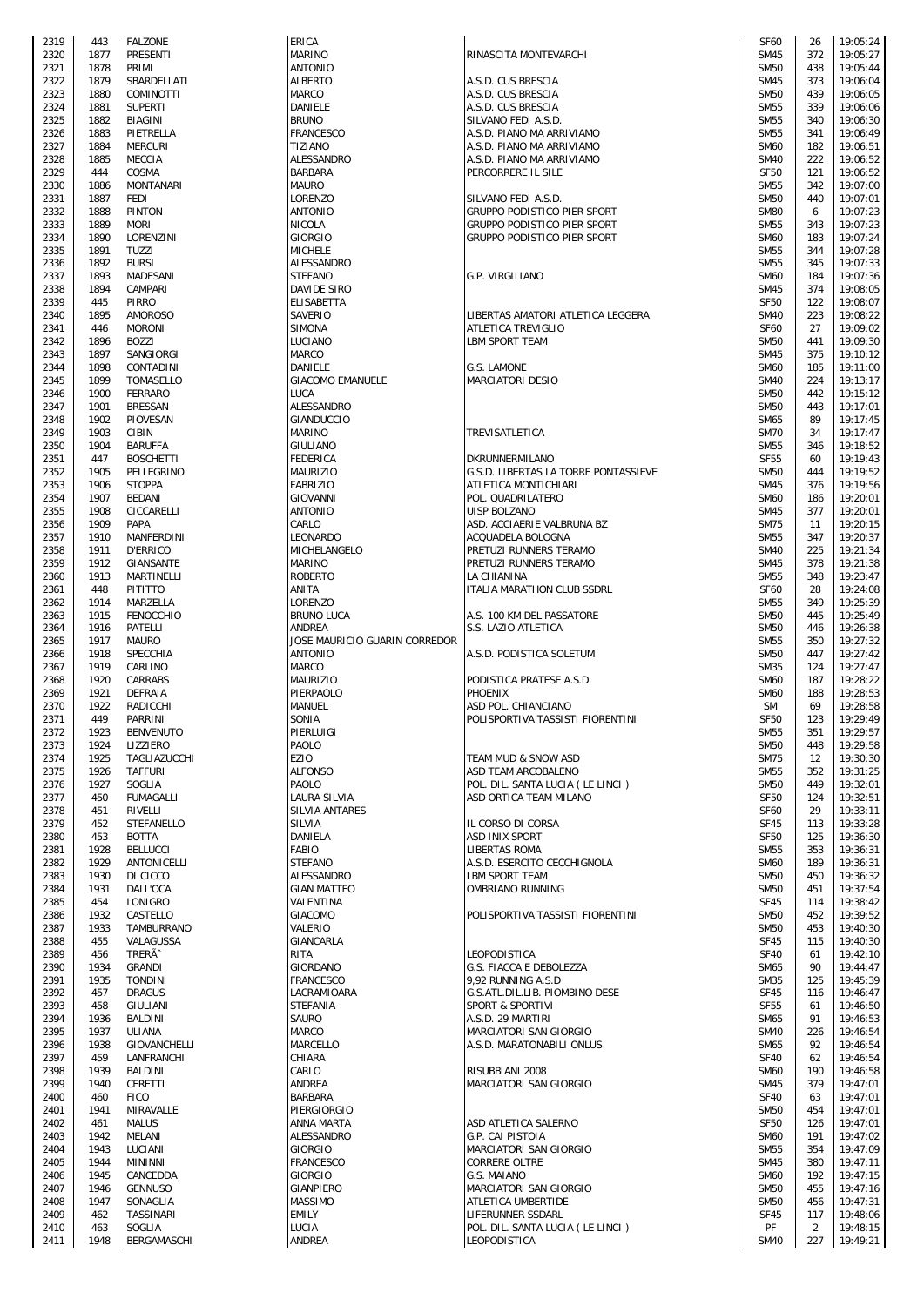| | | | | | | | |
|---|---|---|---|---|---|---|---|
| 2319 | 443 | FALZONE | ERICA | | SF60 | 26 | 19:05:24 |
| 2320 | 1877 | PRESENTI | MARINO | RINASCITA MONTEVARCHI | SM45 | 372 | 19:05:27 |
| 2321 | 1878 | PRIMI | ANTONIO | | SM50 | 438 | 19:05:44 |
| 2322 | 1879 | SBARDELLATI | ALBERTO | A.S.D. CUS BRESCIA | SM45 | 373 | 19:06:04 |
| 2323 | 1880 | COMINOTTI | MARCO | A.S.D. CUS BRESCIA | SM50 | 439 | 19:06:05 |
| 2324 | 1881 | SUPERTI | DANIELE | A.S.D. CUS BRESCIA | SM55 | 339 | 19:06:06 |
| 2325 | 1882 | BIAGINI | BRUNO | SILVANO FEDI A.S.D. | SM55 | 340 | 19:06:30 |
| 2326 | 1883 | PIETRELLA | FRANCESCO | A.S.D. PIANO MA ARRIVIAMO | SM55 | 341 | 19:06:49 |
| 2327 | 1884 | MERCURI | TIZIANO | A.S.D. PIANO MA ARRIVIAMO | SM60 | 182 | 19:06:51 |
| 2328 | 1885 | MECCIA | ALESSANDRO | A.S.D. PIANO MA ARRIVIAMO | SM40 | 222 | 19:06:52 |
| 2329 | 444 | COSMA | BARBARA | PERCORRERE IL SILE | SF50 | 121 | 19:06:52 |
| 2330 | 1886 | MONTANARI | MAURO | | SM55 | 342 | 19:07:00 |
| 2331 | 1887 | FEDI | LORENZO | SILVANO FEDI A.S.D. | SM50 | 440 | 19:07:01 |
| 2332 | 1888 | PINTON | ANTONIO | GRUPPO PODISTICO PIER SPORT | SM80 | 6 | 19:07:23 |
| 2333 | 1889 | MORI | NICOLA | GRUPPO PODISTICO PIER SPORT | SM55 | 343 | 19:07:23 |
| 2334 | 1890 | LORENZINI | GIORGIO | GRUPPO PODISTICO PIER SPORT | SM60 | 183 | 19:07:24 |
| 2335 | 1891 | TUZZI | MICHELE | | SM55 | 344 | 19:07:28 |
| 2336 | 1892 | BURSI | ALESSANDRO | | SM55 | 345 | 19:07:33 |
| 2337 | 1893 | MADESANI | STEFANO | G.P. VIRGILIANO | SM60 | 184 | 19:07:36 |
| 2338 | 1894 | CAMPARI | DAVIDE SIRO | | SM45 | 374 | 19:08:05 |
| 2339 | 445 | PIRRO | ELISABETTA | | SF50 | 122 | 19:08:07 |
| 2340 | 1895 | AMOROSO | SAVERIO | LIBERTAS AMATORI ATLETICA LEGGERA | SM40 | 223 | 19:08:22 |
| 2341 | 446 | MORONI | SIMONA | ATLETICA TREVIGLIO | SF60 | 27 | 19:09:02 |
| 2342 | 1896 | BOZZI | LUCIANO | LBM SPORT TEAM | SM50 | 441 | 19:09:30 |
| 2343 | 1897 | SANGIORGI | MARCO | | SM45 | 375 | 19:10:12 |
| 2344 | 1898 | CONTADINI | DANIELE | G.S. LAMONE | SM60 | 185 | 19:11:00 |
| 2345 | 1899 | TOMASELLO | GIACOMO EMANUELE | MARCIATORI DESIO | SM40 | 224 | 19:13:17 |
| 2346 | 1900 | FERRARO | LUCA | | SM50 | 442 | 19:15:12 |
| 2347 | 1901 | BRESSAN | ALESSANDRO | | SM50 | 443 | 19:17:01 |
| 2348 | 1902 | PIOVESAN | GIANDUCCIO | | SM65 | 89 | 19:17:45 |
| 2349 | 1903 | CIBIN | MARINO | TREVISATLETICA | SM70 | 34 | 19:17:47 |
| 2350 | 1904 | BARUFFA | GIULIANO | | SM55 | 346 | 19:18:52 |
| 2351 | 447 | BOSCHETTI | FEDERICA | DKRUNNERMILANO | SF55 | 60 | 19:19:43 |
| 2352 | 1905 | PELLEGRINO | MAURIZIO | G.S.D. LIBERTAS LA TORRE PONTASSIEVE | SM50 | 444 | 19:19:52 |
| 2353 | 1906 | STOPPA | FABRIZIO | ATLETICA MONTICHIARI | SM45 | 376 | 19:19:56 |
| 2354 | 1907 | BEDANI | GIOVANNI | POL. QUADRILATERO | SM60 | 186 | 19:20:01 |
| 2355 | 1908 | CICCARELLI | ANTONIO | UISP BOLZANO | SM45 | 377 | 19:20:01 |
| 2356 | 1909 | PAPA | CARLO | ASD. ACCIAERIE VALBRUNA BZ | SM75 | 11 | 19:20:15 |
| 2357 | 1910 | MANFERDINI | LEONARDO | ACQUADELA BOLOGNA | SM55 | 347 | 19:20:37 |
| 2358 | 1911 | D'ERRICO | MICHELANGELO | PRETUZI RUNNERS TERAMO | SM40 | 225 | 19:21:34 |
| 2359 | 1912 | GIANSANTE | MARINO | PRETUZI RUNNERS TERAMO | SM45 | 378 | 19:21:38 |
| 2360 | 1913 | MARTINELLI | ROBERTO | LA CHIANINA | SM55 | 348 | 19:23:47 |
| 2361 | 448 | PITITTO | ANITA | ITALIA MARATHON CLUB SSDRL | SF60 | 28 | 19:24:08 |
| 2362 | 1914 | MARZELLA | LORENZO | | SM55 | 349 | 19:25:39 |
| 2363 | 1915 | FENOCCHIO | BRUNO LUCA | A.S. 100 KM DEL PASSATORE | SM50 | 445 | 19:25:49 |
| 2364 | 1916 | PATELLI | ANDREA | S.S. LAZIO ATLETICA | SM50 | 446 | 19:26:38 |
| 2365 | 1917 | MAURO | JOSE MAURICIO GUARIN CORREDOR | | SM55 | 350 | 19:27:32 |
| 2366 | 1918 | SPECCHIA | ANTONIO | A.S.D. PODISTICA SOLETUM | SM50 | 447 | 19:27:42 |
| 2367 | 1919 | CARLINO | MARCO | | SM35 | 124 | 19:27:47 |
| 2368 | 1920 | CARRABS | MAURIZIO | PODISTICA PRATESE A.S.D. | SM60 | 187 | 19:28:22 |
| 2369 | 1921 | DEFRAIA | PIERPAOLO | PHOENIX | SM60 | 188 | 19:28:53 |
| 2370 | 1922 | RADICCHI | MANUEL | ASD POL. CHIANCIANO | SM | 69 | 19:28:58 |
| 2371 | 449 | PARRINI | SONIA | POLISPORTIVA TASSISTI FIORENTINI | SF50 | 123 | 19:29:49 |
| 2372 | 1923 | BENVENUTO | PIERLUIGI | | SM55 | 351 | 19:29:57 |
| 2373 | 1924 | LIZZIERO | PAOLO | | SM50 | 448 | 19:29:58 |
| 2374 | 1925 | TAGLIAZUCCHI | EZIO | TEAM MUD & SNOW ASD | SM75 | 12 | 19:30:30 |
| 2375 | 1926 | TAFFURI | ALFONSO | ASD TEAM ARCOBALENO | SM55 | 352 | 19:31:25 |
| 2376 | 1927 | SOGLIA | PAOLO | POL. DIL. SANTA LUCIA ( LE LINCI ) | SM50 | 449 | 19:32:01 |
| 2377 | 450 | FUMAGALLI | LAURA SILVIA | ASD ORTICA TEAM MILANO | SF50 | 124 | 19:32:51 |
| 2378 | 451 | RIVELLI | SILVIA ANTARES | | SF60 | 29 | 19:33:11 |
| 2379 | 452 | STEFANELLO | SILVIA | IL CORSO DI CORSA | SF45 | 113 | 19:33:28 |
| 2380 | 453 | BOTTA | DANIELA | ASD INIX SPORT | SF50 | 125 | 19:36:30 |
| 2381 | 1928 | BELLUCCI | FABIO | LIBERTAS ROMA | SM55 | 353 | 19:36:31 |
| 2382 | 1929 | ANTONICELLI | STEFANO | A.S.D. ESERCITO CECCHIGNOLA | SM60 | 189 | 19:36:31 |
| 2383 | 1930 | DI CICCO | ALESSANDRO | LBM SPORT TEAM | SM50 | 450 | 19:36:32 |
| 2384 | 1931 | DALL'OCA | GIAN MATTEO | OMBRIANO RUNNING | SM50 | 451 | 19:37:54 |
| 2385 | 454 | LONIGRO | VALENTINA | | SF45 | 114 | 19:38:42 |
| 2386 | 1932 | CASTELLO | GIACOMO | POLISPORTIVA TASSISTI FIORENTINI | SM50 | 452 | 19:39:52 |
| 2387 | 1933 | TAMBURRANO | VALERIO | | SM50 | 453 | 19:40:30 |
| 2388 | 455 | VALAGUSSA | GIANCARLA | | SF45 | 115 | 19:40:30 |
| 2389 | 456 | TRERÃ` | RITA | LEOPODISTICA | SF40 | 61 | 19:42:10 |
| 2390 | 1934 | GRANDI | GIORDANO | G.S. FIACCA E DEBOLEZZA | SM65 | 90 | 19:44:47 |
| 2391 | 1935 | TONDINI | FRANCESCO | 9,92 RUNNING A.S.D | SM35 | 125 | 19:45:39 |
| 2392 | 457 | DRAGUS | LACRAMIOARA | G.S.ATL.DIL.LIB. PIOMBINO DESE | SF45 | 116 | 19:46:47 |
| 2393 | 458 | GIULIANI | STEFANIA | SPORT & SPORTIVI | SF55 | 61 | 19:46:50 |
| 2394 | 1936 | BALDINI | SAURO | A.S.D. 29 MARTIRI | SM65 | 91 | 19:46:53 |
| 2395 | 1937 | ULIANA | MARCO | MARCIATORI SAN GIORGIO | SM40 | 226 | 19:46:54 |
| 2396 | 1938 | GIOVANCHELLI | MARCELLO | A.S.D. MARATONABILI ONLUS | SM65 | 92 | 19:46:54 |
| 2397 | 459 | LANFRANCHI | CHIARA | | SF40 | 62 | 19:46:54 |
| 2398 | 1939 | BALDINI | CARLO | RISUBBIANI 2008 | SM60 | 190 | 19:46:58 |
| 2399 | 1940 | CERETTI | ANDREA | MARCIATORI SAN GIORGIO | SM45 | 379 | 19:47:01 |
| 2400 | 460 | FICO | BARBARA | | SF40 | 63 | 19:47:01 |
| 2401 | 1941 | MIRAVALLE | PIERGIORGIO | | SM50 | 454 | 19:47:01 |
| 2402 | 461 | MALUS | ANNA MARTA | ASD ATLETICA SALERNO | SF50 | 126 | 19:47:01 |
| 2403 | 1942 | MELANI | ALESSANDRO | G.P. CAI PISTOIA | SM60 | 191 | 19:47:02 |
| 2404 | 1943 | LUCIANI | GIORGIO | MARCIATORI SAN GIORGIO | SM55 | 354 | 19:47:09 |
| 2405 | 1944 | MININNI | FRANCESCO | CORRERE OLTRE | SM45 | 380 | 19:47:11 |
| 2406 | 1945 | CANCEDDA | GIORGIO | G.S. MAIANO | SM60 | 192 | 19:47:15 |
| 2407 | 1946 | GENNUSO | GIANPIERO | MARCIATORI SAN GIORGIO | SM50 | 455 | 19:47:16 |
| 2408 | 1947 | SONAGLIA | MASSIMO | ATLETICA UMBERTIDE | SM50 | 456 | 19:47:31 |
| 2409 | 462 | TASSINARI | EMILY | LIFERUNNER SSDARL | SF45 | 117 | 19:48:06 |
| 2410 | 463 | SOGLIA | LUCIA | POL. DIL. SANTA LUCIA ( LE LINCI ) | PF | 2 | 19:48:15 |
| 2411 | 1948 | BERGAMASCHI | ANDREA | LEOPODISTICA | SM40 | 227 | 19:49:21 |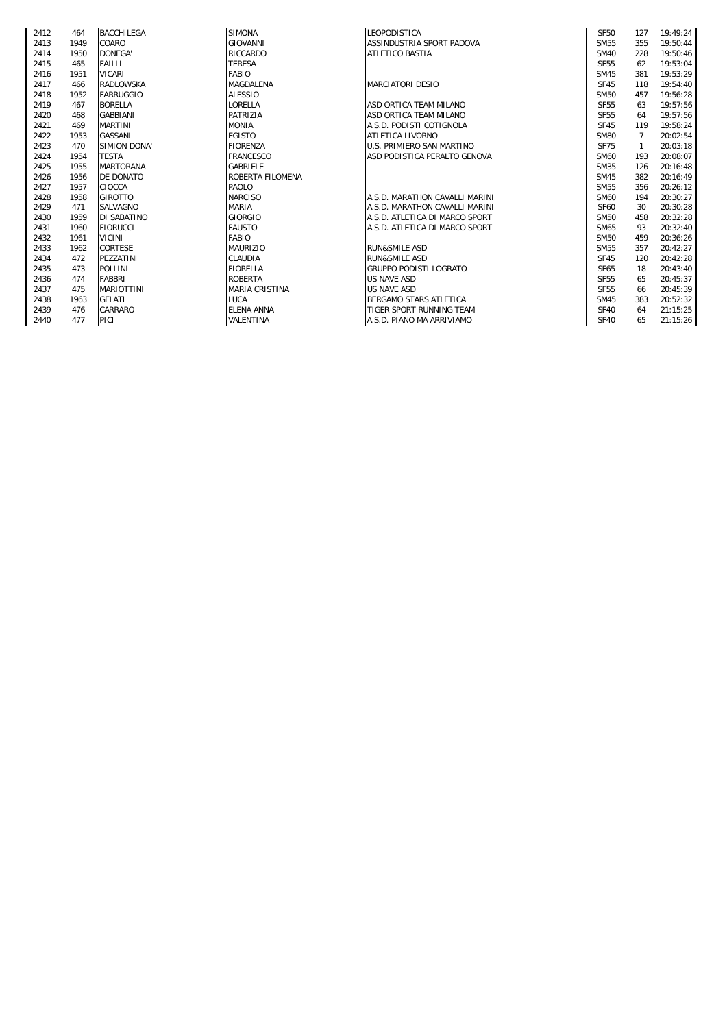| | | | | | | | |
|---|---|---|---|---|---|---|---|
| 2412 | 464 | BACCHILEGA | SIMONA | LEOPODISTICA | SF50 | 127 | 19:49:24 |
| 2413 | 1949 | COARO | GIOVANNI | ASSINDUSTRIA SPORT PADOVA | SM55 | 355 | 19:50:44 |
| 2414 | 1950 | DONEGA' | RICCARDO | ATLETICO BASTIA | SM40 | 228 | 19:50:46 |
| 2415 | 465 | FAILLI | TERESA | | SF55 | 62 | 19:53:04 |
| 2416 | 1951 | VICARI | FABIO | | SM45 | 381 | 19:53:29 |
| 2417 | 466 | RADLOWSKA | MAGDALENA | MARCIATORI DESIO | SF45 | 118 | 19:54:40 |
| 2418 | 1952 | FARRUGGIO | ALESSIO | | SM50 | 457 | 19:56:28 |
| 2419 | 467 | BORELLA | LORELLA | ASD ORTICA TEAM MILANO | SF55 | 63 | 19:57:56 |
| 2420 | 468 | GABBIANI | PATRIZIA | ASD ORTICA TEAM MILANO | SF55 | 64 | 19:57:56 |
| 2421 | 469 | MARTINI | MONIA | A.S.D. PODISTI COTIGNOLA | SF45 | 119 | 19:58:24 |
| 2422 | 1953 | GASSANI | EGISTO | ATLETICA LIVORNO | SM80 | 7 | 20:02:54 |
| 2423 | 470 | SIMION DONA' | FIORENZA | U.S. PRIMIERO SAN MARTINO | SF75 | 1 | 20:03:18 |
| 2424 | 1954 | TESTA | FRANCESCO | ASD PODISTICA PERALTO GENOVA | SM60 | 193 | 20:08:07 |
| 2425 | 1955 | MARTORANA | GABRIELE | | SM35 | 126 | 20:16:48 |
| 2426 | 1956 | DE DONATO | ROBERTA FILOMENA | | SM45 | 382 | 20:16:49 |
| 2427 | 1957 | CIOCCA | PAOLO | | SM55 | 356 | 20:26:12 |
| 2428 | 1958 | GIROTTO | NARCISO | A.S.D. MARATHON CAVALLI MARINI | SM60 | 194 | 20:30:27 |
| 2429 | 471 | SALVAGNO | MARIA | A.S.D. MARATHON CAVALLI MARINI | SF60 | 30 | 20:30:28 |
| 2430 | 1959 | DI SABATINO | GIORGIO | A.S.D. ATLETICA DI MARCO SPORT | SM50 | 458 | 20:32:28 |
| 2431 | 1960 | FIORUCCI | FAUSTO | A.S.D. ATLETICA DI MARCO SPORT | SM65 | 93 | 20:32:40 |
| 2432 | 1961 | VICINI | FABIO | | SM50 | 459 | 20:36:26 |
| 2433 | 1962 | CORTESE | MAURIZIO | RUN&SMILE ASD | SM55 | 357 | 20:42:27 |
| 2434 | 472 | PEZZATINI | CLAUDIA | RUN&SMILE ASD | SF45 | 120 | 20:42:28 |
| 2435 | 473 | POLLINI | FIORELLA | GRUPPO PODISTI LOGRATO | SF65 | 18 | 20:43:40 |
| 2436 | 474 | FABBRI | ROBERTA | US NAVE ASD | SF55 | 65 | 20:45:37 |
| 2437 | 475 | MARIOTTINI | MARIA CRISTINA | US NAVE ASD | SF55 | 66 | 20:45:39 |
| 2438 | 1963 | GELATI | LUCA | BERGAMO STARS ATLETICA | SM45 | 383 | 20:52:32 |
| 2439 | 476 | CARRARO | ELENA ANNA | TIGER SPORT RUNNING TEAM | SF40 | 64 | 21:15:25 |
| 2440 | 477 | PICI | VALENTINA | A.S.D. PIANO MA ARRIVIAMO | SF40 | 65 | 21:15:26 |